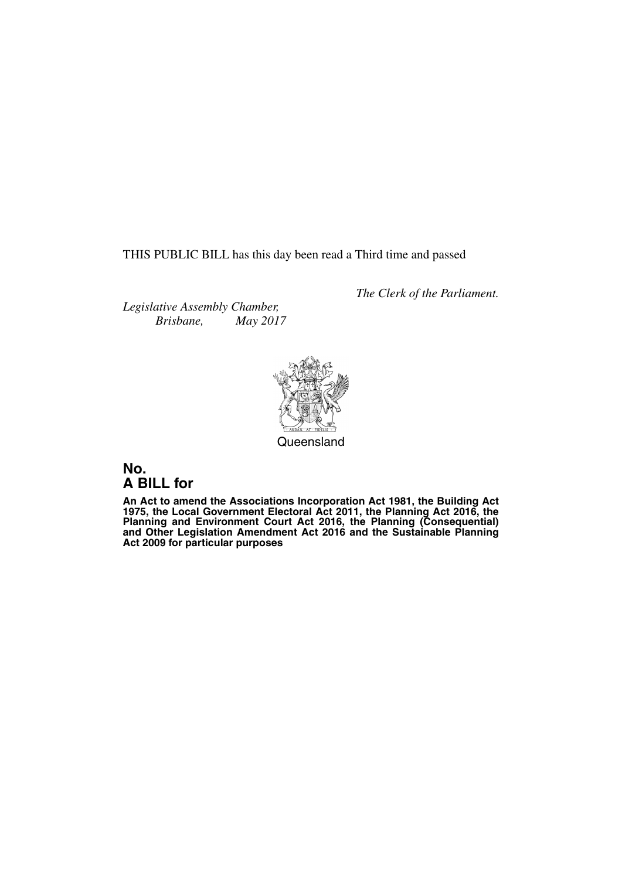THIS PUBLIC BILL has this day been read a Third time and passed

*The Clerk of the Parliament.*

*Legislative Assembly Chamber,*
*Brisbane, May 2017*

Queensland

## No.
## A BILL for

**An Act to amend the Associations Incorporation Act 1981, the Building Act 1975, the Local Government Electoral Act 2011, the Planning Act 2016, the Planning and Environment Court Act 2016, the Planning (Consequential) and Other Legislation Amendment Act 2016 and the Sustainable Planning Act 2009 for particular purposes**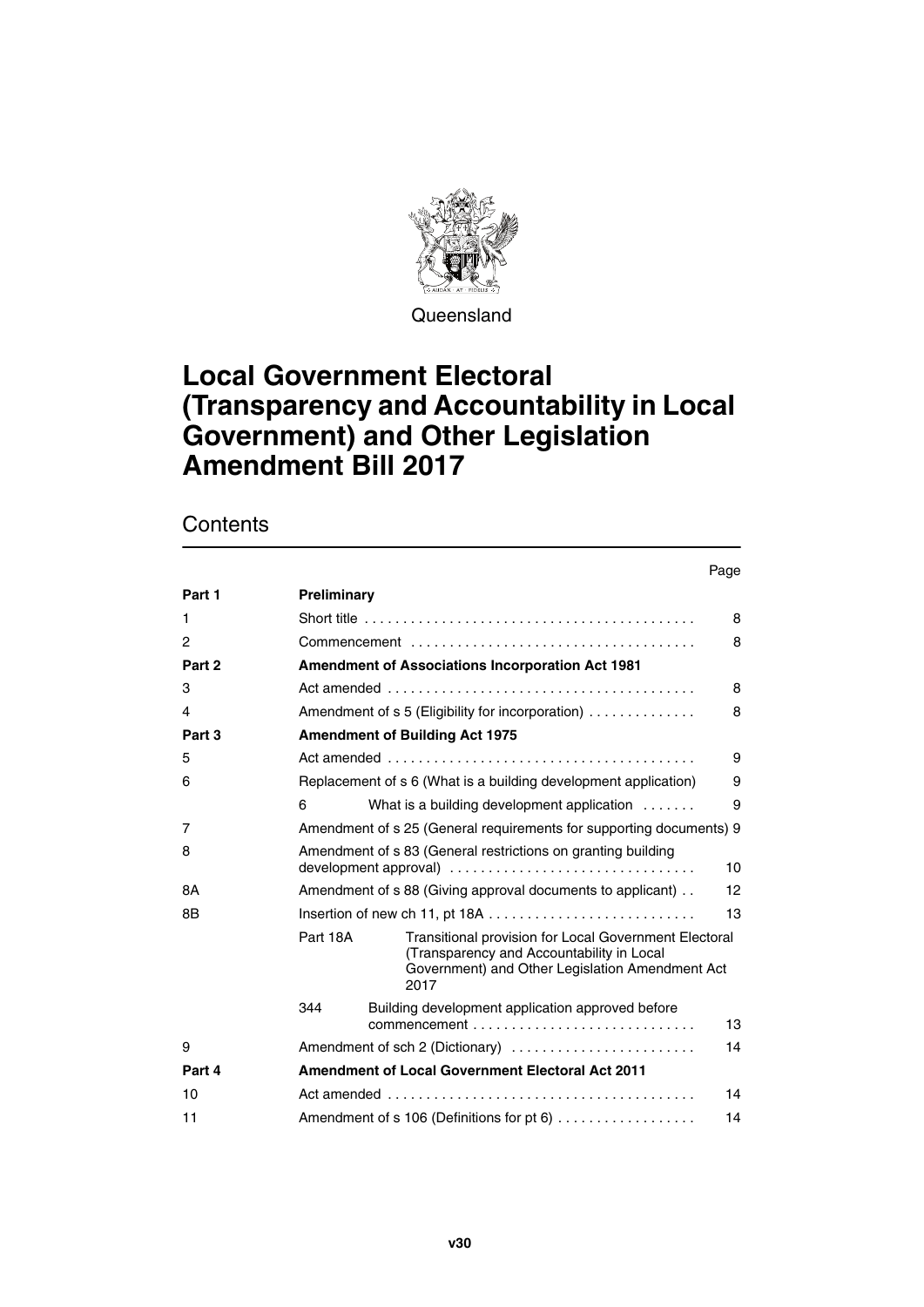Queensland

# Local Government Electoral (Transparency and Accountability in Local Government) and Other Legislation Amendment Bill 2017

## Contents

| | | | Page |
|---|---|---|---|
| Part 1 | **Preliminary** | | |
| 1 | Short title | | 8 |
| 2 | Commencement | | 8 |
| Part 2 | **Amendment of Associations Incorporation Act 1981** | | |
| 3 | Act amended | | 8 |
| 4 | Amendment of s 5 (Eligibility for incorporation) | | 8 |
| Part 3 | **Amendment of Building Act 1975** | | |
| 5 | Act amended | | 9 |
| 6 | Replacement of s 6 (What is a building development application) | | 9 |
| | 6 | What is a building development application | 9 |
| 7 | Amendment of s 25 (General requirements for supporting documents) | | 9 |
| 8 | Amendment of s 83 (General restrictions on granting building development approval) | | 10 |
| 8A | Amendment of s 88 (Giving approval documents to applicant) | | 12 |
| 8B | Insertion of new ch 11, pt 18A | | 13 |
| | Part 18A | Transitional provision for Local Government Electoral (Transparency and Accountability in Local Government) and Other Legislation Amendment Act 2017 | |
| | 344 | Building development application approved before commencement | 13 |
| 9 | Amendment of sch 2 (Dictionary) | | 14 |
| Part 4 | **Amendment of Local Government Electoral Act 2011** | | |
| 10 | Act amended | | 14 |
| 11 | Amendment of s 106 (Definitions for pt 6) | | 14 |

v30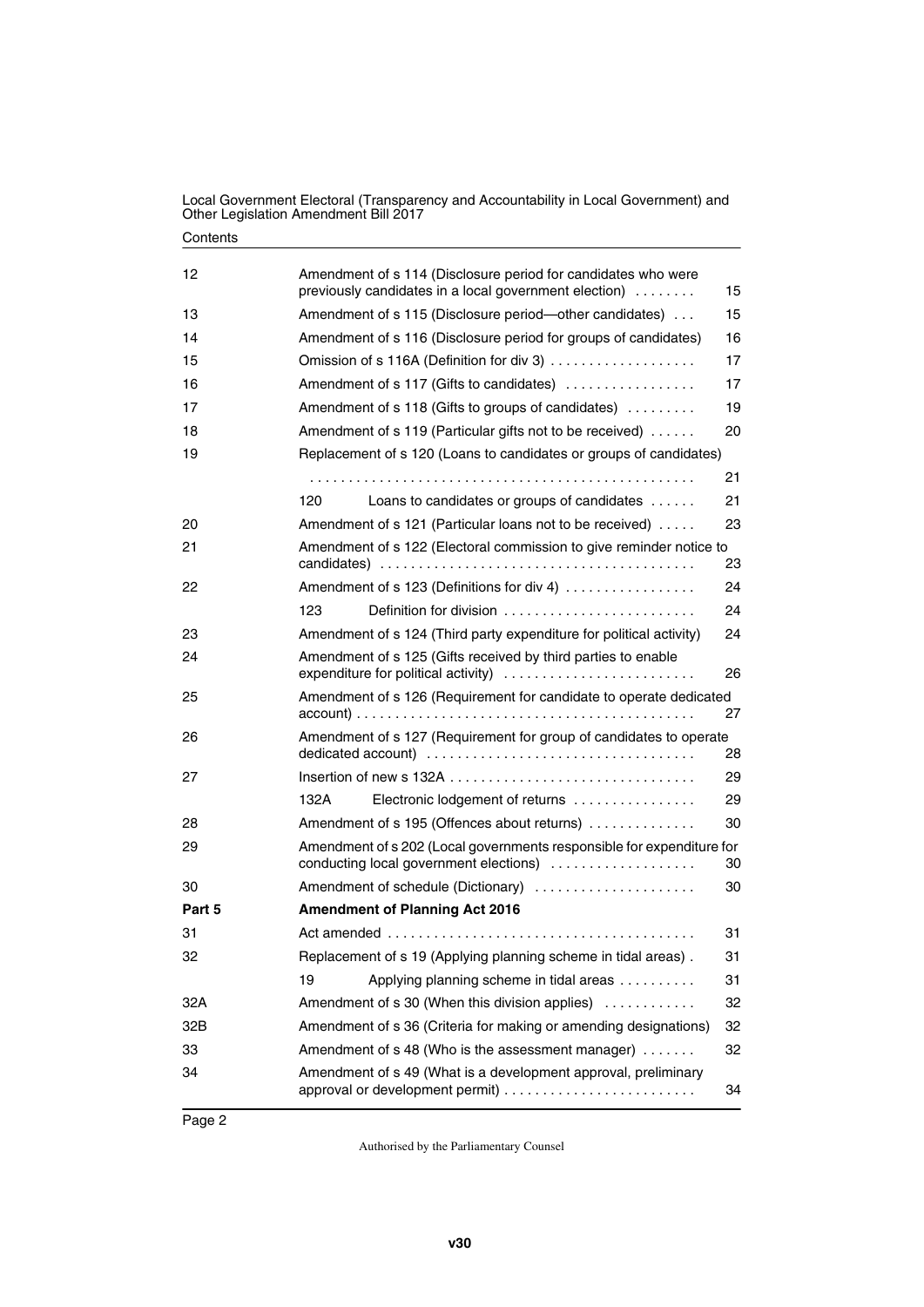| | | |
|---|---|---|
| 12 | Amendment of s 114 (Disclosure period for candidates who were previously candidates in a local government election) . . . . . . . . | 15 |
| 13 | Amendment of s 115 (Disclosure period—other candidates) . . . | 15 |
| 14 | Amendment of s 116 (Disclosure period for groups of candidates) | 16 |
| 15 | Omission of s 116A (Definition for div 3) . . . . . . . . . . . . . . . . . . | 17 |
| 16 | Amendment of s 117 (Gifts to candidates) . . . . . . . . . . . . . . . . | 17 |
| 17 | Amendment of s 118 (Gifts to groups of candidates) . . . . . . . . . | 19 |
| 18 | Amendment of s 119 (Particular gifts not to be received) . . . . . . | 20 |
| 19 | Replacement of s 120 (Loans to candidates or groups of candidates) . . . . . . . . . . . . . . . . . . . . . . . . . . . . . . . . . . . . . . . . . . . . . . . . . . | 21 |
| | 120 Loans to candidates or groups of candidates . . . . . . | 21 |
| 20 | Amendment of s 121 (Particular loans not to be received) . . . . . | 23 |
| 21 | Amendment of s 122 (Electoral commission to give reminder notice to candidates) . . . . . . . . . . . . . . . . . . . . . . . . . . . . . . . . . . . . . . . . . | 23 |
| 22 | Amendment of s 123 (Definitions for div 4) . . . . . . . . . . . . . . . . | 24 |
| | 123 Definition for division . . . . . . . . . . . . . . . . . . . . . . . . . | 24 |
| 23 | Amendment of s 124 (Third party expenditure for political activity) | 24 |
| 24 | Amendment of s 125 (Gifts received by third parties to enable expenditure for political activity) . . . . . . . . . . . . . . . . . . . . . . . . . | 26 |
| 25 | Amendment of s 126 (Requirement for candidate to operate dedicated account) . . . . . . . . . . . . . . . . . . . . . . . . . . . . . . . . . . . . . . . . . . . . | 27 |
| 26 | Amendment of s 127 (Requirement for group of candidates to operate dedicated account) . . . . . . . . . . . . . . . . . . . . . . . . . . . . . . . . . . | 28 |
| 27 | Insertion of new s 132A . . . . . . . . . . . . . . . . . . . . . . . . . . . . . . . | 29 |
| | 132A Electronic lodgement of returns . . . . . . . . . . . . . . . . | 29 |
| 28 | Amendment of s 195 (Offences about returns) . . . . . . . . . . . . . | 30 |
| 29 | Amendment of s 202 (Local governments responsible for expenditure for conducting local government elections) . . . . . . . . . . . . . . . . . . . | 30 |
| 30 | Amendment of schedule (Dictionary) . . . . . . . . . . . . . . . . . . . . . | 30 |
| **Part 5** | **Amendment of Planning Act 2016** | |
| 31 | Act amended . . . . . . . . . . . . . . . . . . . . . . . . . . . . . . . . . . . . . . . . | 31 |
| 32 | Replacement of s 19 (Applying planning scheme in tidal areas) . | 31 |
| | 19 Applying planning scheme in tidal areas . . . . . . . . . . | 31 |
| 32A | Amendment of s 30 (When this division applies) . . . . . . . . . . . . | 32 |
| 32B | Amendment of s 36 (Criteria for making or amending designations) | 32 |
| 33 | Amendment of s 48 (Who is the assessment manager) . . . . . . . | 32 |
| 34 | Amendment of s 49 (What is a development approval, preliminary approval or development permit) . . . . . . . . . . . . . . . . . . . . . . . . . | 34 |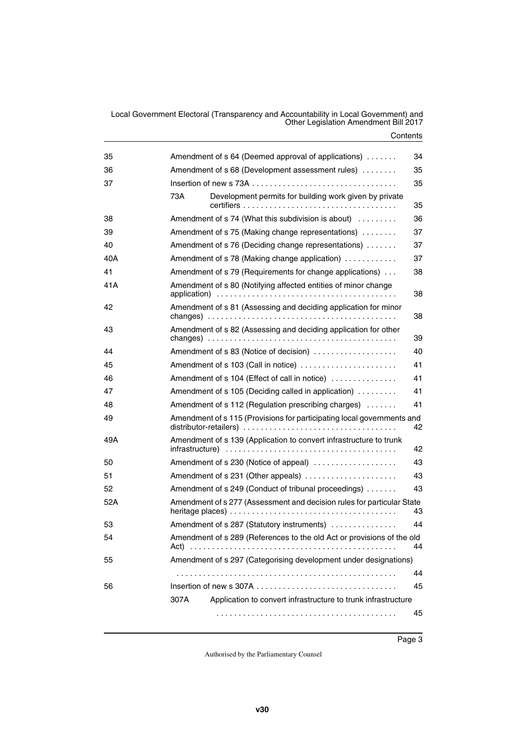| | | |
|---|---|---|
| 35 | Amendment of s 64 (Deemed approval of applications) | 34 |
| 36 | Amendment of s 68 (Development assessment rules) | 35 |
| 37 | Insertion of new s 73A | 35 |
| | 73A Development permits for building work given by private certifiers | 35 |
| 38 | Amendment of s 74 (What this subdivision is about) | 36 |
| 39 | Amendment of s 75 (Making change representations) | 37 |
| 40 | Amendment of s 76 (Deciding change representations) | 37 |
| 40A | Amendment of s 78 (Making change application) | 37 |
| 41 | Amendment of s 79 (Requirements for change applications) | 38 |
| 41A | Amendment of s 80 (Notifying affected entities of minor change application) | 38 |
| 42 | Amendment of s 81 (Assessing and deciding application for minor changes) | 38 |
| 43 | Amendment of s 82 (Assessing and deciding application for other changes) | 39 |
| 44 | Amendment of s 83 (Notice of decision) | 40 |
| 45 | Amendment of s 103 (Call in notice) | 41 |
| 46 | Amendment of s 104 (Effect of call in notice) | 41 |
| 47 | Amendment of s 105 (Deciding called in application) | 41 |
| 48 | Amendment of s 112 (Regulation prescribing charges) | 41 |
| 49 | Amendment of s 115 (Provisions for participating local governments and distributor-retailers) | 42 |
| 49A | Amendment of s 139 (Application to convert infrastructure to trunk infrastructure) | 42 |
| 50 | Amendment of s 230 (Notice of appeal) | 43 |
| 51 | Amendment of s 231 (Other appeals) | 43 |
| 52 | Amendment of s 249 (Conduct of tribunal proceedings) | 43 |
| 52A | Amendment of s 277 (Assessment and decision rules for particular State heritage places) | 43 |
| 53 | Amendment of s 287 (Statutory instruments) | 44 |
| 54 | Amendment of s 289 (References to the old Act or provisions of the old Act) | 44 |
| 55 | Amendment of s 297 (Categorising development under designations) | 44 |
| 56 | Insertion of new s 307A | 45 |
| | 307A Application to convert infrastructure to trunk infrastructure | 45 |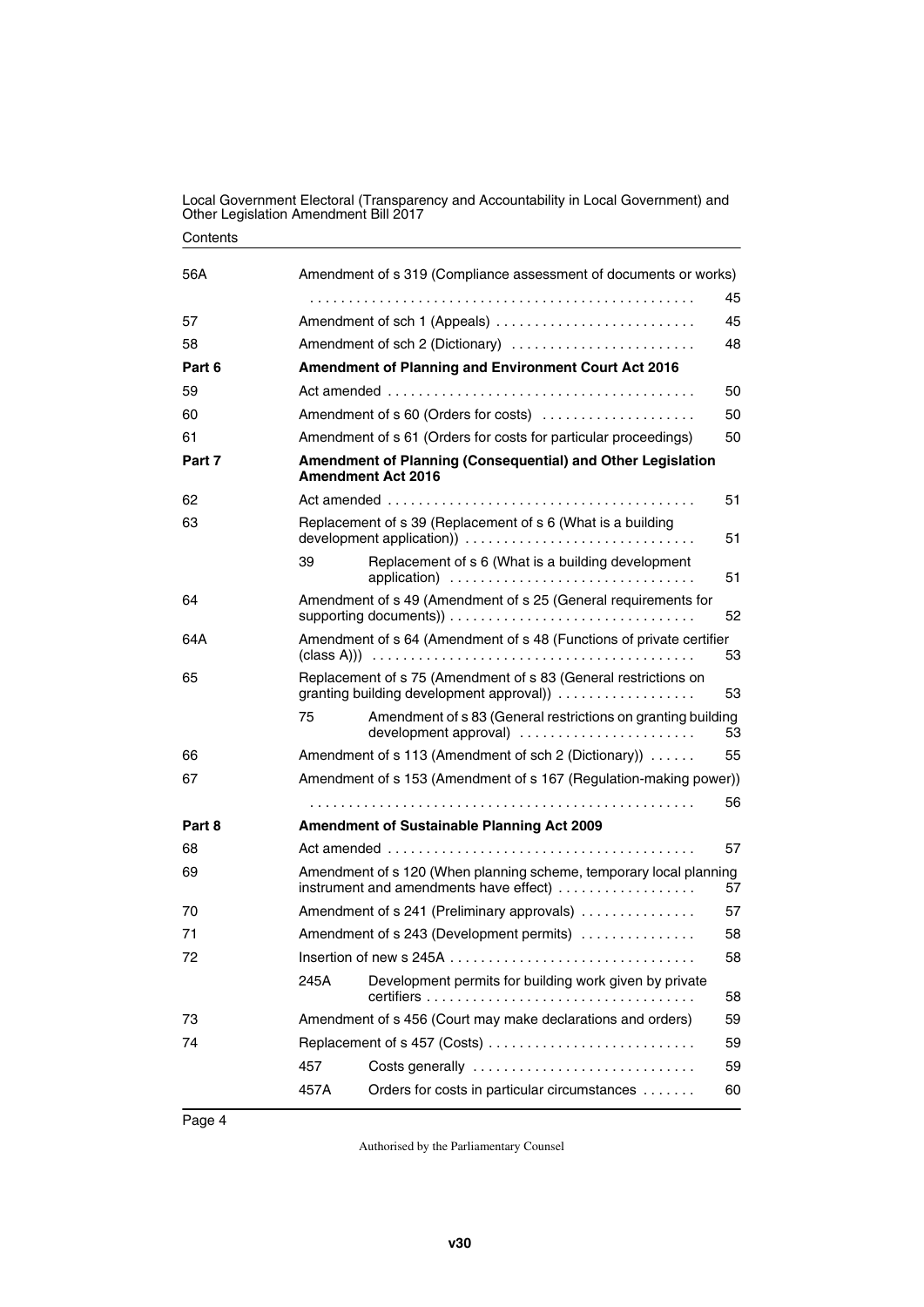| | | | |
|---|---|---|---|
| 56A | Amendment of s 319 (Compliance assessment of documents or works) | | 45 |
| 57 | Amendment of sch 1 (Appeals) | | 45 |
| 58 | Amendment of sch 2 (Dictionary) | | 48 |
| **Part 6** | **Amendment of Planning and Environment Court Act 2016** | | |
| 59 | Act amended | | 50 |
| 60 | Amendment of s 60 (Orders for costs) | | 50 |
| 61 | Amendment of s 61 (Orders for costs for particular proceedings) | | 50 |
| **Part 7** | **Amendment of Planning (Consequential) and Other Legislation Amendment Act 2016** | | |
| 62 | Act amended | | 51 |
| 63 | Replacement of s 39 (Replacement of s 6 (What is a building development application)) | | 51 |
| | 39 | Replacement of s 6 (What is a building development application) | 51 |
| 64 | Amendment of s 49 (Amendment of s 25 (General requirements for supporting documents)) | | 52 |
| 64A | Amendment of s 64 (Amendment of s 48 (Functions of private certifier (class A))) | | 53 |
| 65 | Replacement of s 75 (Amendment of s 83 (General restrictions on granting building development approval)) | | 53 |
| | 75 | Amendment of s 83 (General restrictions on granting building development approval) | 53 |
| 66 | Amendment of s 113 (Amendment of sch 2 (Dictionary)) | | 55 |
| 67 | Amendment of s 153 (Amendment of s 167 (Regulation-making power)) | | 56 |
| **Part 8** | **Amendment of Sustainable Planning Act 2009** | | |
| 68 | Act amended | | 57 |
| 69 | Amendment of s 120 (When planning scheme, temporary local planning instrument and amendments have effect) | | 57 |
| 70 | Amendment of s 241 (Preliminary approvals) | | 57 |
| 71 | Amendment of s 243 (Development permits) | | 58 |
| 72 | Insertion of new s 245A | | 58 |
| | 245A | Development permits for building work given by private certifiers | 58 |
| 73 | Amendment of s 456 (Court may make declarations and orders) | | 59 |
| 74 | Replacement of s 457 (Costs) | | 59 |
| | 457 | Costs generally | 59 |
| | 457A | Orders for costs in particular circumstances | 60 |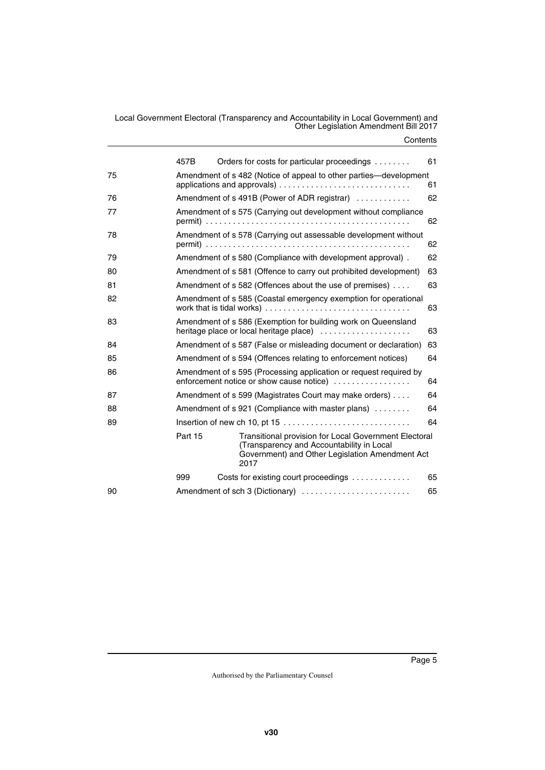| | | | |
|---|---|---|---|
| | 457B | Orders for costs for particular proceedings | 61 |
| 75 | Amendment of s 482 (Notice of appeal to other parties—development applications and approvals) | | 61 |
| 76 | Amendment of s 491B (Power of ADR registrar) | | 62 |
| 77 | Amendment of s 575 (Carrying out development without compliance permit) | | 62 |
| 78 | Amendment of s 578 (Carrying out assessable development without permit) | | 62 |
| 79 | Amendment of s 580 (Compliance with development approval) | | 62 |
| 80 | Amendment of s 581 (Offence to carry out prohibited development) | | 63 |
| 81 | Amendment of s 582 (Offences about the use of premises) | | 63 |
| 82 | Amendment of s 585 (Coastal emergency exemption for operational work that is tidal works) | | 63 |
| 83 | Amendment of s 586 (Exemption for building work on Queensland heritage place or local heritage place) | | 63 |
| 84 | Amendment of s 587 (False or misleading document or declaration) | | 63 |
| 85 | Amendment of s 594 (Offences relating to enforcement notices) | | 64 |
| 86 | Amendment of s 595 (Processing application or request required by enforcement notice or show cause notice) | | 64 |
| 87 | Amendment of s 599 (Magistrates Court may make orders) | | 64 |
| 88 | Amendment of s 921 (Compliance with master plans) | | 64 |
| 89 | Insertion of new ch 10, pt 15 | | 64 |
| | Part 15 | Transitional provision for Local Government Electoral (Transparency and Accountability in Local Government) and Other Legislation Amendment Act 2017 | |
| | 999 | Costs for existing court proceedings | 65 |
| 90 | Amendment of sch 3 (Dictionary) | | 65 |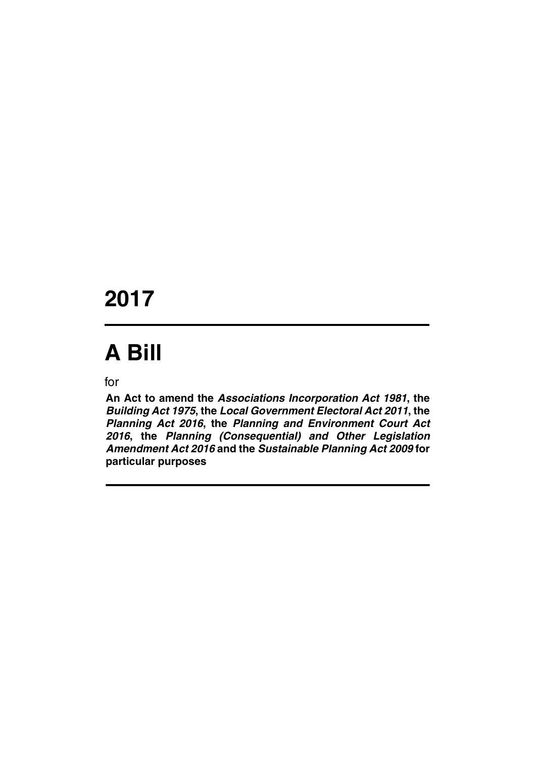# 2017

# A Bill

for

**An Act to amend the *Associations Incorporation Act 1981*, the *Building Act 1975*, the *Local Government Electoral Act 2011*, the *Planning Act 2016*, the *Planning and Environment Court Act 2016*, the *Planning (Consequential) and Other Legislation Amendment Act 2016* and the *Sustainable Planning Act 2009* for particular purposes**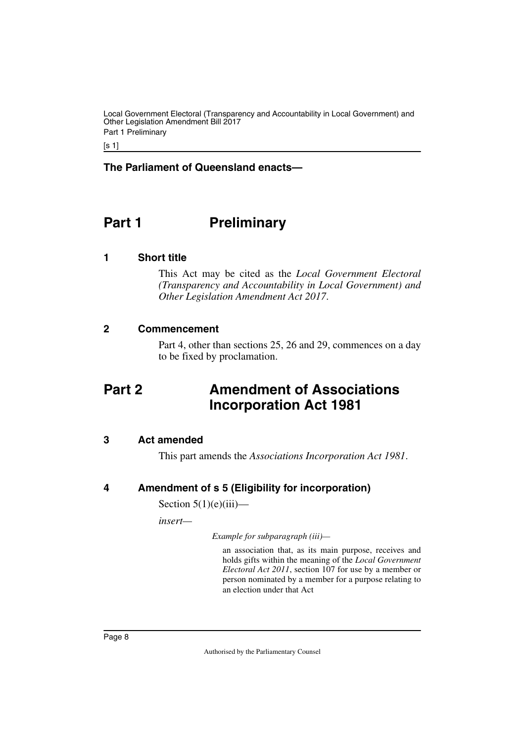**The Parliament of Queensland enacts—**

# Part 1 Preliminary

## 1 Short title

This Act may be cited as the *Local Government Electoral (Transparency and Accountability in Local Government) and Other Legislation Amendment Act 2017*.

## 2 Commencement

Part 4, other than sections 25, 26 and 29, commences on a day to be fixed by proclamation.

# Part 2 Amendment of Associations Incorporation Act 1981

## 3 Act amended

This part amends the *Associations Incorporation Act 1981*.

## 4 Amendment of s 5 (Eligibility for incorporation)

Section 5(1)(e)(iii)—

*insert—*

*Example for subparagraph (iii)—*

an association that, as its main purpose, receives and holds gifts within the meaning of the *Local Government Electoral Act 2011*, section 107 for use by a member or person nominated by a member for a purpose relating to an election under that Act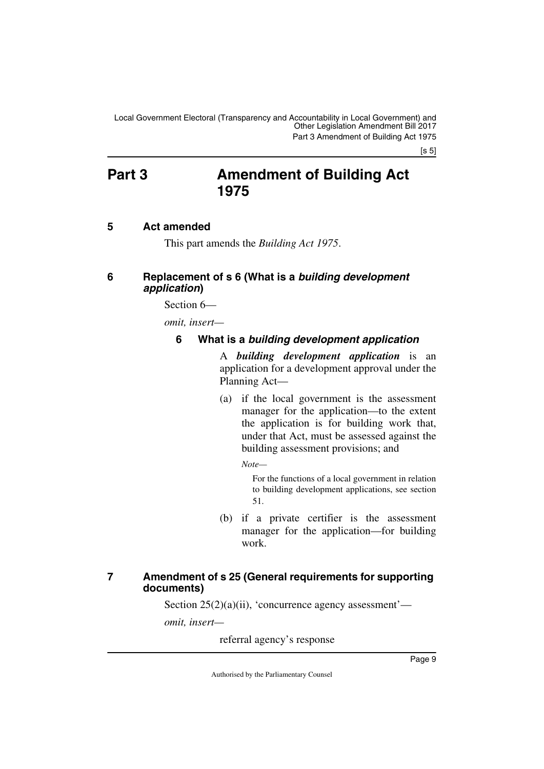# Part 3 Amendment of Building Act 1975

## 5 Act amended

This part amends the *Building Act 1975*.

## 6 Replacement of s 6 (What is a *building development application*)

Section 6—

*omit, insert—*

### 6 What is a *building development application*

A ***building development application*** is an application for a development approval under the Planning Act—

(a) if the local government is the assessment manager for the application—to the extent the application is for building work that, under that Act, must be assessed against the building assessment provisions; and

*Note—*

For the functions of a local government in relation to building development applications, see section 51.

(b) if a private certifier is the assessment manager for the application—for building work.

## 7 Amendment of s 25 (General requirements for supporting documents)

Section 25(2)(a)(ii), 'concurrence agency assessment'—

*omit, insert—*

referral agency's response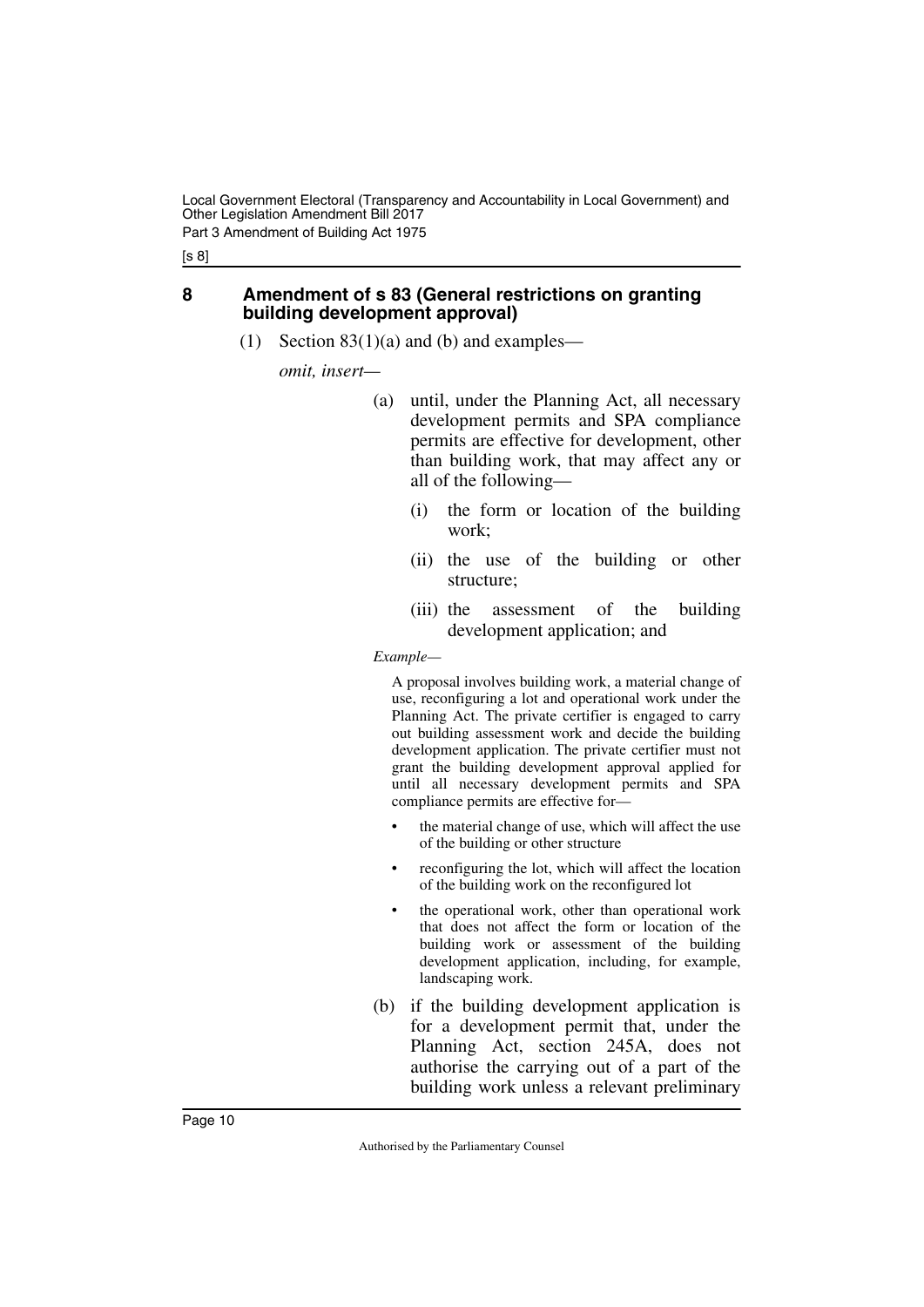## 8 Amendment of s 83 (General restrictions on granting building development approval)

(1) Section 83(1)(a) and (b) and examples—

*omit, insert—*

(a) until, under the Planning Act, all necessary development permits and SPA compliance permits are effective for development, other than building work, that may affect any or all of the following—

(i) the form or location of the building work;

(ii) the use of the building or other structure;

(iii) the assessment of the building development application; and

*Example—*

A proposal involves building work, a material change of use, reconfiguring a lot and operational work under the Planning Act. The private certifier is engaged to carry out building assessment work and decide the building development application. The private certifier must not grant the building development approval applied for until all necessary development permits and SPA compliance permits are effective for—

- the material change of use, which will affect the use of the building or other structure
- reconfiguring the lot, which will affect the location of the building work on the reconfigured lot
- the operational work, other than operational work that does not affect the form or location of the building work or assessment of the building development application, including, for example, landscaping work.

(b) if the building development application is for a development permit that, under the Planning Act, section 245A, does not authorise the carrying out of a part of the building work unless a relevant preliminary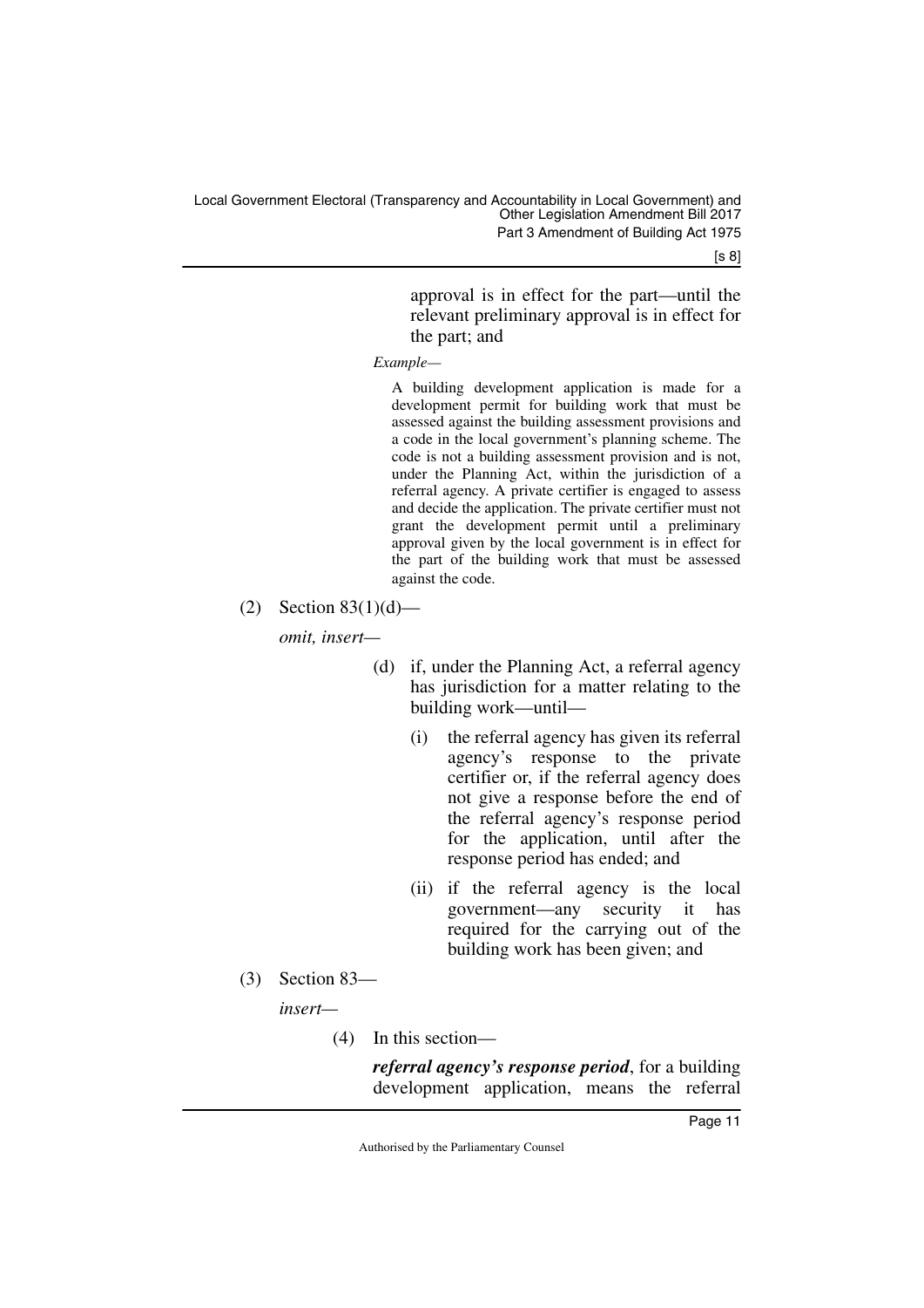approval is in effect for the part—until the relevant preliminary approval is in effect for the part; and

*Example—*

A building development application is made for a development permit for building work that must be assessed against the building assessment provisions and a code in the local government's planning scheme. The code is not a building assessment provision and is not, under the Planning Act, within the jurisdiction of a referral agency. A private certifier is engaged to assess and decide the application. The private certifier must not grant the development permit until a preliminary approval given by the local government is in effect for the part of the building work that must be assessed against the code.

(2) Section 83(1)(d)—

*omit, insert—*

(d) if, under the Planning Act, a referral agency has jurisdiction for a matter relating to the building work—until—

(i) the referral agency has given its referral agency's response to the private certifier or, if the referral agency does not give a response before the end of the referral agency's response period for the application, until after the response period has ended; and

(ii) if the referral agency is the local government—any security it has required for the carrying out of the building work has been given; and

(3) Section 83—

*insert—*

(4) In this section—

***referral agency's response period***, for a building development application, means the referral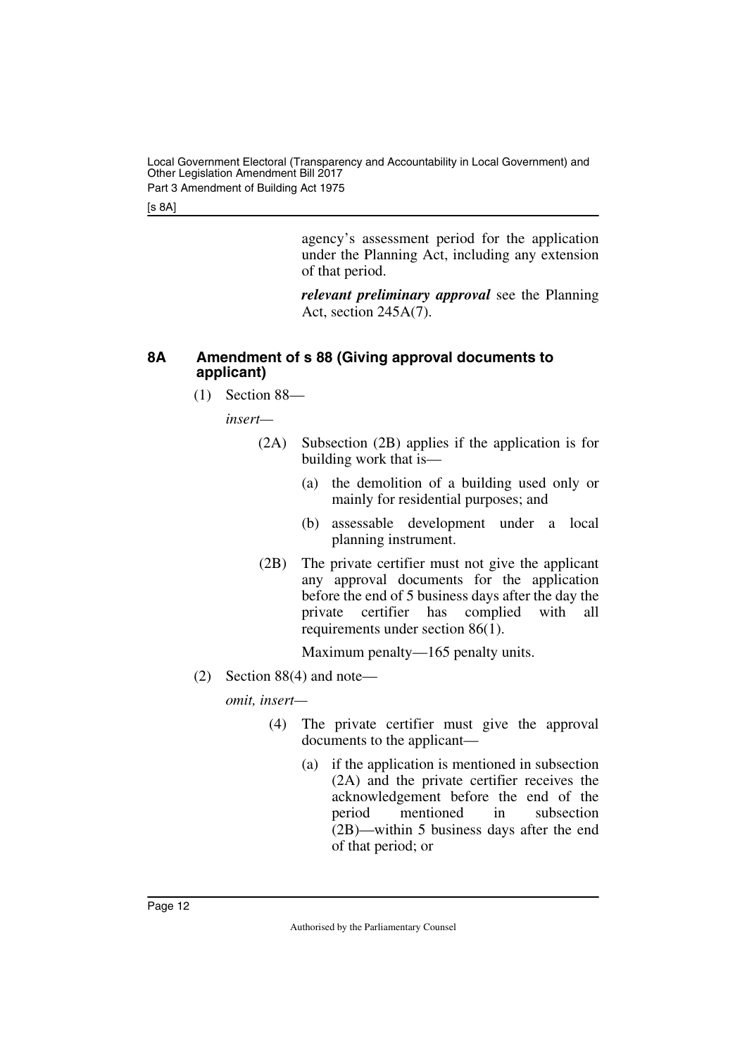agency's assessment period for the application under the Planning Act, including any extension of that period.

***relevant preliminary approval*** see the Planning Act, section 245A(7).

### 8A Amendment of s 88 (Giving approval documents to applicant)

(1) Section 88—

*insert*—

(2A) Subsection (2B) applies if the application is for building work that is—

(a) the demolition of a building used only or mainly for residential purposes; and

(b) assessable development under a local planning instrument.

(2B) The private certifier must not give the applicant any approval documents for the application before the end of 5 business days after the day the private certifier has complied with all requirements under section 86(1).

Maximum penalty—165 penalty units.

(2) Section 88(4) and note—

*omit, insert*—

(4) The private certifier must give the approval documents to the applicant—

(a) if the application is mentioned in subsection (2A) and the private certifier receives the acknowledgement before the end of the period mentioned in subsection (2B)—within 5 business days after the end of that period; or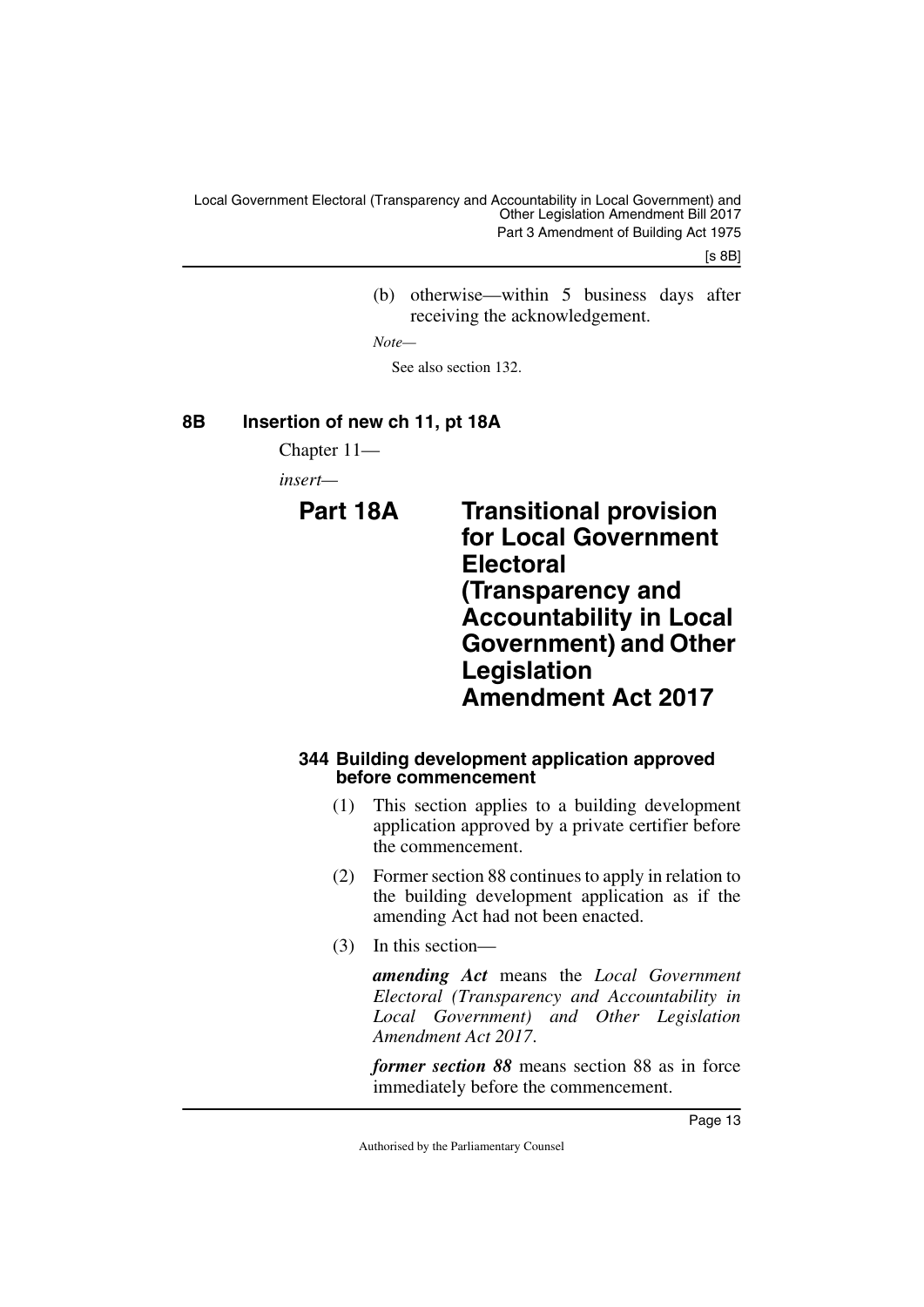(b) otherwise—within 5 business days after receiving the acknowledgement.

*Note—*

See also section 132.

## 8B Insertion of new ch 11, pt 18A

Chapter 11—

*insert—*

# Part 18A Transitional provision for Local Government Electoral (Transparency and Accountability in Local Government) and Other Legislation Amendment Act 2017

### 344 Building development application approved before commencement

(1) This section applies to a building development application approved by a private certifier before the commencement.

(2) Former section 88 continues to apply in relation to the building development application as if the amending Act had not been enacted.

(3) In this section—

***amending Act*** means the *Local Government Electoral (Transparency and Accountability in Local Government) and Other Legislation Amendment Act 2017*.

***former section 88*** means section 88 as in force immediately before the commencement.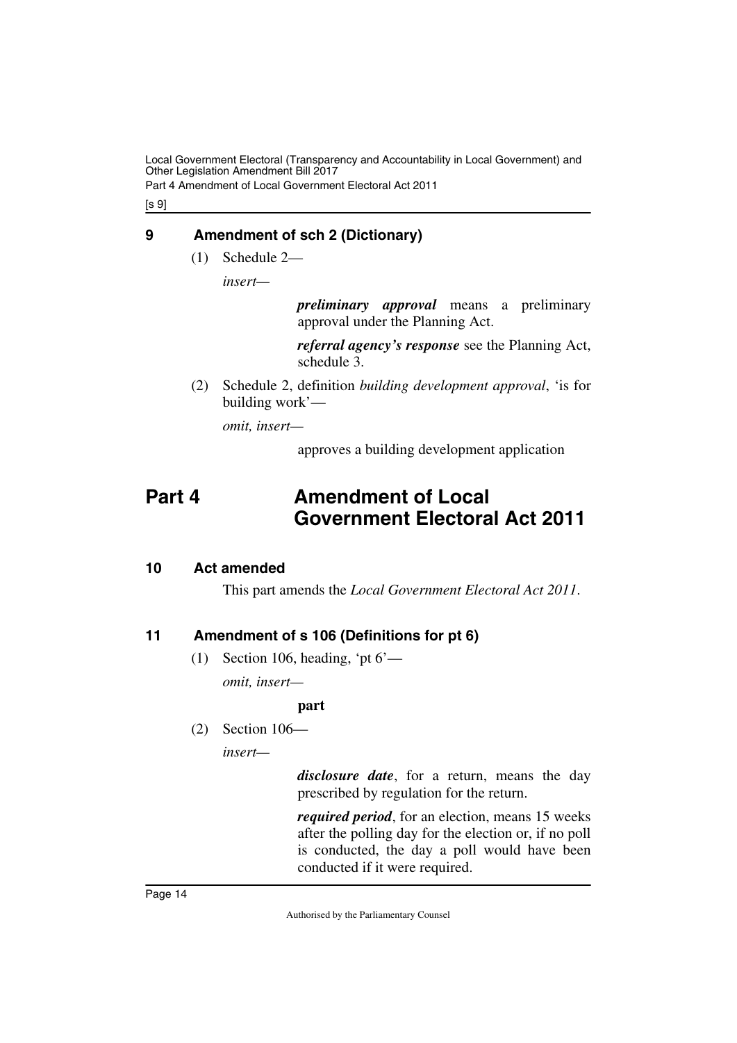### 9 Amendment of sch 2 (Dictionary)

(1) Schedule 2—

*insert—*

> ***preliminary approval*** means a preliminary approval under the Planning Act.
>
> ***referral agency's response*** see the Planning Act, schedule 3.

(2) Schedule 2, definition *building development approval*, 'is for building work'—

*omit, insert—*

> approves a building development application

# Part 4 Amendment of Local Government Electoral Act 2011

### 10 Act amended

This part amends the *Local Government Electoral Act 2011*.

### 11 Amendment of s 106 (Definitions for pt 6)

(1) Section 106, heading, 'pt 6'—

*omit, insert—*

> **part**

(2) Section 106—

*insert—*

> ***disclosure date***, for a return, means the day prescribed by regulation for the return.
>
> ***required period***, for an election, means 15 weeks after the polling day for the election or, if no poll is conducted, the day a poll would have been conducted if it were required.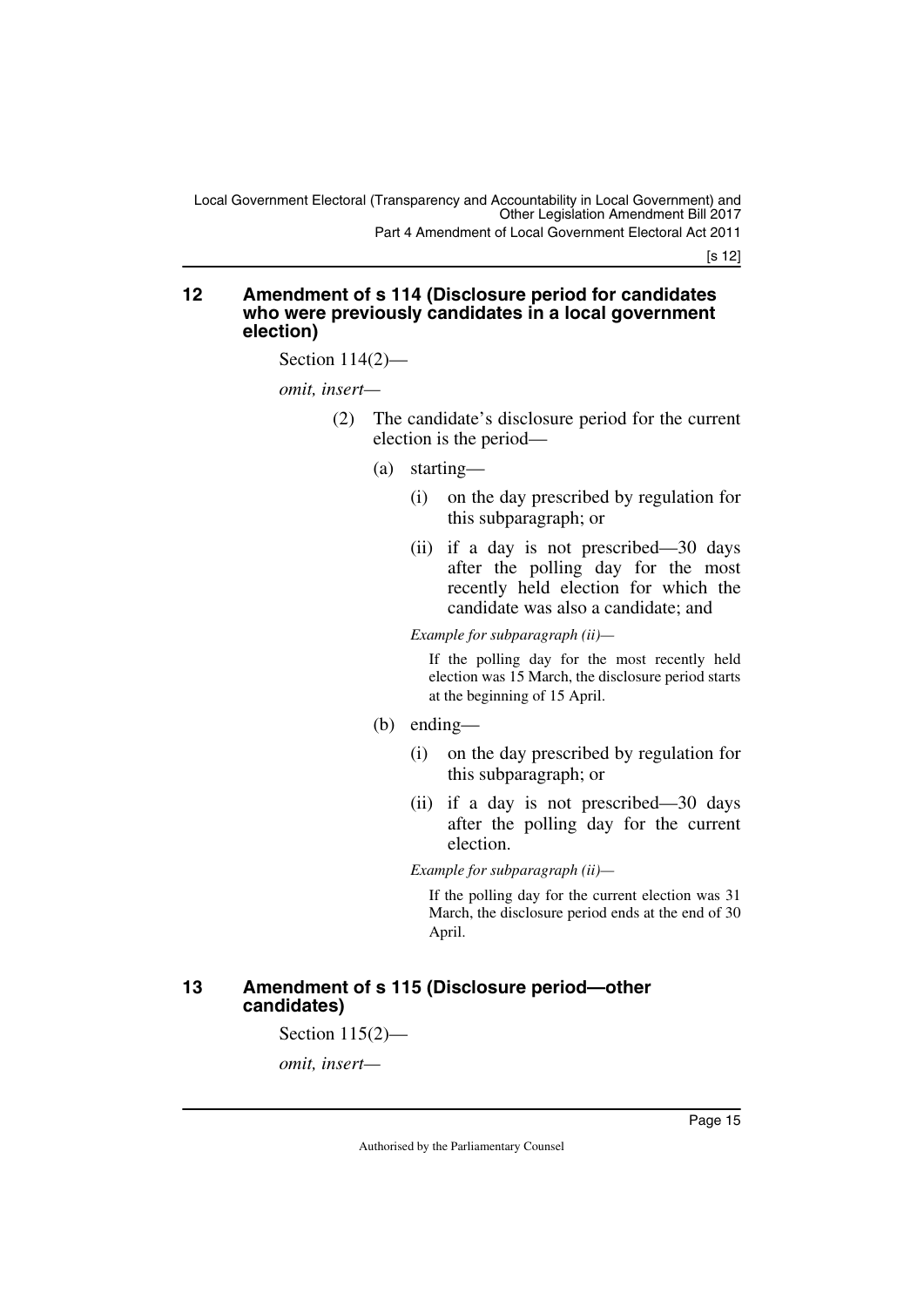## 12 Amendment of s 114 (Disclosure period for candidates who were previously candidates in a local government election)

Section 114(2)—

*omit, insert*—

(2) The candidate's disclosure period for the current election is the period—

(a) starting—

(i) on the day prescribed by regulation for this subparagraph; or

(ii) if a day is not prescribed—30 days after the polling day for the most recently held election for which the candidate was also a candidate; and

*Example for subparagraph (ii)—*

If the polling day for the most recently held election was 15 March, the disclosure period starts at the beginning of 15 April.

(b) ending—

(i) on the day prescribed by regulation for this subparagraph; or

(ii) if a day is not prescribed—30 days after the polling day for the current election.

*Example for subparagraph (ii)—*

If the polling day for the current election was 31 March, the disclosure period ends at the end of 30 April.

## 13 Amendment of s 115 (Disclosure period—other candidates)

Section 115(2)—

*omit, insert*—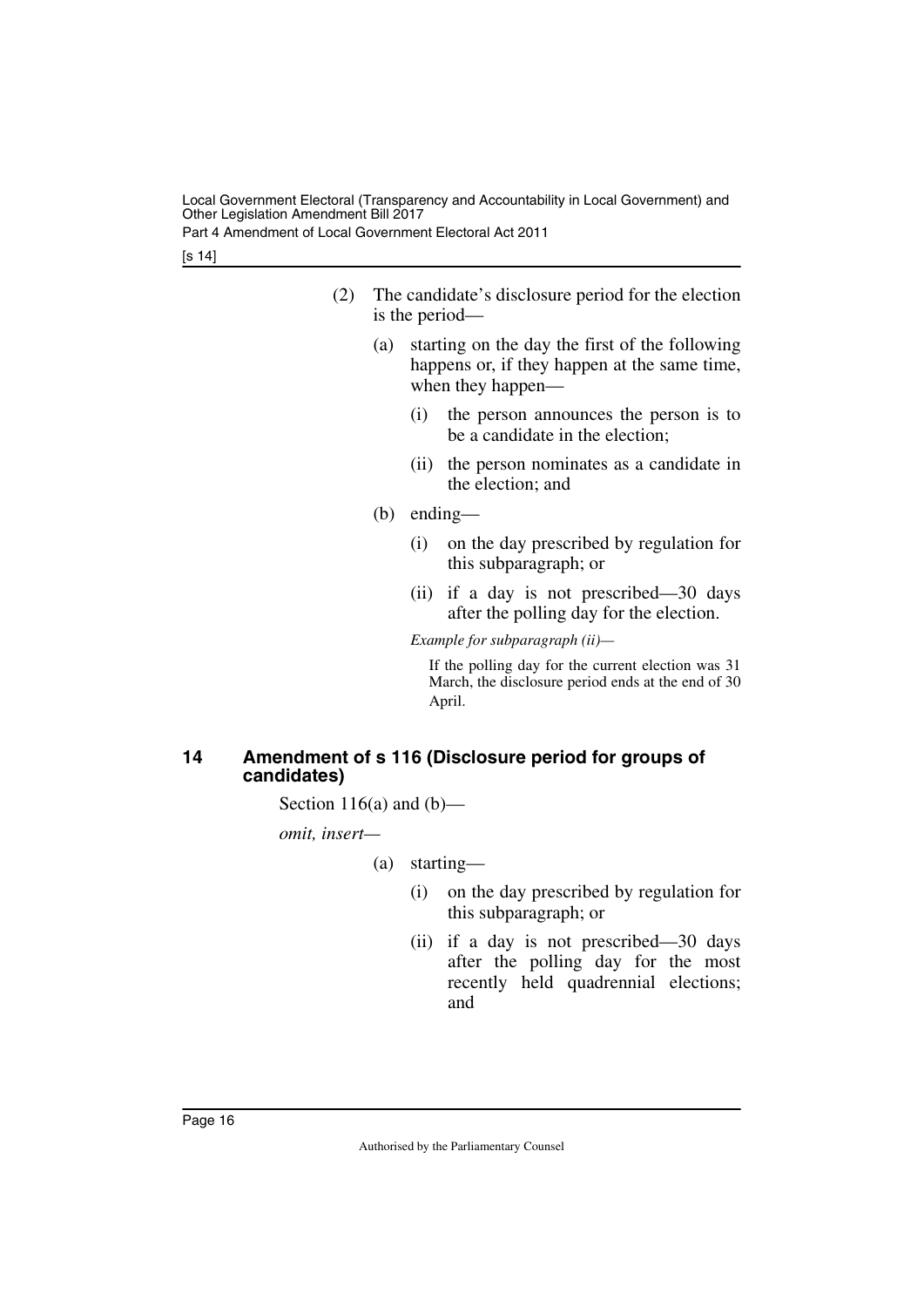(2) The candidate's disclosure period for the election is the period—

(a) starting on the day the first of the following happens or, if they happen at the same time, when they happen—

(i) the person announces the person is to be a candidate in the election;

(ii) the person nominates as a candidate in the election; and

(b) ending—

(i) on the day prescribed by regulation for this subparagraph; or

(ii) if a day is not prescribed—30 days after the polling day for the election.

*Example for subparagraph (ii)—*

If the polling day for the current election was 31 March, the disclosure period ends at the end of 30 April.

## 14 Amendment of s 116 (Disclosure period for groups of candidates)

Section 116(a) and (b)—

*omit, insert—*

(a) starting—

(i) on the day prescribed by regulation for this subparagraph; or

(ii) if a day is not prescribed—30 days after the polling day for the most recently held quadrennial elections; and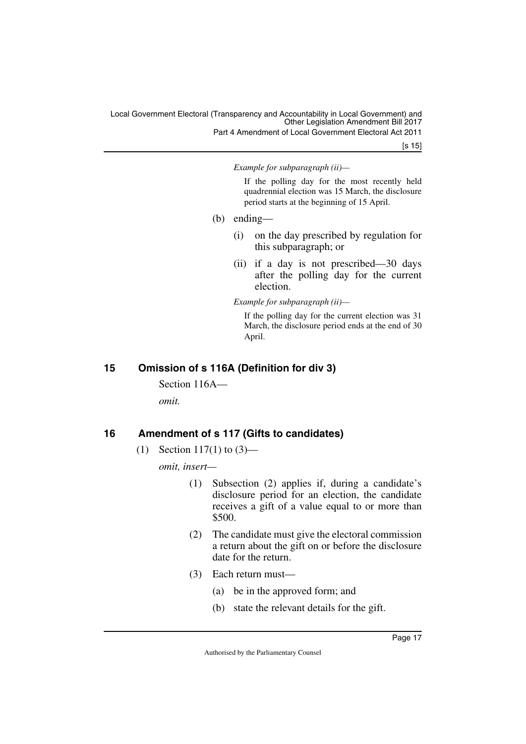*Example for subparagraph (ii)—*

If the polling day for the most recently held quadrennial election was 15 March, the disclosure period starts at the beginning of 15 April.

(b) ending—

(i) on the day prescribed by regulation for this subparagraph; or

(ii) if a day is not prescribed—30 days after the polling day for the current election.

*Example for subparagraph (ii)—*

If the polling day for the current election was 31 March, the disclosure period ends at the end of 30 April.

## 15 Omission of s 116A (Definition for div 3)

Section 116A—

*omit.*

## 16 Amendment of s 117 (Gifts to candidates)

(1) Section 117(1) to (3)—

*omit, insert—*

(1) Subsection (2) applies if, during a candidate's disclosure period for an election, the candidate receives a gift of a value equal to or more than $500.

(2) The candidate must give the electoral commission a return about the gift on or before the disclosure date for the return.

(3) Each return must—

(a) be in the approved form; and

(b) state the relevant details for the gift.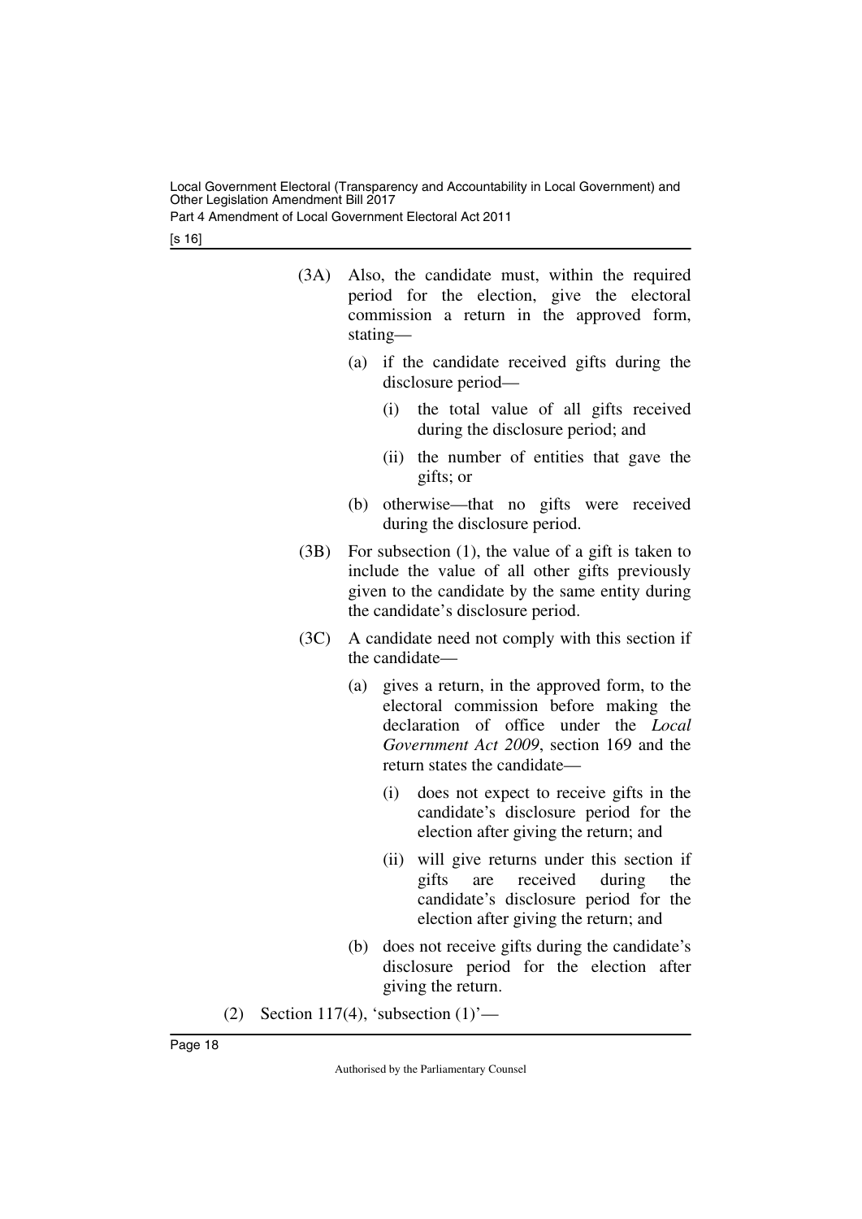(3A) Also, the candidate must, within the required period for the election, give the electoral commission a return in the approved form, stating—

(a) if the candidate received gifts during the disclosure period—

(i) the total value of all gifts received during the disclosure period; and

(ii) the number of entities that gave the gifts; or

(b) otherwise—that no gifts were received during the disclosure period.

(3B) For subsection (1), the value of a gift is taken to include the value of all other gifts previously given to the candidate by the same entity during the candidate's disclosure period.

(3C) A candidate need not comply with this section if the candidate—

(a) gives a return, in the approved form, to the electoral commission before making the declaration of office under the *Local Government Act 2009*, section 169 and the return states the candidate—

(i) does not expect to receive gifts in the candidate's disclosure period for the election after giving the return; and

(ii) will give returns under this section if gifts are received during the candidate's disclosure period for the election after giving the return; and

(b) does not receive gifts during the candidate's disclosure period for the election after giving the return.

(2) Section 117(4), 'subsection (1)'—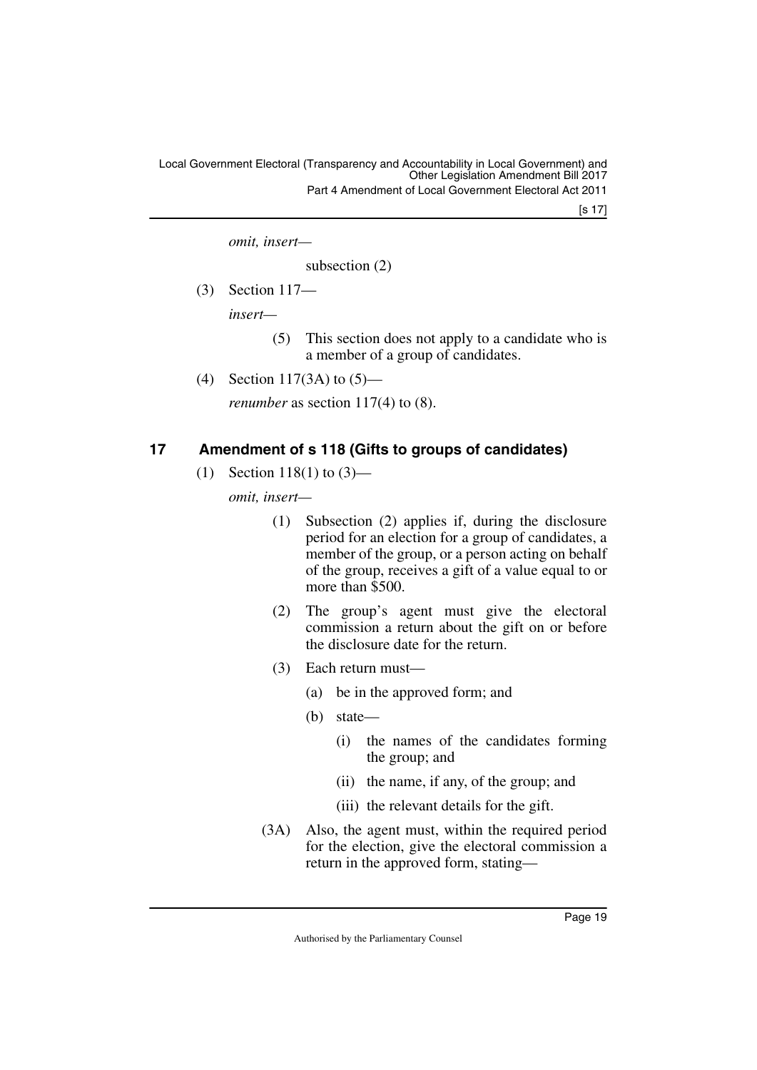*omit, insert—*

subsection (2)

(3) Section 117—

*insert—*

> (5) This section does not apply to a candidate who is a member of a group of candidates.

(4) Section 117(3A) to (5)—

*renumber* as section 117(4) to (8).

## 17 Amendment of s 118 (Gifts to groups of candidates)

(1) Section 118(1) to (3)—

*omit, insert—*

> (1) Subsection (2) applies if, during the disclosure period for an election for a group of candidates, a member of the group, or a person acting on behalf of the group, receives a gift of a value equal to or more than $500.
>
> (2) The group's agent must give the electoral commission a return about the gift on or before the disclosure date for the return.
>
> (3) Each return must—
>
> (a) be in the approved form; and
>
> (b) state—
>
> (i) the names of the candidates forming the group; and
>
> (ii) the name, if any, of the group; and
>
> (iii) the relevant details for the gift.
>
> (3A) Also, the agent must, within the required period for the election, give the electoral commission a return in the approved form, stating—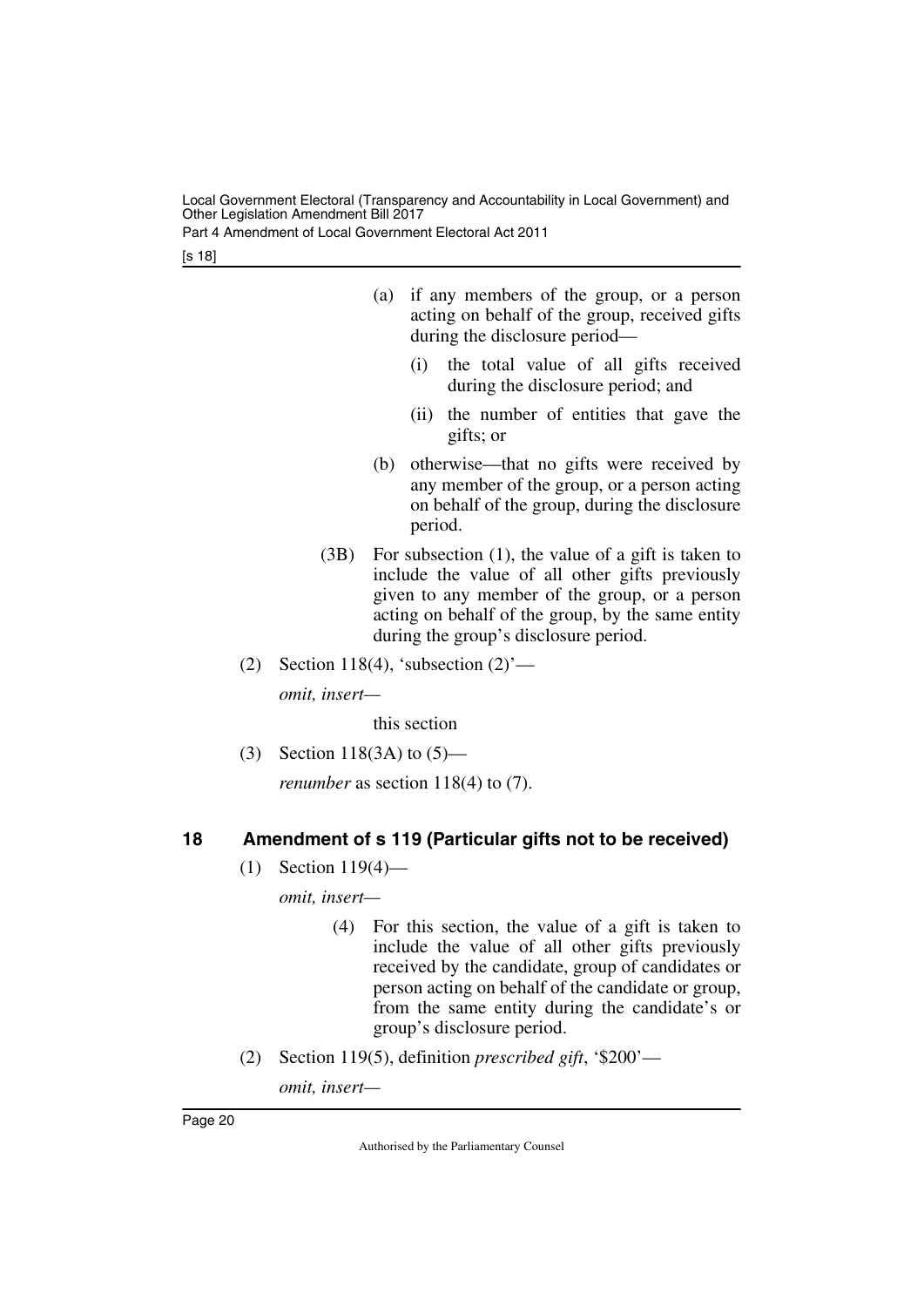(a) if any members of the group, or a person acting on behalf of the group, received gifts during the disclosure period—

(i) the total value of all gifts received during the disclosure period; and

(ii) the number of entities that gave the gifts; or

(b) otherwise—that no gifts were received by any member of the group, or a person acting on behalf of the group, during the disclosure period.

(3B) For subsection (1), the value of a gift is taken to include the value of all other gifts previously given to any member of the group, or a person acting on behalf of the group, by the same entity during the group's disclosure period.

(2) Section 118(4), 'subsection (2)'—

*omit, insert—*

this section

(3) Section 118(3A) to (5)—

*renumber* as section 118(4) to (7).

## 18 Amendment of s 119 (Particular gifts not to be received)

(1) Section 119(4)—

*omit, insert—*

(4) For this section, the value of a gift is taken to include the value of all other gifts previously received by the candidate, group of candidates or person acting on behalf of the candidate or group, from the same entity during the candidate's or group's disclosure period.

(2) Section 119(5), definition *prescribed gift*, '$200'—

*omit, insert—*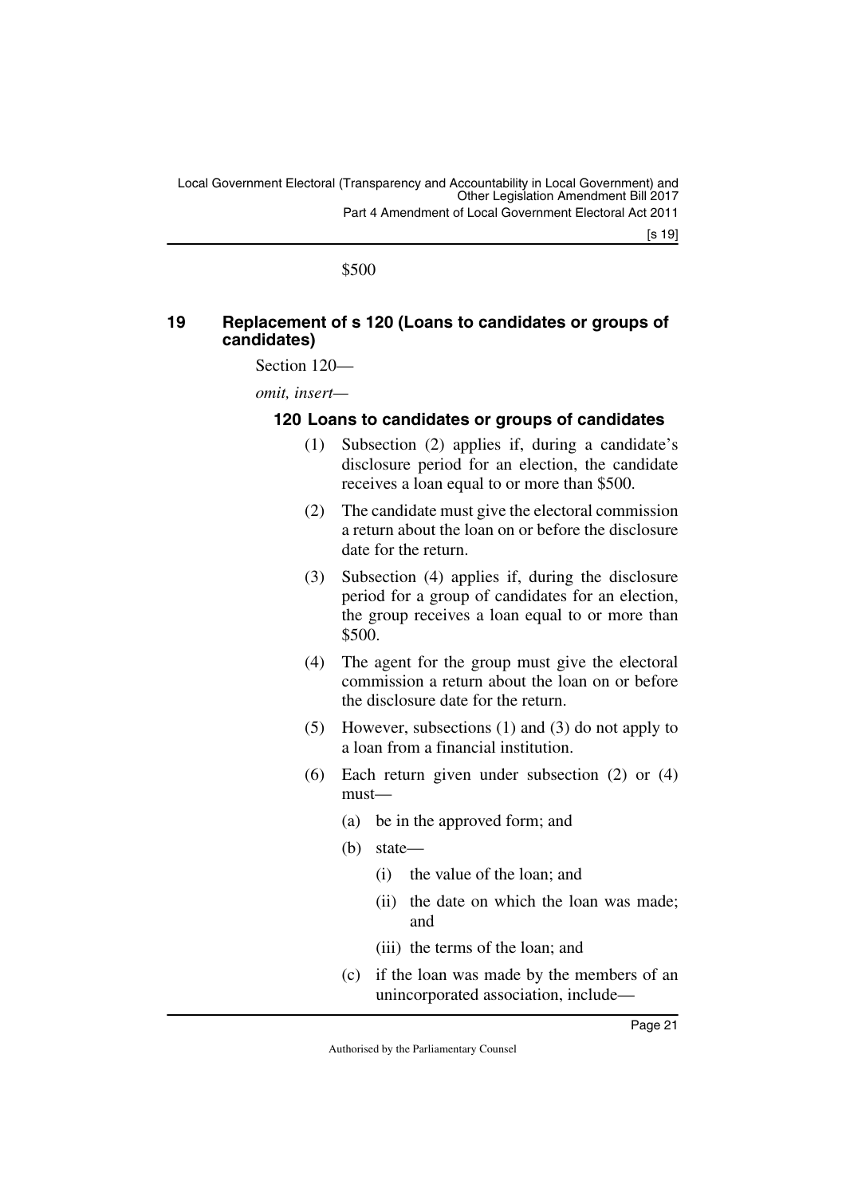$500

## 19 Replacement of s 120 (Loans to candidates or groups of candidates)

Section 120—

*omit, insert—*

### 120 Loans to candidates or groups of candidates

(1) Subsection (2) applies if, during a candidate's disclosure period for an election, the candidate receives a loan equal to or more than $500.

(2) The candidate must give the electoral commission a return about the loan on or before the disclosure date for the return.

(3) Subsection (4) applies if, during the disclosure period for a group of candidates for an election, the group receives a loan equal to or more than $500.

(4) The agent for the group must give the electoral commission a return about the loan on or before the disclosure date for the return.

(5) However, subsections (1) and (3) do not apply to a loan from a financial institution.

(6) Each return given under subsection (2) or (4) must—

- (a) be in the approved form; and
- (b) state—
  - (i) the value of the loan; and
  - (ii) the date on which the loan was made; and
  - (iii) the terms of the loan; and
- (c) if the loan was made by the members of an unincorporated association, include—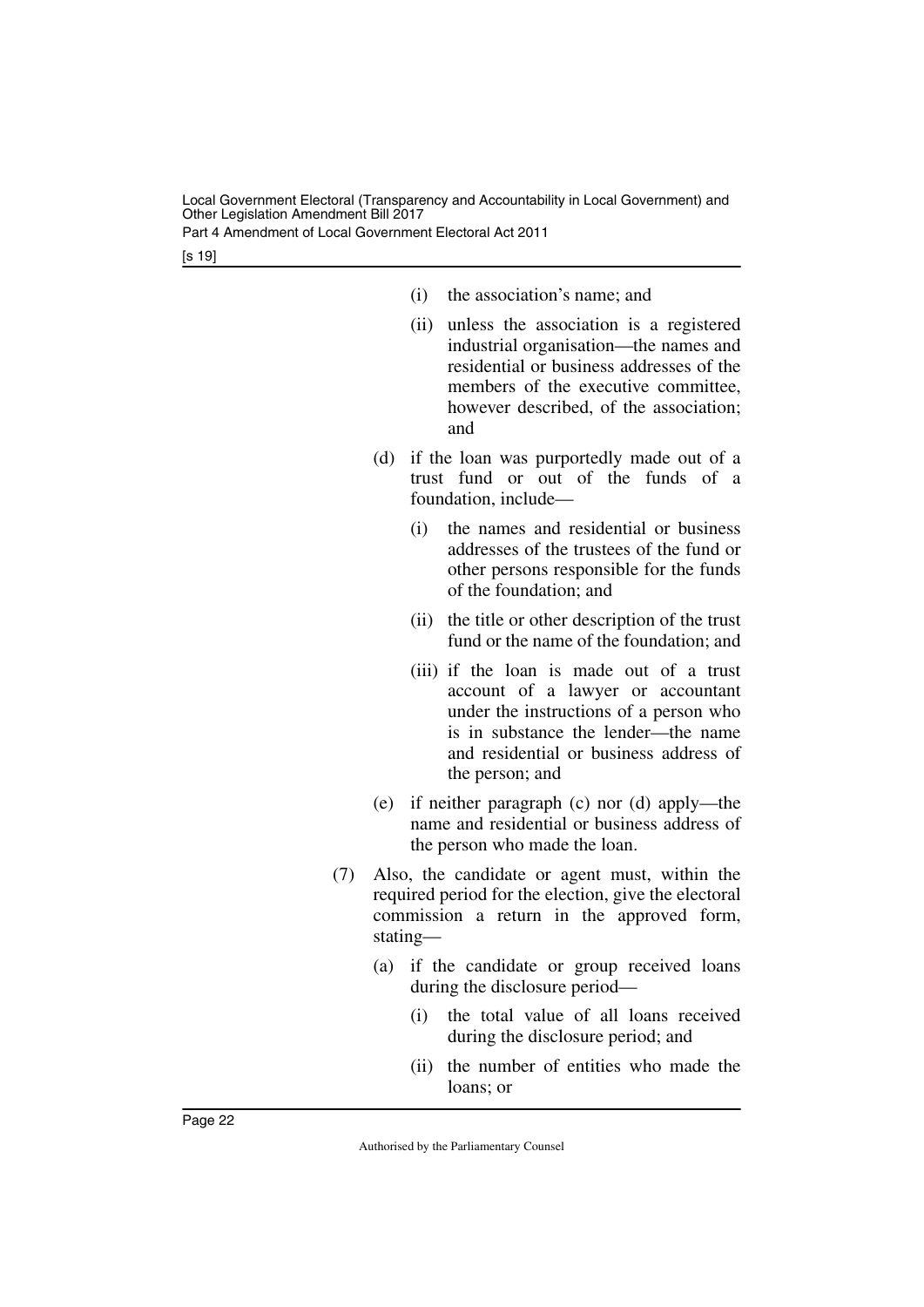(i) the association's name; and

(ii) unless the association is a registered industrial organisation—the names and residential or business addresses of the members of the executive committee, however described, of the association; and

(d) if the loan was purportedly made out of a trust fund or out of the funds of a foundation, include—

(i) the names and residential or business addresses of the trustees of the fund or other persons responsible for the funds of the foundation; and

(ii) the title or other description of the trust fund or the name of the foundation; and

(iii) if the loan is made out of a trust account of a lawyer or accountant under the instructions of a person who is in substance the lender—the name and residential or business address of the person; and

(e) if neither paragraph (c) nor (d) apply—the name and residential or business address of the person who made the loan.

(7) Also, the candidate or agent must, within the required period for the election, give the electoral commission a return in the approved form, stating—

(a) if the candidate or group received loans during the disclosure period—

(i) the total value of all loans received during the disclosure period; and

(ii) the number of entities who made the loans; or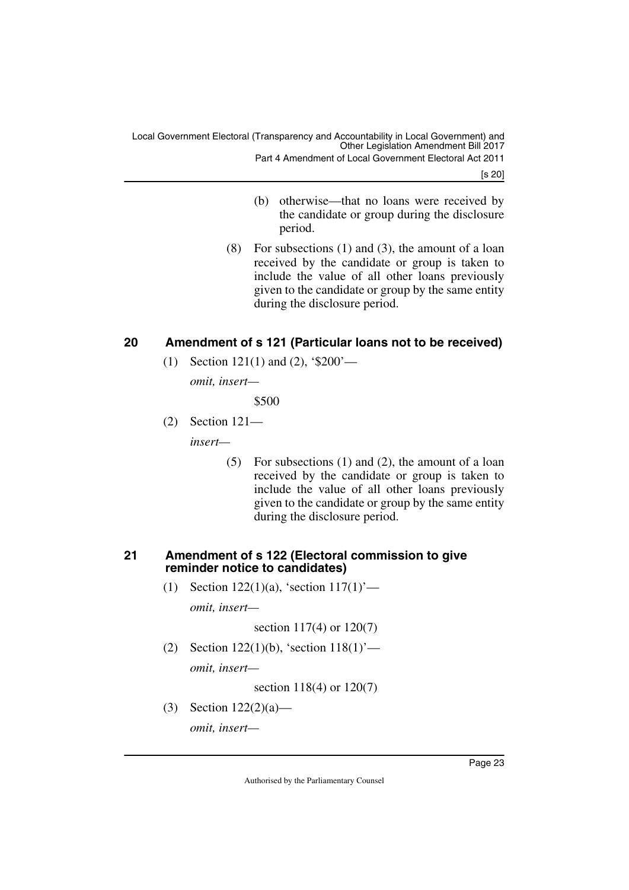(b) otherwise—that no loans were received by the candidate or group during the disclosure period.

(8) For subsections (1) and (3), the amount of a loan received by the candidate or group is taken to include the value of all other loans previously given to the candidate or group by the same entity during the disclosure period.

## 20 Amendment of s 121 (Particular loans not to be received)

(1) Section 121(1) and (2), '$200'—

*omit, insert—*

$500

(2) Section 121—

*insert—*

(5) For subsections (1) and (2), the amount of a loan received by the candidate or group is taken to include the value of all other loans previously given to the candidate or group by the same entity during the disclosure period.

## 21 Amendment of s 122 (Electoral commission to give reminder notice to candidates)

(1) Section 122(1)(a), 'section 117(1)'—

*omit, insert—*

section 117(4) or 120(7)

(2) Section 122(1)(b), 'section 118(1)'—

*omit, insert—*

section 118(4) or 120(7)

(3) Section 122(2)(a)—

*omit, insert—*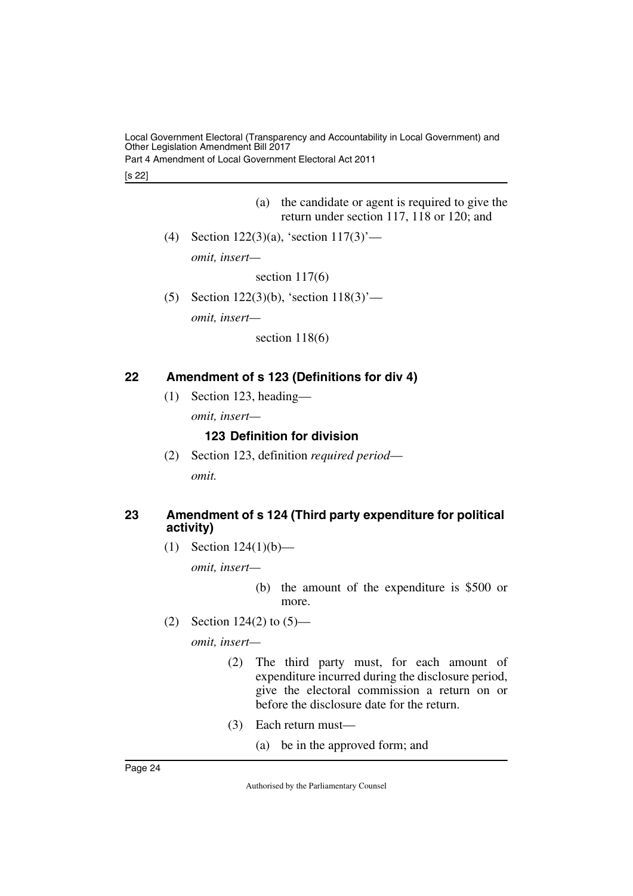(a) the candidate or agent is required to give the return under section 117, 118 or 120; and

(4) Section 122(3)(a), 'section 117(3)'—

*omit, insert—*

section 117(6)

(5) Section 122(3)(b), 'section 118(3)'—

*omit, insert—*

section 118(6)

## 22 Amendment of s 123 (Definitions for div 4)

(1) Section 123, heading—

*omit, insert—*

### 123 Definition for division

(2) Section 123, definition *required period*—

*omit.*

## 23 Amendment of s 124 (Third party expenditure for political activity)

(1) Section 124(1)(b)—

*omit, insert—*

(b) the amount of the expenditure is $500 or more.

(2) Section 124(2) to (5)—

*omit, insert—*

(2) The third party must, for each amount of expenditure incurred during the disclosure period, give the electoral commission a return on or before the disclosure date for the return.

(3) Each return must—

(a) be in the approved form; and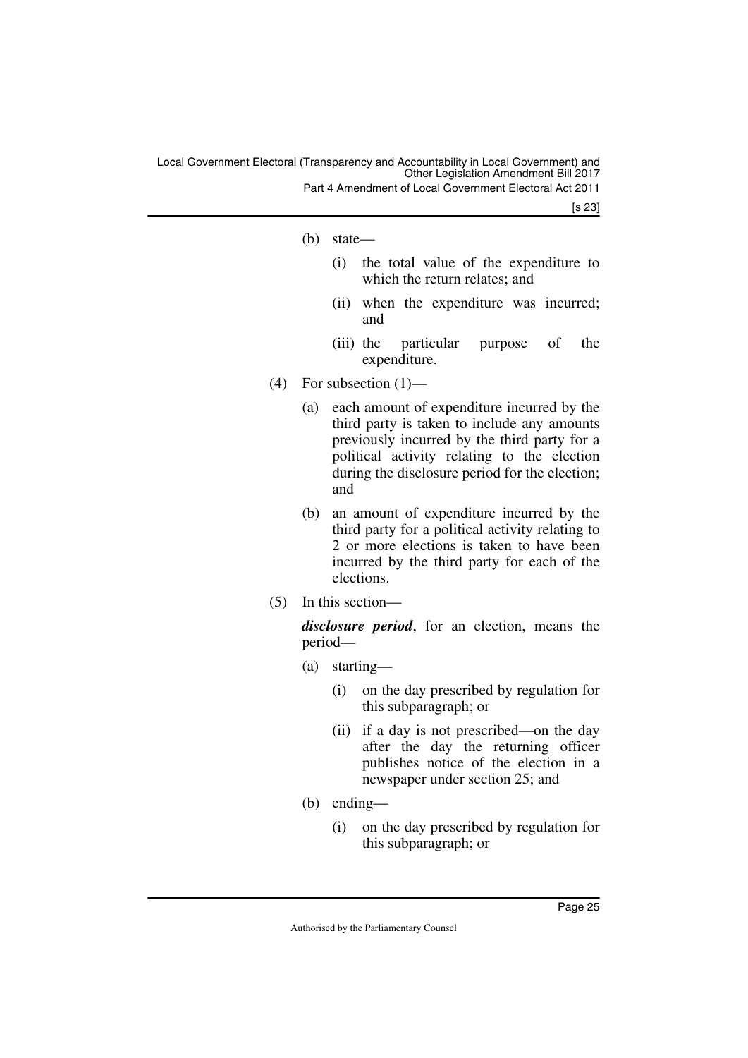(b) state—

  (i) the total value of the expenditure to which the return relates; and

  (ii) when the expenditure was incurred; and

  (iii) the particular purpose of the expenditure.

(4) For subsection (1)—

  (a) each amount of expenditure incurred by the third party is taken to include any amounts previously incurred by the third party for a political activity relating to the election during the disclosure period for the election; and

  (b) an amount of expenditure incurred by the third party for a political activity relating to 2 or more elections is taken to have been incurred by the third party for each of the elections.

(5) In this section—

***disclosure period***, for an election, means the period—

  (a) starting—

    (i) on the day prescribed by regulation for this subparagraph; or

    (ii) if a day is not prescribed—on the day after the day the returning officer publishes notice of the election in a newspaper under section 25; and

  (b) ending—

    (i) on the day prescribed by regulation for this subparagraph; or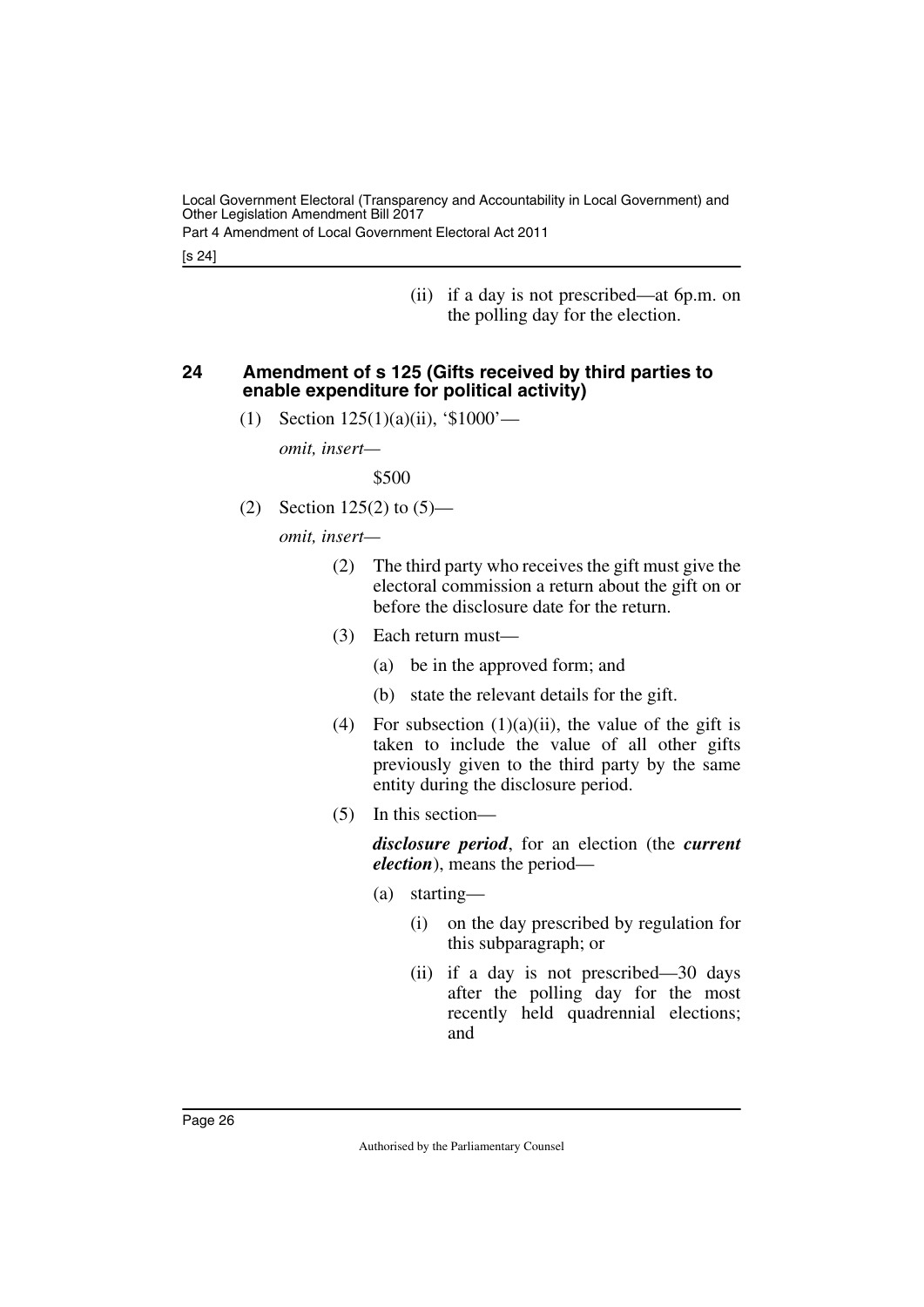(ii) if a day is not prescribed—at 6p.m. on the polling day for the election.

## 24 Amendment of s 125 (Gifts received by third parties to enable expenditure for political activity)

(1) Section 125(1)(a)(ii), '$1000'—

*omit, insert—*

$500

(2) Section 125(2) to (5)—

*omit, insert—*

(2) The third party who receives the gift must give the electoral commission a return about the gift on or before the disclosure date for the return.

(3) Each return must—

(a) be in the approved form; and

(b) state the relevant details for the gift.

(4) For subsection (1)(a)(ii), the value of the gift is taken to include the value of all other gifts previously given to the third party by the same entity during the disclosure period.

(5) In this section—

***disclosure period***, for an election (the ***current election***), means the period—

(a) starting—

(i) on the day prescribed by regulation for this subparagraph; or

(ii) if a day is not prescribed—30 days after the polling day for the most recently held quadrennial elections; and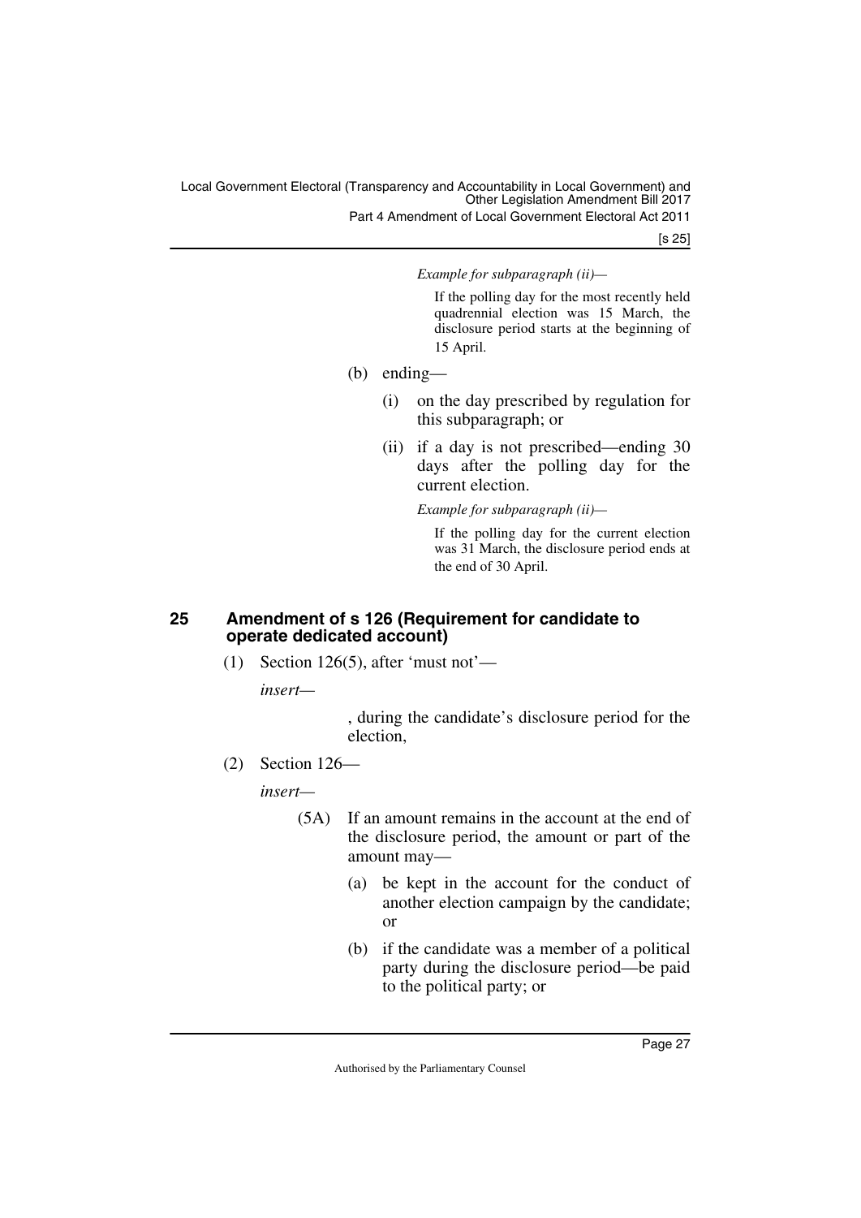*Example for subparagraph (ii)—*

If the polling day for the most recently held quadrennial election was 15 March, the disclosure period starts at the beginning of 15 April.

(b) ending—

(i) on the day prescribed by regulation for this subparagraph; or

(ii) if a day is not prescribed—ending 30 days after the polling day for the current election.

*Example for subparagraph (ii)—*

If the polling day for the current election was 31 March, the disclosure period ends at the end of 30 April.

## 25 Amendment of s 126 (Requirement for candidate to operate dedicated account)

(1) Section 126(5), after 'must not'—

*insert—*

, during the candidate's disclosure period for the election,

(2) Section 126—

*insert—*

(5A) If an amount remains in the account at the end of the disclosure period, the amount or part of the amount may—

(a) be kept in the account for the conduct of another election campaign by the candidate; or

(b) if the candidate was a member of a political party during the disclosure period—be paid to the political party; or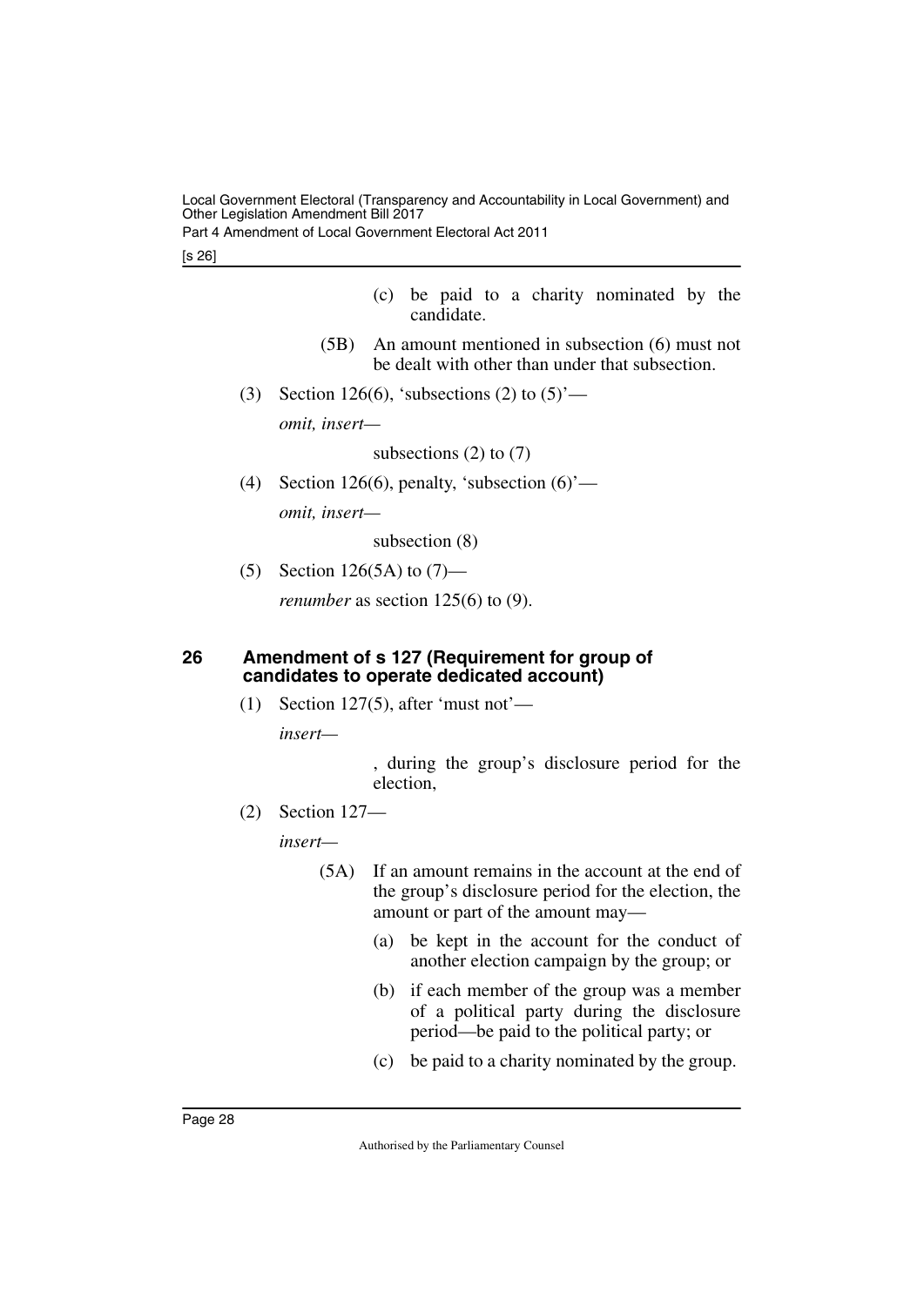(c) be paid to a charity nominated by the candidate.

(5B) An amount mentioned in subsection (6) must not be dealt with other than under that subsection.

(3) Section 126(6), 'subsections (2) to (5)'—

*omit, insert—*

subsections (2) to (7)

(4) Section 126(6), penalty, 'subsection (6)'—

*omit, insert—*

subsection (8)

(5) Section 126(5A) to (7)—

*renumber* as section 125(6) to (9).

## 26 Amendment of s 127 (Requirement for group of candidates to operate dedicated account)

(1) Section 127(5), after 'must not'—

*insert—*

, during the group's disclosure period for the election,

(2) Section 127—

*insert—*

(5A) If an amount remains in the account at the end of the group's disclosure period for the election, the amount or part of the amount may—

(a) be kept in the account for the conduct of another election campaign by the group; or

(b) if each member of the group was a member of a political party during the disclosure period—be paid to the political party; or

(c) be paid to a charity nominated by the group.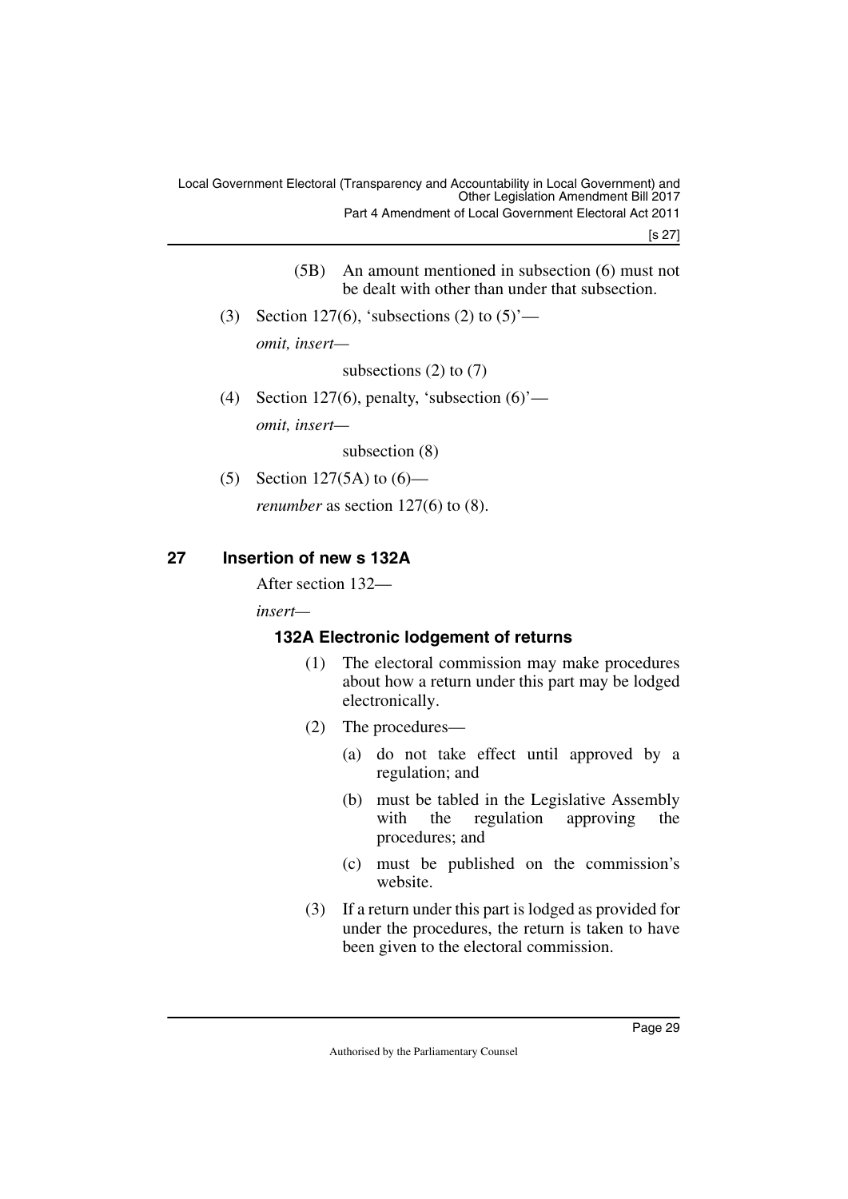(5B) An amount mentioned in subsection (6) must not be dealt with other than under that subsection.

(3) Section 127(6), 'subsections (2) to (5)'—

*omit, insert—*

subsections (2) to (7)

(4) Section 127(6), penalty, 'subsection (6)'—

*omit, insert—*

subsection (8)

(5) Section 127(5A) to (6)—

*renumber* as section 127(6) to (8).

## 27 Insertion of new s 132A

After section 132—

*insert—*

### 132A Electronic lodgement of returns

(1) The electoral commission may make procedures about how a return under this part may be lodged electronically.

(2) The procedures—

(a) do not take effect until approved by a regulation; and

(b) must be tabled in the Legislative Assembly with the regulation approving the procedures; and

(c) must be published on the commission's website.

(3) If a return under this part is lodged as provided for under the procedures, the return is taken to have been given to the electoral commission.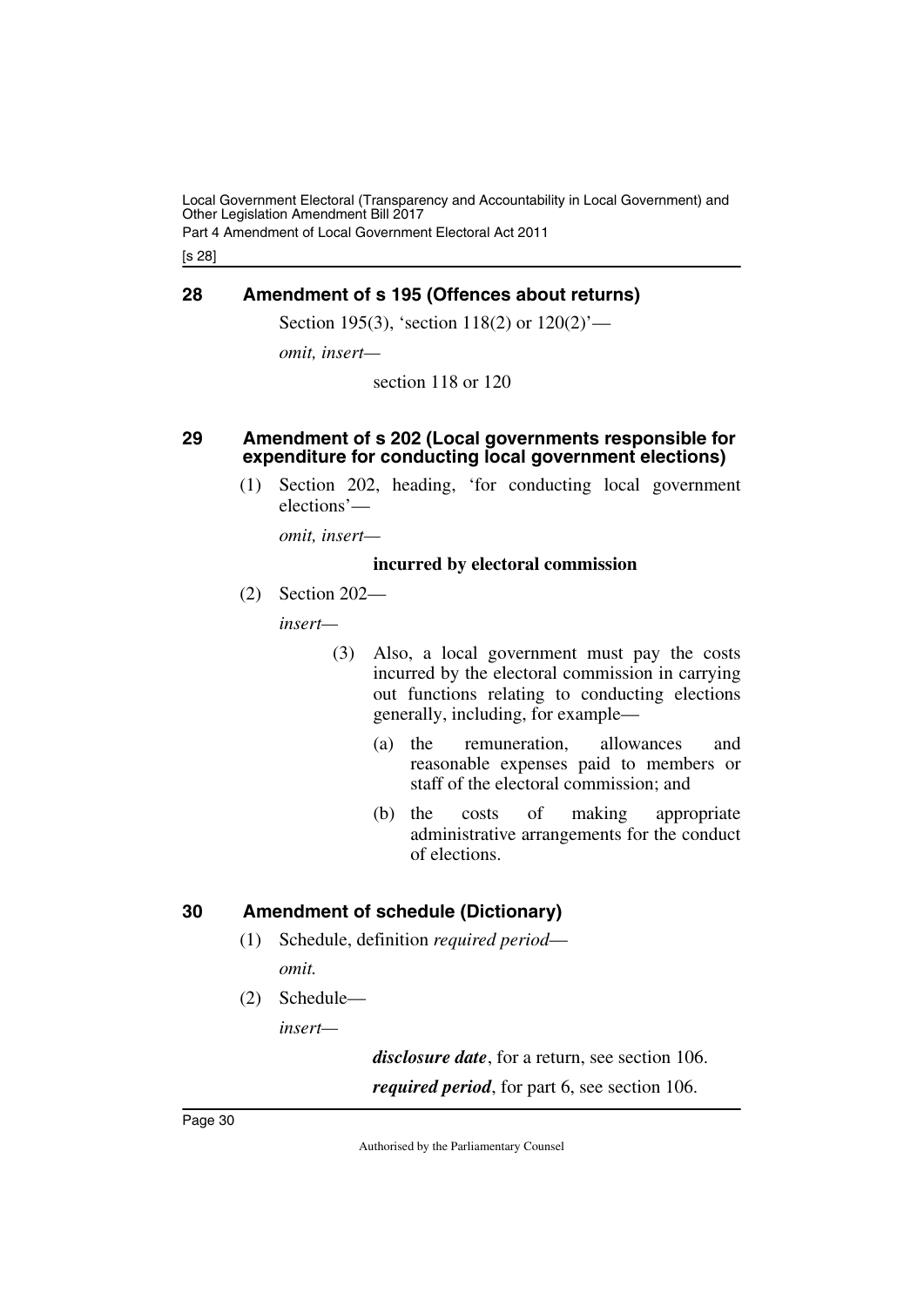## 28 Amendment of s 195 (Offences about returns)

Section 195(3), 'section 118(2) or 120(2)'—

*omit, insert—*

section 118 or 120

## 29 Amendment of s 202 (Local governments responsible for expenditure for conducting local government elections)

(1) Section 202, heading, 'for conducting local government elections'—

*omit, insert—*

**incurred by electoral commission**

(2) Section 202—

*insert—*

(3) Also, a local government must pay the costs incurred by the electoral commission in carrying out functions relating to conducting elections generally, including, for example—

(a) the remuneration, allowances and reasonable expenses paid to members or staff of the electoral commission; and

(b) the costs of making appropriate administrative arrangements for the conduct of elections.

## 30 Amendment of schedule (Dictionary)

(1) Schedule, definition *required period*—

*omit.*

(2) Schedule—

*insert—*

***disclosure date***, for a return, see section 106.

***required period***, for part 6, see section 106.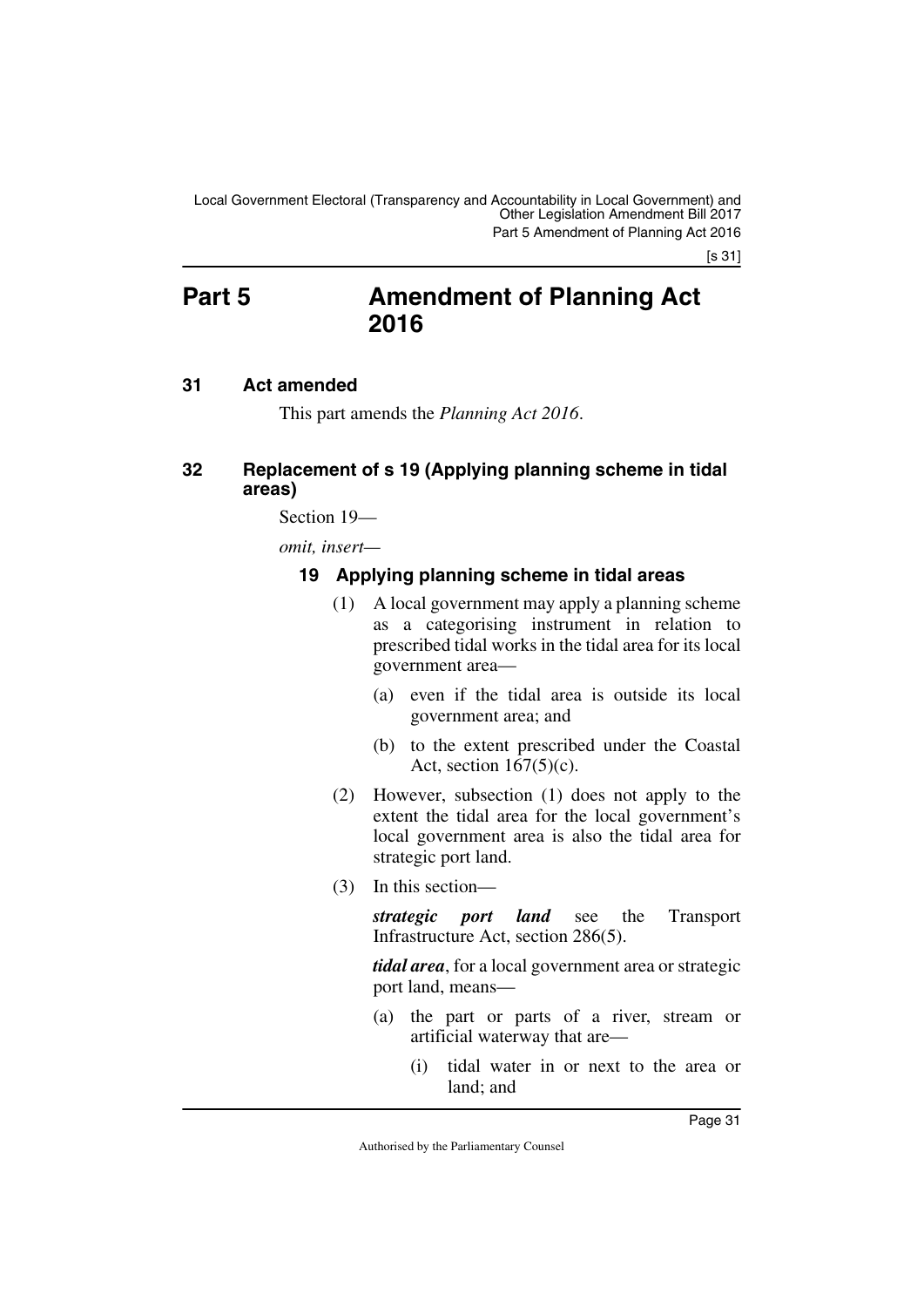# Part 5 Amendment of Planning Act 2016

## 31 Act amended

This part amends the *Planning Act 2016*.

## 32 Replacement of s 19 (Applying planning scheme in tidal areas)

Section 19—

*omit, insert*—

### 19 Applying planning scheme in tidal areas

(1) A local government may apply a planning scheme as a categorising instrument in relation to prescribed tidal works in the tidal area for its local government area—

(a) even if the tidal area is outside its local government area; and

(b) to the extent prescribed under the Coastal Act, section 167(5)(c).

(2) However, subsection (1) does not apply to the extent the tidal area for the local government's local government area is also the tidal area for strategic port land.

(3) In this section—

***strategic port land*** see the Transport Infrastructure Act, section 286(5).

***tidal area***, for a local government area or strategic port land, means—

(a) the part or parts of a river, stream or artificial waterway that are—

(i) tidal water in or next to the area or land; and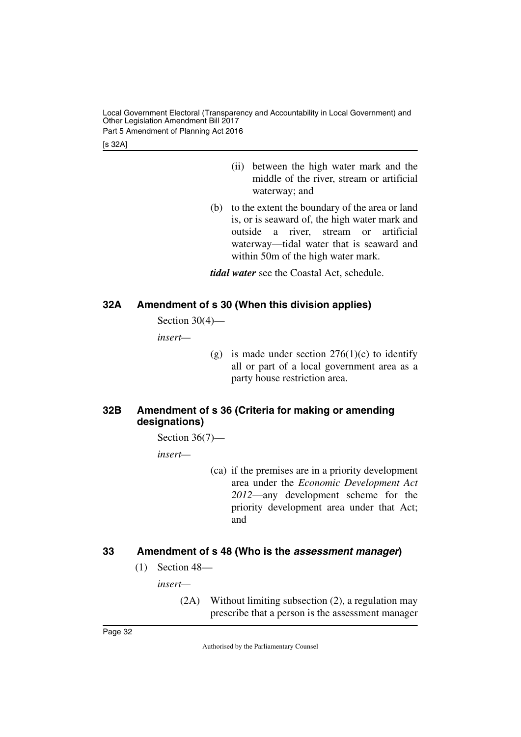(ii) between the high water mark and the middle of the river, stream or artificial waterway; and

(b) to the extent the boundary of the area or land is, or is seaward of, the high water mark and outside a river, stream or artificial waterway—tidal water that is seaward and within 50m of the high water mark.

***tidal water*** see the Coastal Act, schedule.

### 32A Amendment of s 30 (When this division applies)

Section 30(4)—

*insert*—

(g) is made under section 276(1)(c) to identify all or part of a local government area as a party house restriction area.

### 32B Amendment of s 36 (Criteria for making or amending designations)

Section 36(7)—

*insert*—

(ca) if the premises are in a priority development area under the *Economic Development Act 2012*—any development scheme for the priority development area under that Act; and

### 33 Amendment of s 48 (Who is the *assessment manager*)

(1) Section 48—

*insert*—

(2A) Without limiting subsection (2), a regulation may prescribe that a person is the assessment manager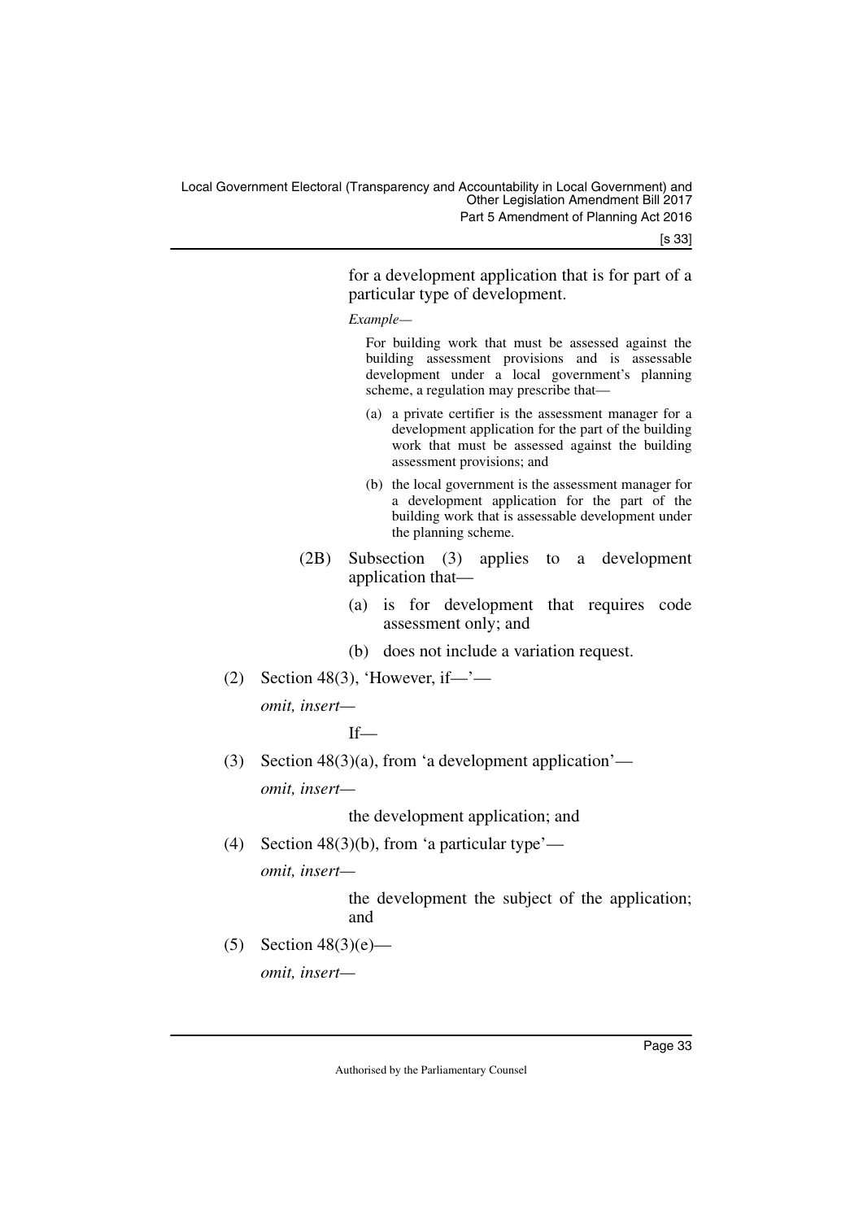for a development application that is for part of a particular type of development.

*Example—*

For building work that must be assessed against the building assessment provisions and is assessable development under a local government's planning scheme, a regulation may prescribe that—

(a) a private certifier is the assessment manager for a development application for the part of the building work that must be assessed against the building assessment provisions; and

(b) the local government is the assessment manager for a development application for the part of the building work that is assessable development under the planning scheme.

(2B) Subsection (3) applies to a development application that—

(a) is for development that requires code assessment only; and

(b) does not include a variation request.

(2) Section 48(3), 'However, if—'—

*omit, insert—*

If—

(3) Section 48(3)(a), from 'a development application'—

*omit, insert—*

the development application; and

(4) Section 48(3)(b), from 'a particular type'—

*omit, insert—*

the development the subject of the application; and

(5) Section 48(3)(e)—

*omit, insert—*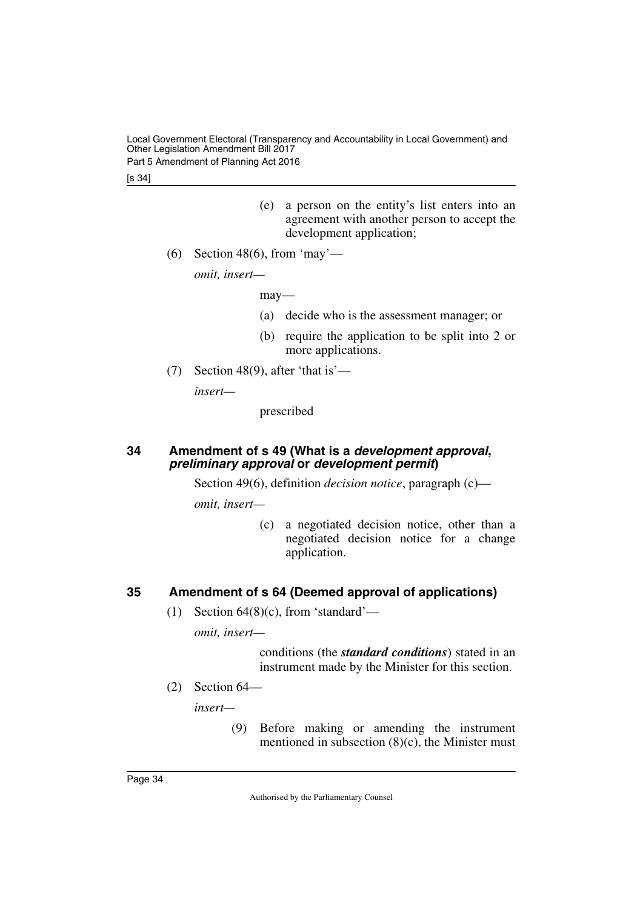(e) a person on the entity's list enters into an agreement with another person to accept the development application;

(6) Section 48(6), from 'may'—

*omit, insert—*

may—

(a) decide who is the assessment manager; or

(b) require the application to be split into 2 or more applications.

(7) Section 48(9), after 'that is'—

*insert—*

prescribed

### 34 Amendment of s 49 (What is a ***development approval***, ***preliminary approval*** or ***development permit***)

Section 49(6), definition *decision notice*, paragraph (c)—

*omit, insert—*

(c) a negotiated decision notice, other than a negotiated decision notice for a change application.

### 35 Amendment of s 64 (Deemed approval of applications)

(1) Section 64(8)(c), from 'standard'—

*omit, insert—*

conditions (the ***standard conditions***) stated in an instrument made by the Minister for this section.

(2) Section 64—

*insert—*

(9) Before making or amending the instrument mentioned in subsection (8)(c), the Minister must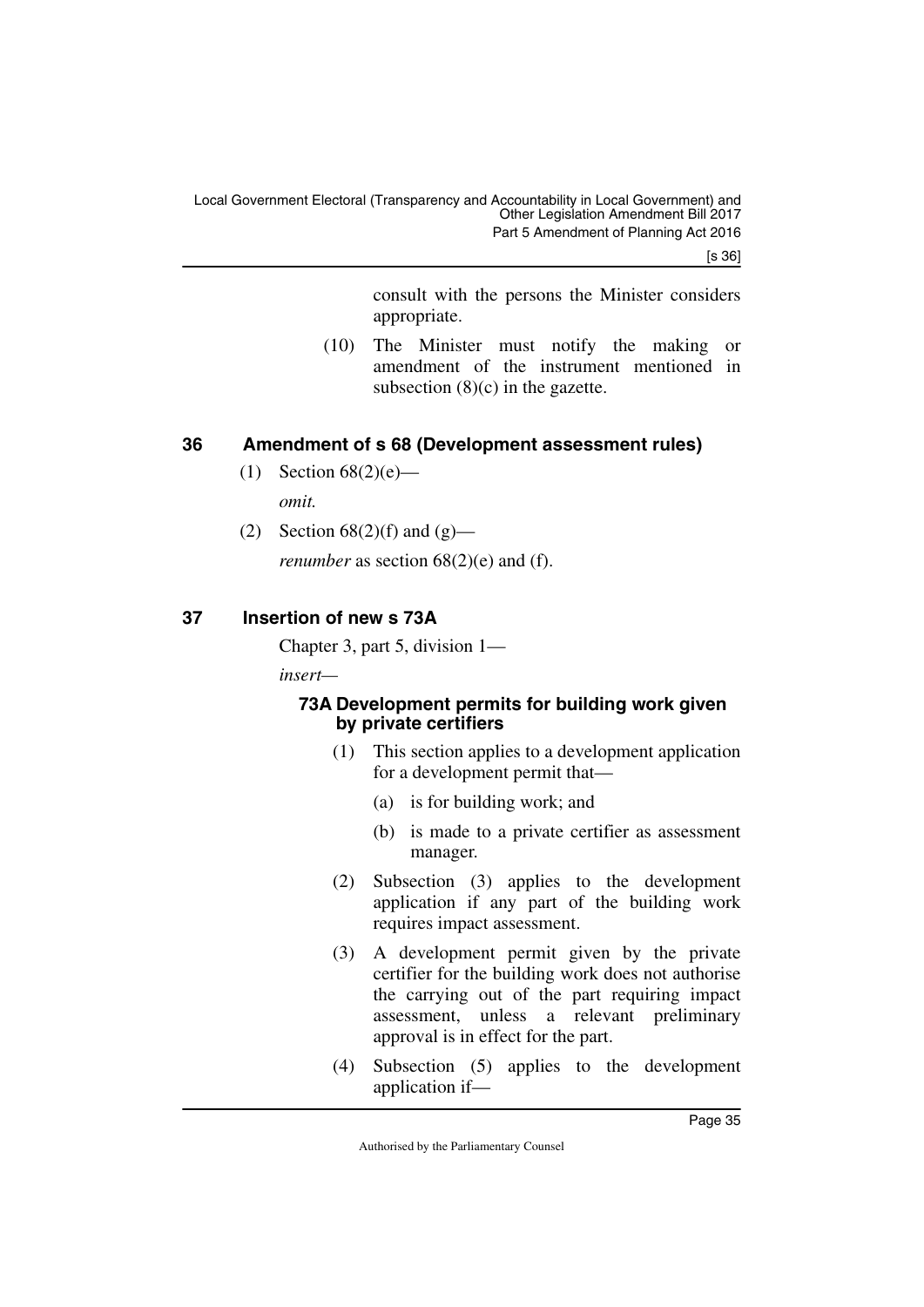consult with the persons the Minister considers appropriate.

(10) The Minister must notify the making or amendment of the instrument mentioned in subsection (8)(c) in the gazette.

## 36 Amendment of s 68 (Development assessment rules)

(1) Section 68(2)(e)—

*omit.*

(2) Section 68(2)(f) and (g)—

*renumber* as section 68(2)(e) and (f).

## 37 Insertion of new s 73A

Chapter 3, part 5, division 1—

*insert*—

### 73A Development permits for building work given by private certifiers

(1) This section applies to a development application for a development permit that—

(a) is for building work; and

(b) is made to a private certifier as assessment manager.

(2) Subsection (3) applies to the development application if any part of the building work requires impact assessment.

(3) A development permit given by the private certifier for the building work does not authorise the carrying out of the part requiring impact assessment, unless a relevant preliminary approval is in effect for the part.

(4) Subsection (5) applies to the development application if—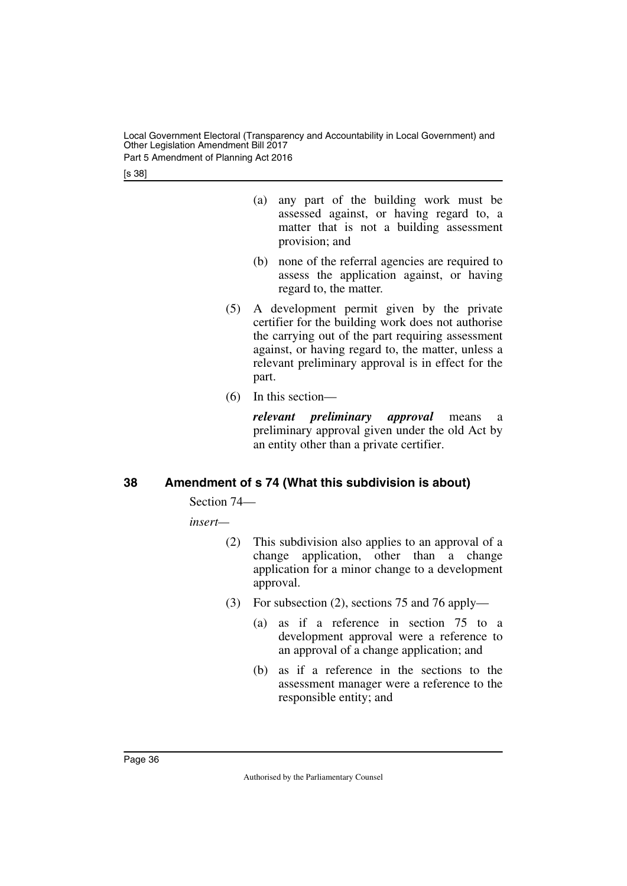(a) any part of the building work must be assessed against, or having regard to, a matter that is not a building assessment provision; and

(b) none of the referral agencies are required to assess the application against, or having regard to, the matter.

(5) A development permit given by the private certifier for the building work does not authorise the carrying out of the part requiring assessment against, or having regard to, the matter, unless a relevant preliminary approval is in effect for the part.

(6) In this section—

***relevant preliminary approval*** means a preliminary approval given under the old Act by an entity other than a private certifier.

## 38 Amendment of s 74 (What this subdivision is about)

Section 74—

*insert—*

(2) This subdivision also applies to an approval of a change application, other than a change application for a minor change to a development approval.

(3) For subsection (2), sections 75 and 76 apply—

(a) as if a reference in section 75 to a development approval were a reference to an approval of a change application; and

(b) as if a reference in the sections to the assessment manager were a reference to the responsible entity; and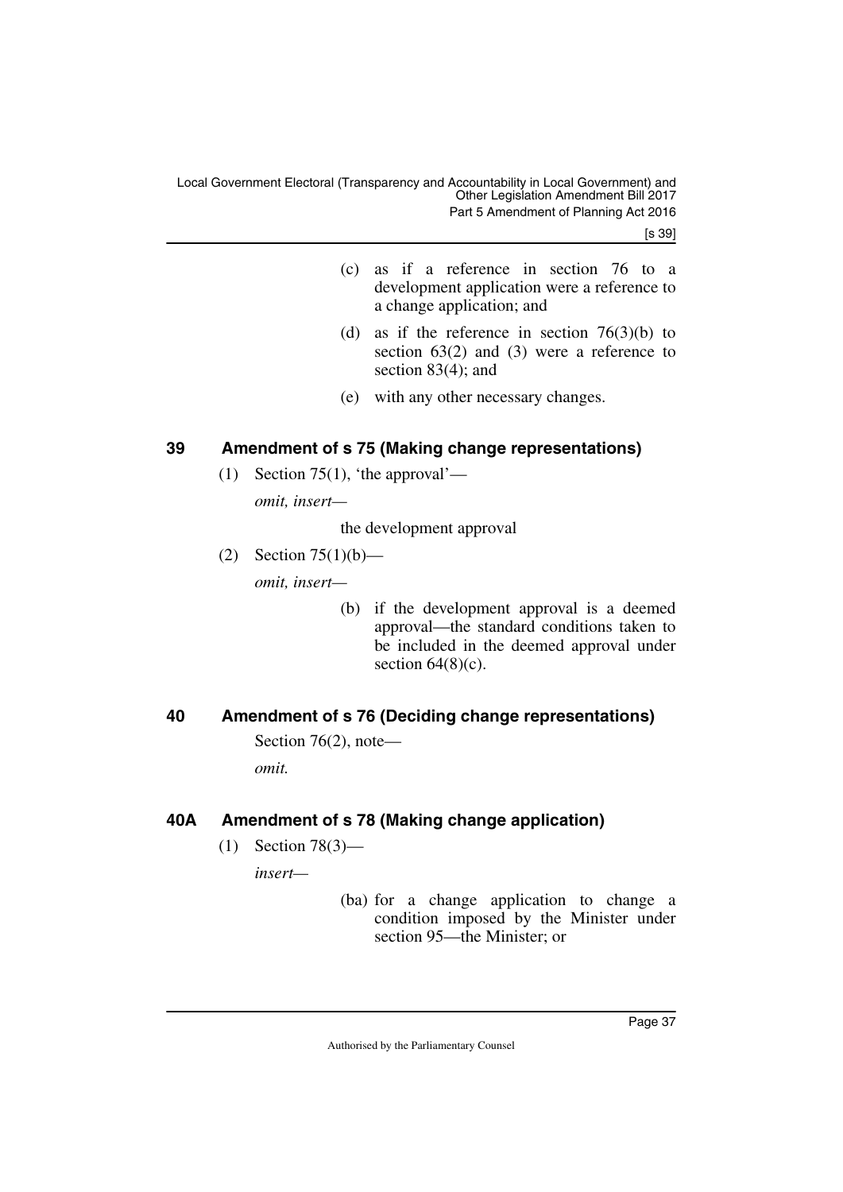(c) as if a reference in section 76 to a development application were a reference to a change application; and

(d) as if the reference in section 76(3)(b) to section 63(2) and (3) were a reference to section 83(4); and

(e) with any other necessary changes.

## 39 Amendment of s 75 (Making change representations)

(1) Section 75(1), 'the approval'—

*omit, insert—*

the development approval

(2) Section 75(1)(b)—

*omit, insert—*

(b) if the development approval is a deemed approval—the standard conditions taken to be included in the deemed approval under section 64(8)(c).

## 40 Amendment of s 76 (Deciding change representations)

Section 76(2), note—

*omit.*

## 40A Amendment of s 78 (Making change application)

(1) Section 78(3)—

*insert—*

(ba) for a change application to change a condition imposed by the Minister under section 95—the Minister; or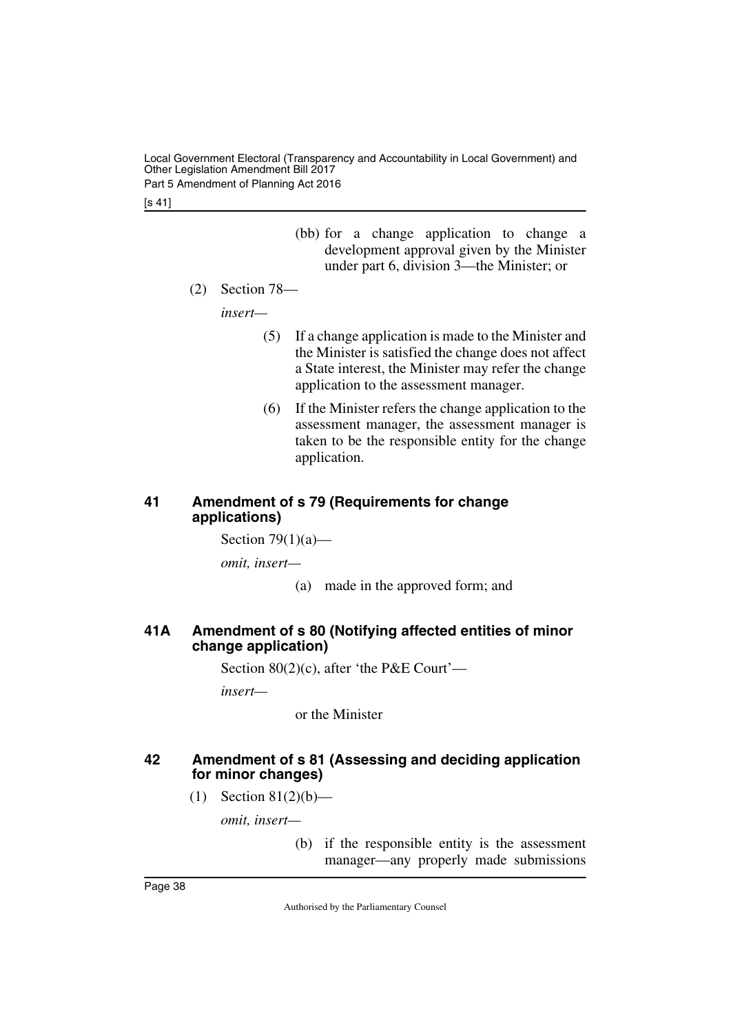(bb) for a change application to change a development approval given by the Minister under part 6, division 3—the Minister; or

(2) Section 78—

*insert—*

> (5) If a change application is made to the Minister and the Minister is satisfied the change does not affect a State interest, the Minister may refer the change application to the assessment manager.
>
> (6) If the Minister refers the change application to the assessment manager, the assessment manager is taken to be the responsible entity for the change application.

### 41 Amendment of s 79 (Requirements for change applications)

Section 79(1)(a)—

*omit, insert—*

> (a) made in the approved form; and

### 41A Amendment of s 80 (Notifying affected entities of minor change application)

Section 80(2)(c), after 'the P&E Court'—

*insert—*

> or the Minister

### 42 Amendment of s 81 (Assessing and deciding application for minor changes)

(1) Section 81(2)(b)—

*omit, insert—*

> (b) if the responsible entity is the assessment manager—any properly made submissions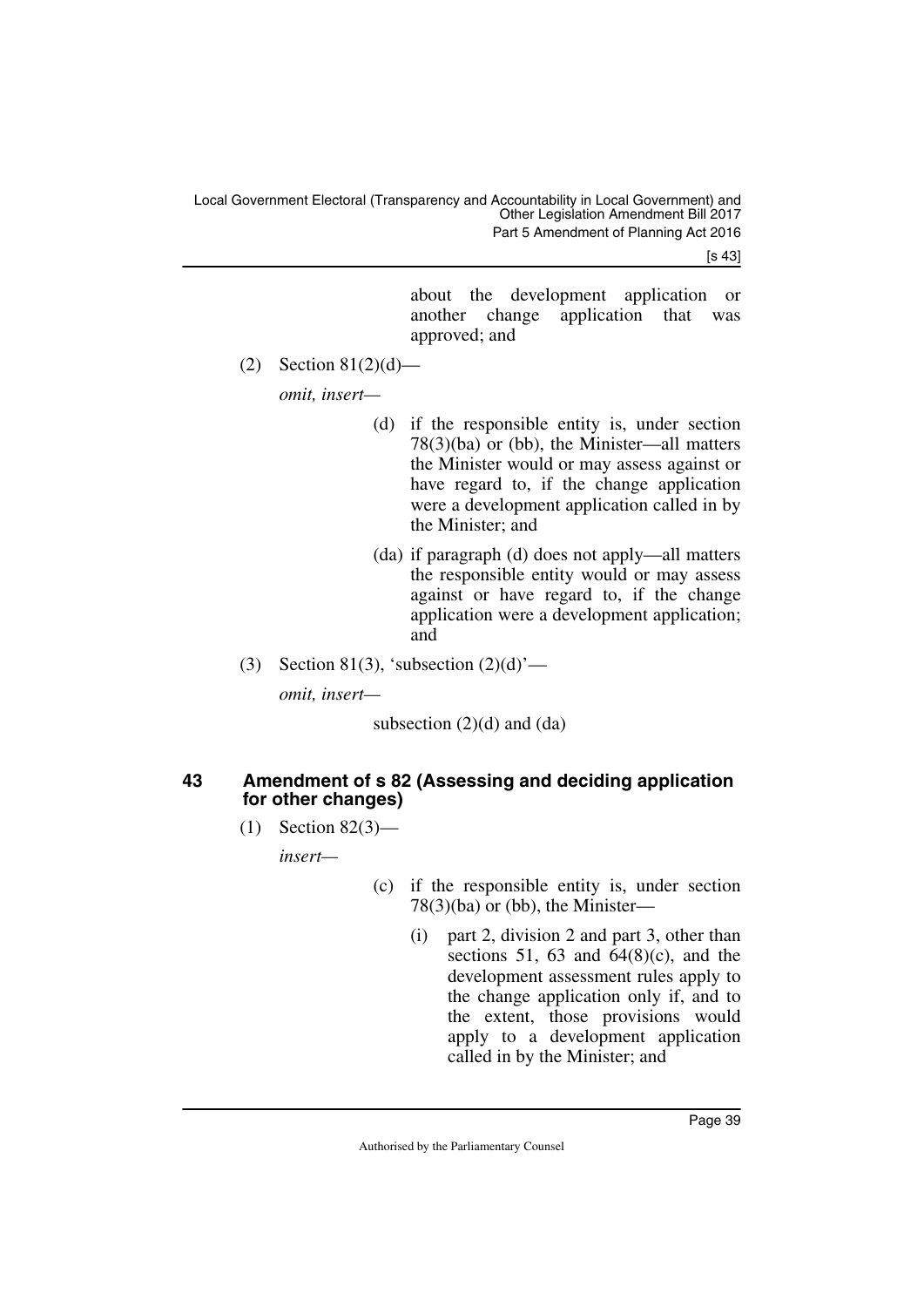about the development application or another change application that was approved; and

(2) Section 81(2)(d)—

*omit, insert—*

(d) if the responsible entity is, under section 78(3)(ba) or (bb), the Minister—all matters the Minister would or may assess against or have regard to, if the change application were a development application called in by the Minister; and

(da) if paragraph (d) does not apply—all matters the responsible entity would or may assess against or have regard to, if the change application were a development application; and

(3) Section 81(3), 'subsection (2)(d)'—

*omit, insert—*

subsection (2)(d) and (da)

### 43 Amendment of s 82 (Assessing and deciding application for other changes)

(1) Section 82(3)—

*insert—*

(c) if the responsible entity is, under section 78(3)(ba) or (bb), the Minister—

(i) part 2, division 2 and part 3, other than sections 51, 63 and 64(8)(c), and the development assessment rules apply to the change application only if, and to the extent, those provisions would apply to a development application called in by the Minister; and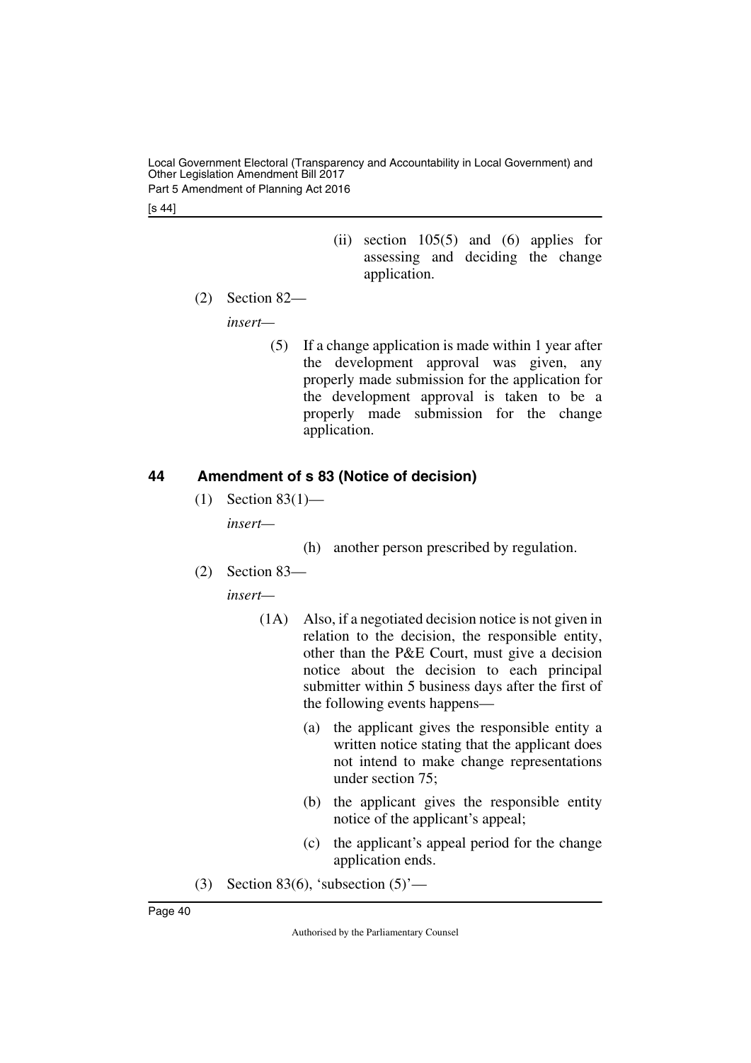(ii) section 105(5) and (6) applies for assessing and deciding the change application.

(2) Section 82—

*insert*—

(5) If a change application is made within 1 year after the development approval was given, any properly made submission for the application for the development approval is taken to be a properly made submission for the change application.

## 44 Amendment of s 83 (Notice of decision)

(1) Section 83(1)—

*insert*—

(h) another person prescribed by regulation.

(2) Section 83—

*insert*—

(1A) Also, if a negotiated decision notice is not given in relation to the decision, the responsible entity, other than the P&E Court, must give a decision notice about the decision to each principal submitter within 5 business days after the first of the following events happens—

(a) the applicant gives the responsible entity a written notice stating that the applicant does not intend to make change representations under section 75;

(b) the applicant gives the responsible entity notice of the applicant's appeal;

(c) the applicant's appeal period for the change application ends.

(3) Section 83(6), 'subsection (5)'—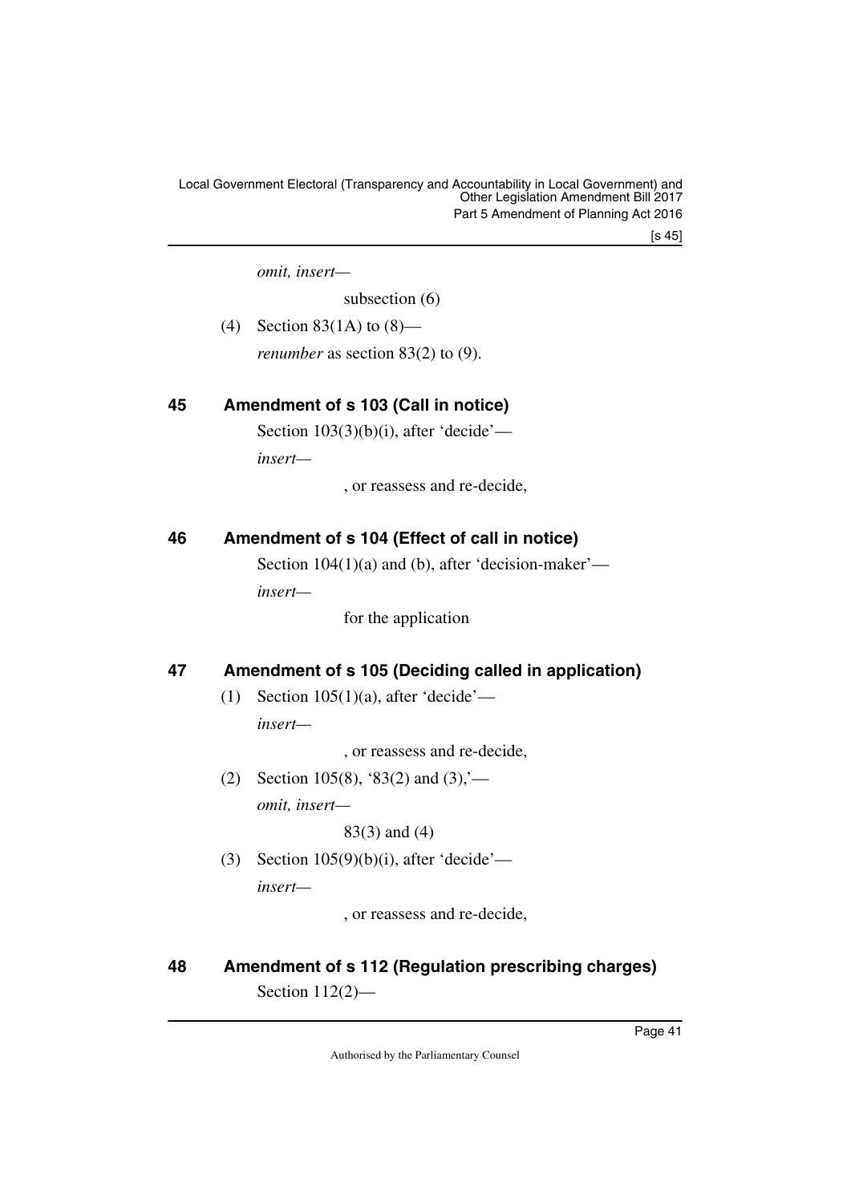*omit, insert—*

subsection (6)

(4) Section 83(1A) to (8)—

*renumber* as section 83(2) to (9).

## 45 Amendment of s 103 (Call in notice)

Section 103(3)(b)(i), after 'decide'—

*insert—*

, or reassess and re-decide,

## 46 Amendment of s 104 (Effect of call in notice)

Section 104(1)(a) and (b), after 'decision-maker'—

*insert—*

for the application

## 47 Amendment of s 105 (Deciding called in application)

(1) Section 105(1)(a), after 'decide'—

*insert—*

, or reassess and re-decide,

(2) Section 105(8), '83(2) and (3),'—

*omit, insert—*

83(3) and (4)

(3) Section 105(9)(b)(i), after 'decide'—

*insert—*

, or reassess and re-decide,

## 48 Amendment of s 112 (Regulation prescribing charges)

Section 112(2)—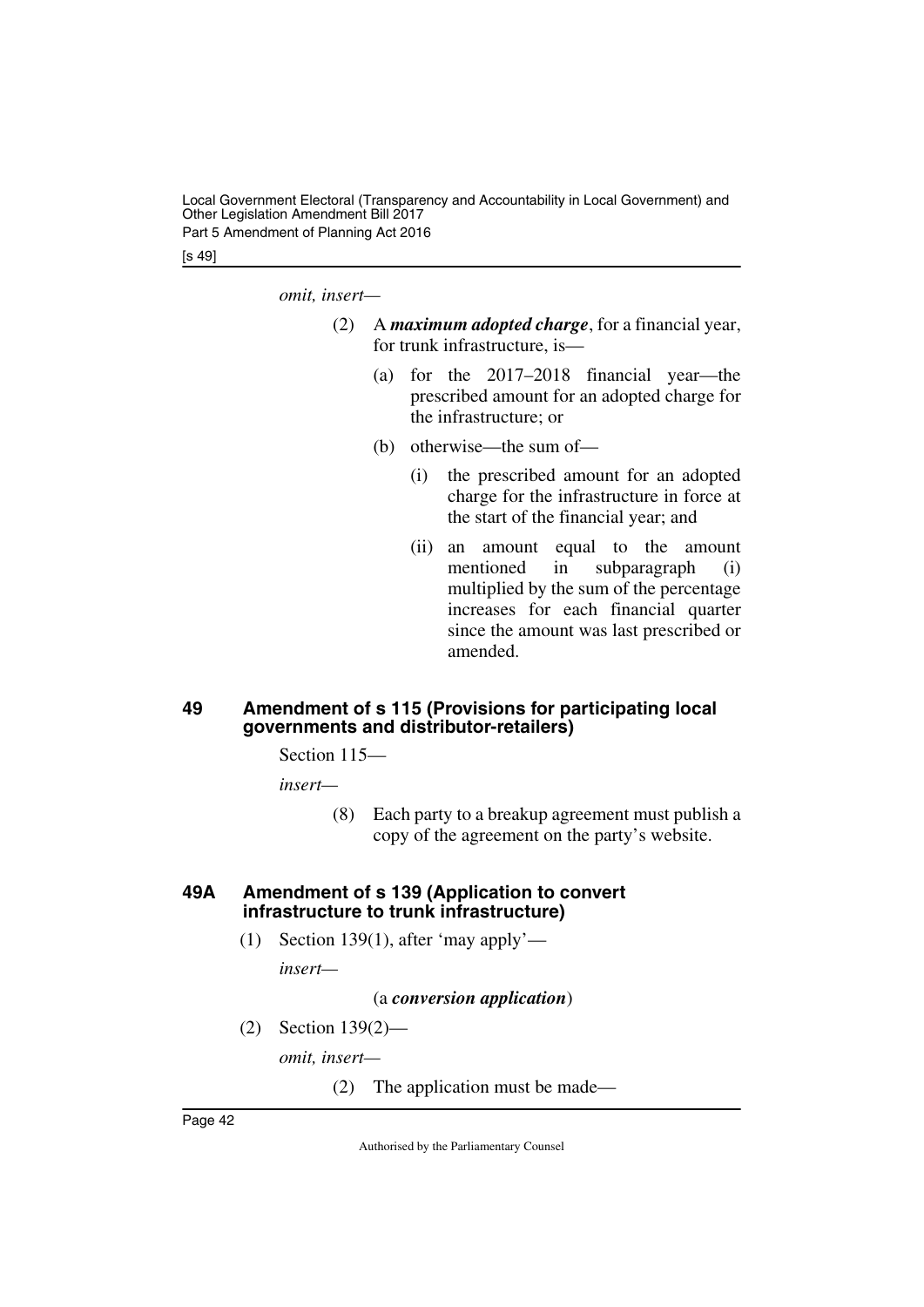*omit, insert—*

(2) A ***maximum adopted charge***, for a financial year, for trunk infrastructure, is—

(a) for the 2017–2018 financial year—the prescribed amount for an adopted charge for the infrastructure; or

(b) otherwise—the sum of—

(i) the prescribed amount for an adopted charge for the infrastructure in force at the start of the financial year; and

(ii) an amount equal to the amount mentioned in subparagraph (i) multiplied by the sum of the percentage increases for each financial quarter since the amount was last prescribed or amended.

### 49 Amendment of s 115 (Provisions for participating local governments and distributor-retailers)

Section 115—

*insert—*

(8) Each party to a breakup agreement must publish a copy of the agreement on the party's website.

### 49A Amendment of s 139 (Application to convert infrastructure to trunk infrastructure)

(1) Section 139(1), after 'may apply'—

*insert—*

(a ***conversion application***)

(2) Section 139(2)—

*omit, insert—*

(2) The application must be made—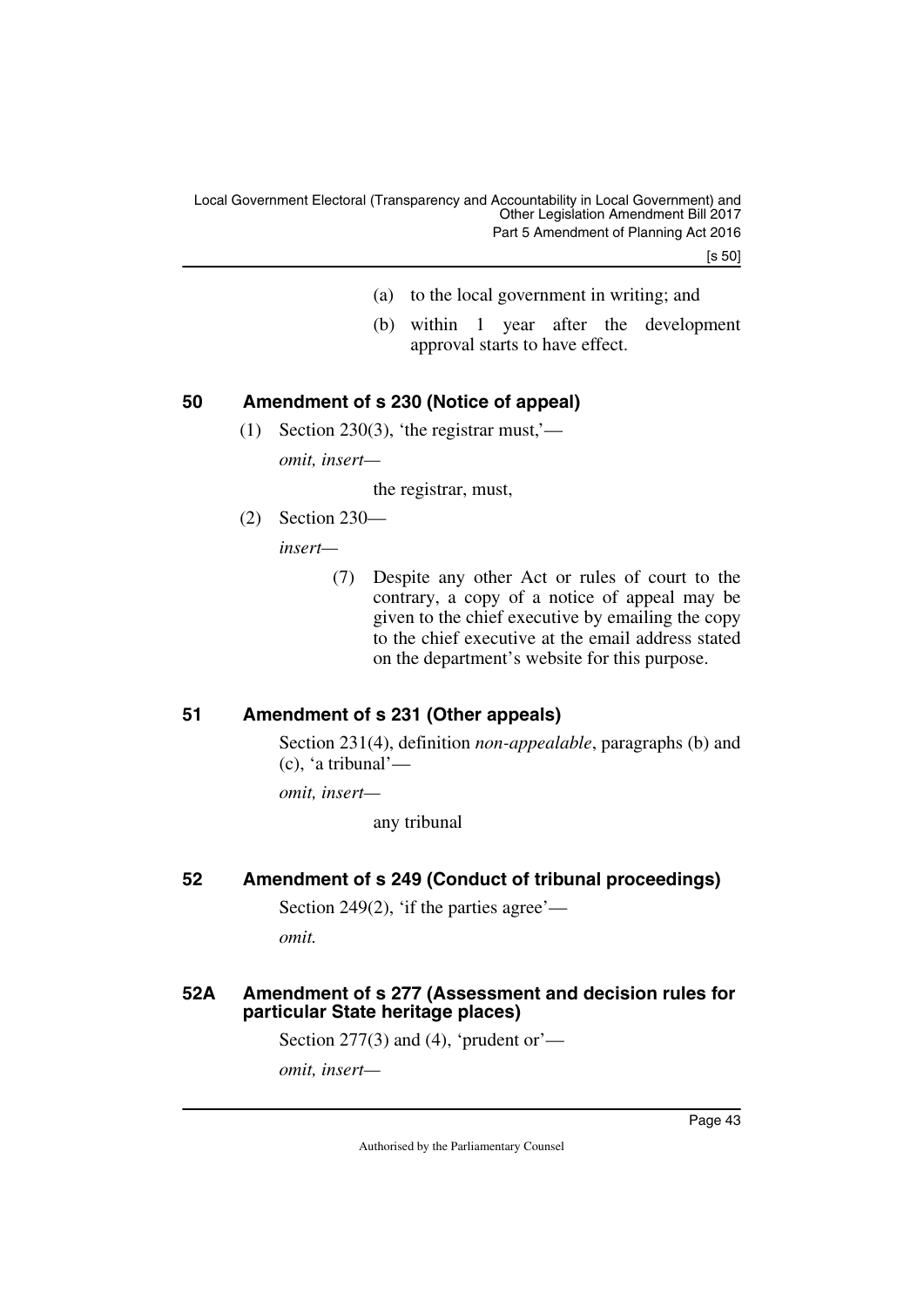(a) to the local government in writing; and

(b) within 1 year after the development approval starts to have effect.

## 50 Amendment of s 230 (Notice of appeal)

(1) Section 230(3), 'the registrar must,'—

*omit, insert*—

the registrar, must,

(2) Section 230—

*insert*—

(7) Despite any other Act or rules of court to the contrary, a copy of a notice of appeal may be given to the chief executive by emailing the copy to the chief executive at the email address stated on the department's website for this purpose.

## 51 Amendment of s 231 (Other appeals)

Section 231(4), definition *non-appealable*, paragraphs (b) and (c), 'a tribunal'—

*omit, insert*—

any tribunal

## 52 Amendment of s 249 (Conduct of tribunal proceedings)

Section 249(2), 'if the parties agree'—

*omit.*

## 52A Amendment of s 277 (Assessment and decision rules for particular State heritage places)

Section 277(3) and (4), 'prudent or'—

*omit, insert*—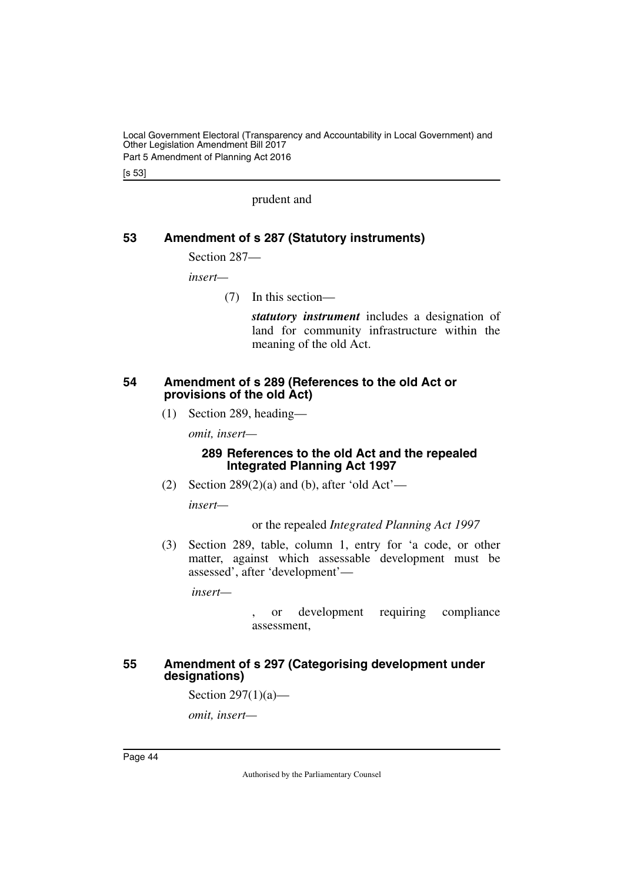prudent and

## 53 Amendment of s 287 (Statutory instruments)

Section 287—

*insert*—

(7) In this section—

***statutory instrument*** includes a designation of land for community infrastructure within the meaning of the old Act.

## 54 Amendment of s 289 (References to the old Act or provisions of the old Act)

(1) Section 289, heading—

*omit, insert*—

### 289 References to the old Act and the repealed Integrated Planning Act 1997

(2) Section 289(2)(a) and (b), after 'old Act'—

*insert*—

or the repealed *Integrated Planning Act 1997*

(3) Section 289, table, column 1, entry for 'a code, or other matter, against which assessable development must be assessed', after 'development'—

*insert*—

, or development requiring compliance assessment,

## 55 Amendment of s 297 (Categorising development under designations)

Section 297(1)(a)—

*omit, insert*—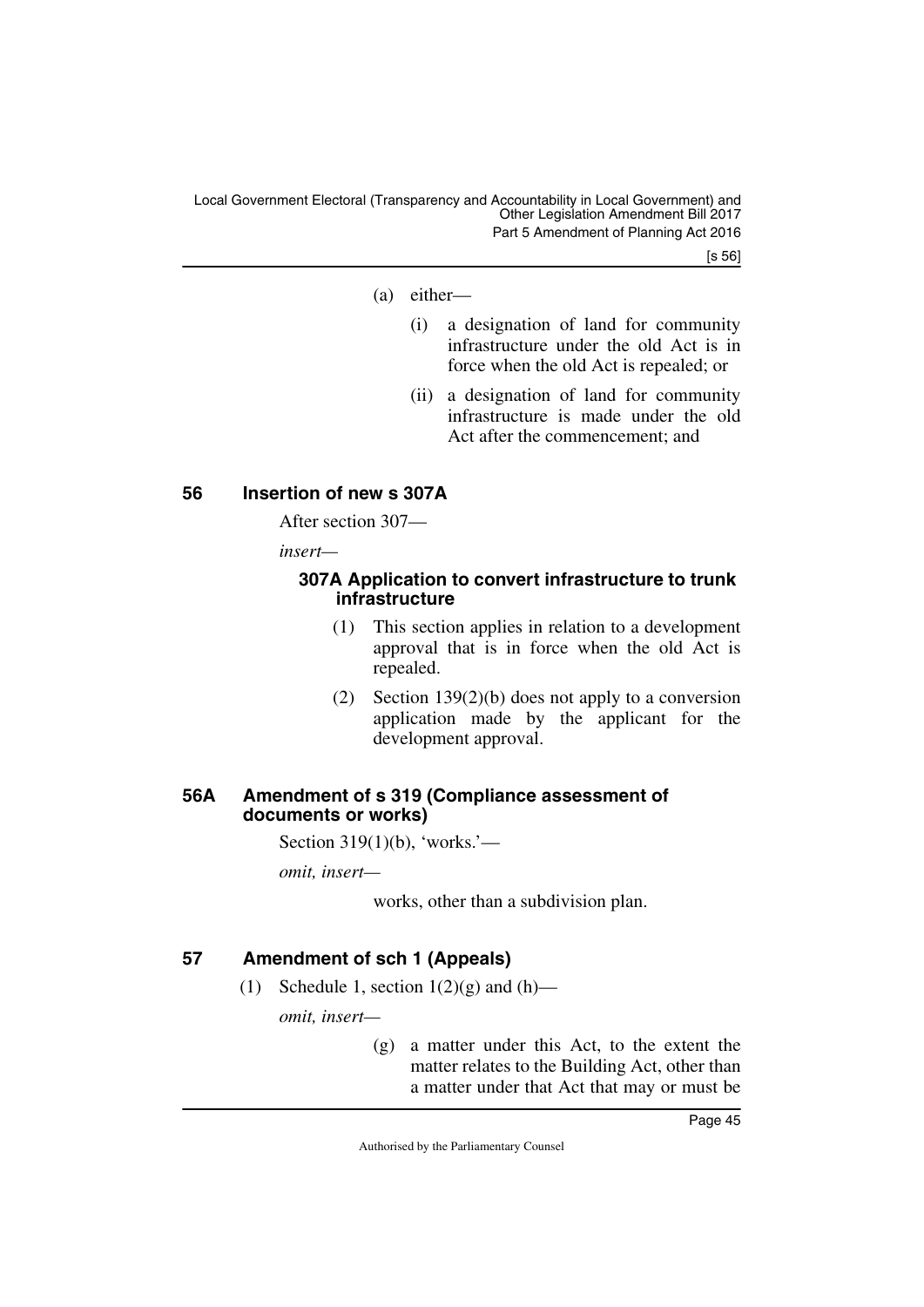(a) either—

(i) a designation of land for community infrastructure under the old Act is in force when the old Act is repealed; or

(ii) a designation of land for community infrastructure is made under the old Act after the commencement; and

## 56 Insertion of new s 307A

After section 307—

*insert—*

### 307A Application to convert infrastructure to trunk infrastructure

(1) This section applies in relation to a development approval that is in force when the old Act is repealed.

(2) Section 139(2)(b) does not apply to a conversion application made by the applicant for the development approval.

## 56A Amendment of s 319 (Compliance assessment of documents or works)

Section 319(1)(b), 'works.'—

*omit, insert—*

works, other than a subdivision plan.

## 57 Amendment of sch 1 (Appeals)

(1) Schedule 1, section 1(2)(g) and (h)—

*omit, insert—*

(g) a matter under this Act, to the extent the matter relates to the Building Act, other than a matter under that Act that may or must be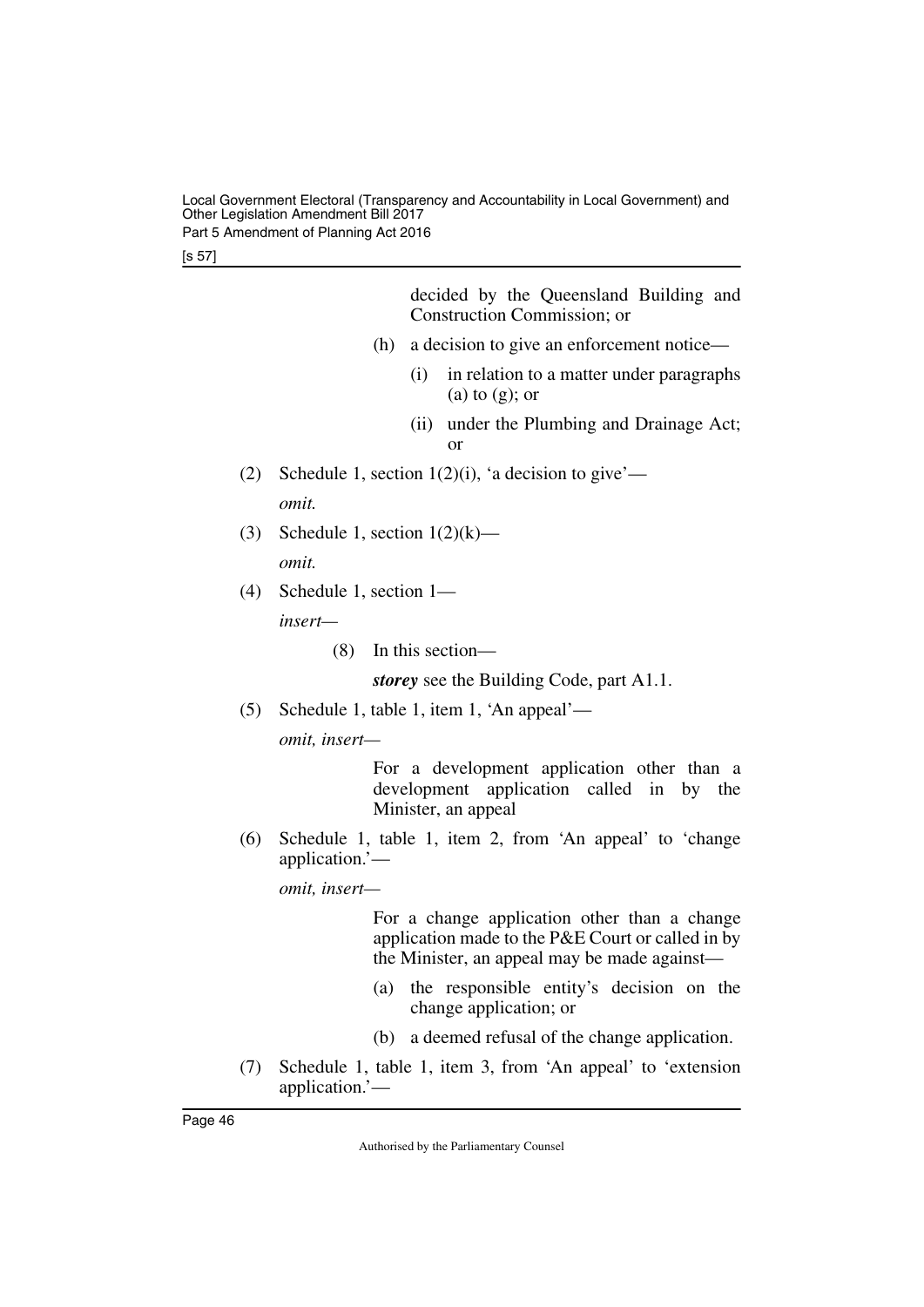decided by the Queensland Building and Construction Commission; or

(h) a decision to give an enforcement notice—

(i) in relation to a matter under paragraphs (a) to (g); or

(ii) under the Plumbing and Drainage Act; or

(2) Schedule 1, section 1(2)(i), 'a decision to give'—

*omit.*

(3) Schedule 1, section 1(2)(k)—

*omit.*

(4) Schedule 1, section 1—

*insert*—

(8) In this section—

***storey*** see the Building Code, part A1.1.

(5) Schedule 1, table 1, item 1, 'An appeal'—

*omit, insert*—

For a development application other than a development application called in by the Minister, an appeal

(6) Schedule 1, table 1, item 2, from 'An appeal' to 'change application.'—

*omit, insert*—

For a change application other than a change application made to the P&E Court or called in by the Minister, an appeal may be made against—

(a) the responsible entity's decision on the change application; or

(b) a deemed refusal of the change application.

(7) Schedule 1, table 1, item 3, from 'An appeal' to 'extension application.'—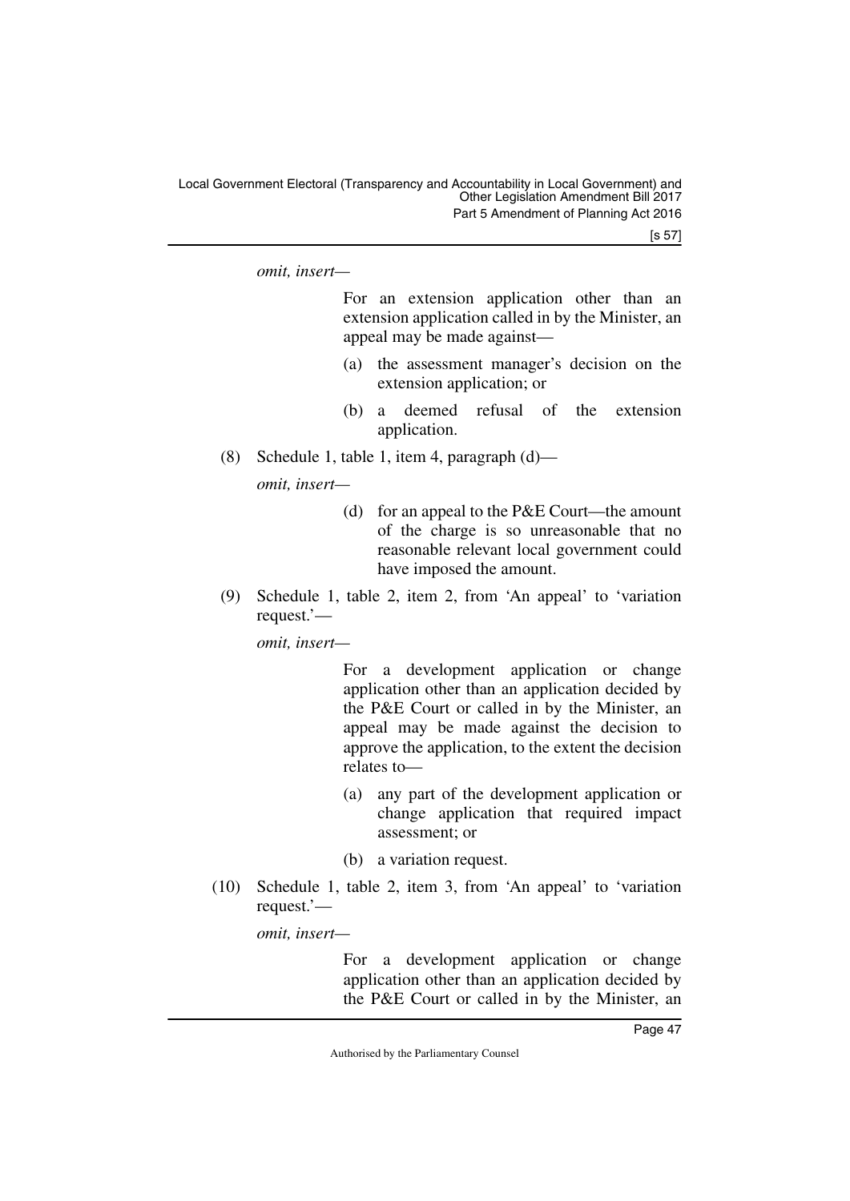*omit, insert—*

For an extension application other than an extension application called in by the Minister, an appeal may be made against—

(a) the assessment manager's decision on the extension application; or

(b) a deemed refusal of the extension application.

(8) Schedule 1, table 1, item 4, paragraph (d)—

*omit, insert—*

(d) for an appeal to the P&E Court—the amount of the charge is so unreasonable that no reasonable relevant local government could have imposed the amount.

(9) Schedule 1, table 2, item 2, from 'An appeal' to 'variation request.'—

*omit, insert—*

For a development application or change application other than an application decided by the P&E Court or called in by the Minister, an appeal may be made against the decision to approve the application, to the extent the decision relates to—

(a) any part of the development application or change application that required impact assessment; or

(b) a variation request.

(10) Schedule 1, table 2, item 3, from 'An appeal' to 'variation request.'—

*omit, insert—*

For a development application or change application other than an application decided by the P&E Court or called in by the Minister, an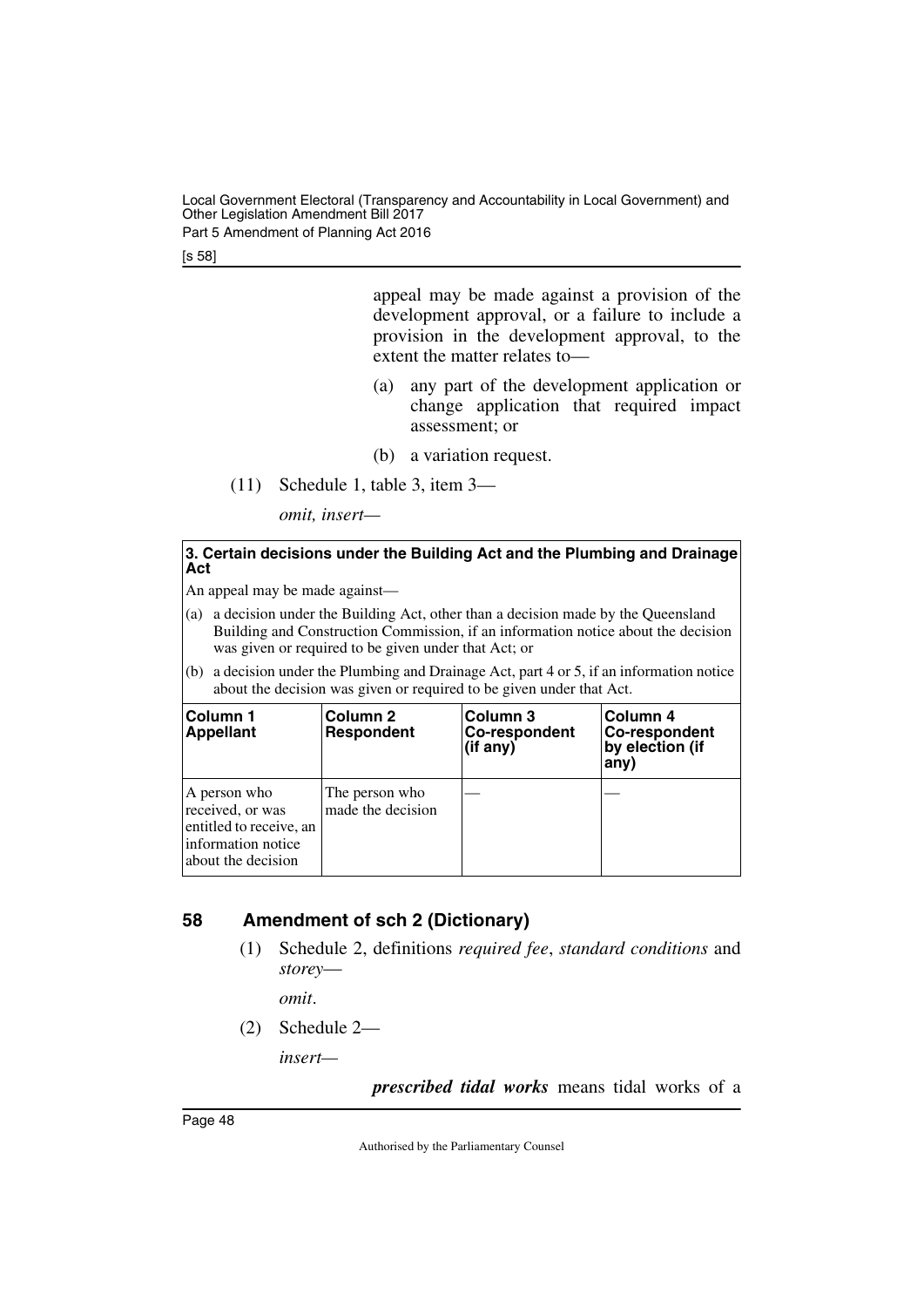appeal may be made against a provision of the development approval, or a failure to include a provision in the development approval, to the extent the matter relates to—

(a) any part of the development application or change application that required impact assessment; or

(b) a variation request.

(11) Schedule 1, table 3, item 3—

*omit, insert*—

**3. Certain decisions under the Building Act and the Plumbing and Drainage Act**

An appeal may be made against—

(a) a decision under the Building Act, other than a decision made by the Queensland Building and Construction Commission, if an information notice about the decision was given or required to be given under that Act; or

(b) a decision under the Plumbing and Drainage Act, part 4 or 5, if an information notice about the decision was given or required to be given under that Act.

| Column 1 Appellant | Column 2 Respondent | Column 3 Co-respondent (if any) | Column 4 Co-respondent by election (if any) |
|---|---|---|---|
| A person who received, or was entitled to receive, an information notice about the decision | The person who made the decision | — | — |

## 58 Amendment of sch 2 (Dictionary)

(1) Schedule 2, definitions *required fee*, *standard conditions* and *storey*—

*omit*.

(2) Schedule 2—

*insert*—

***prescribed tidal works*** means tidal works of a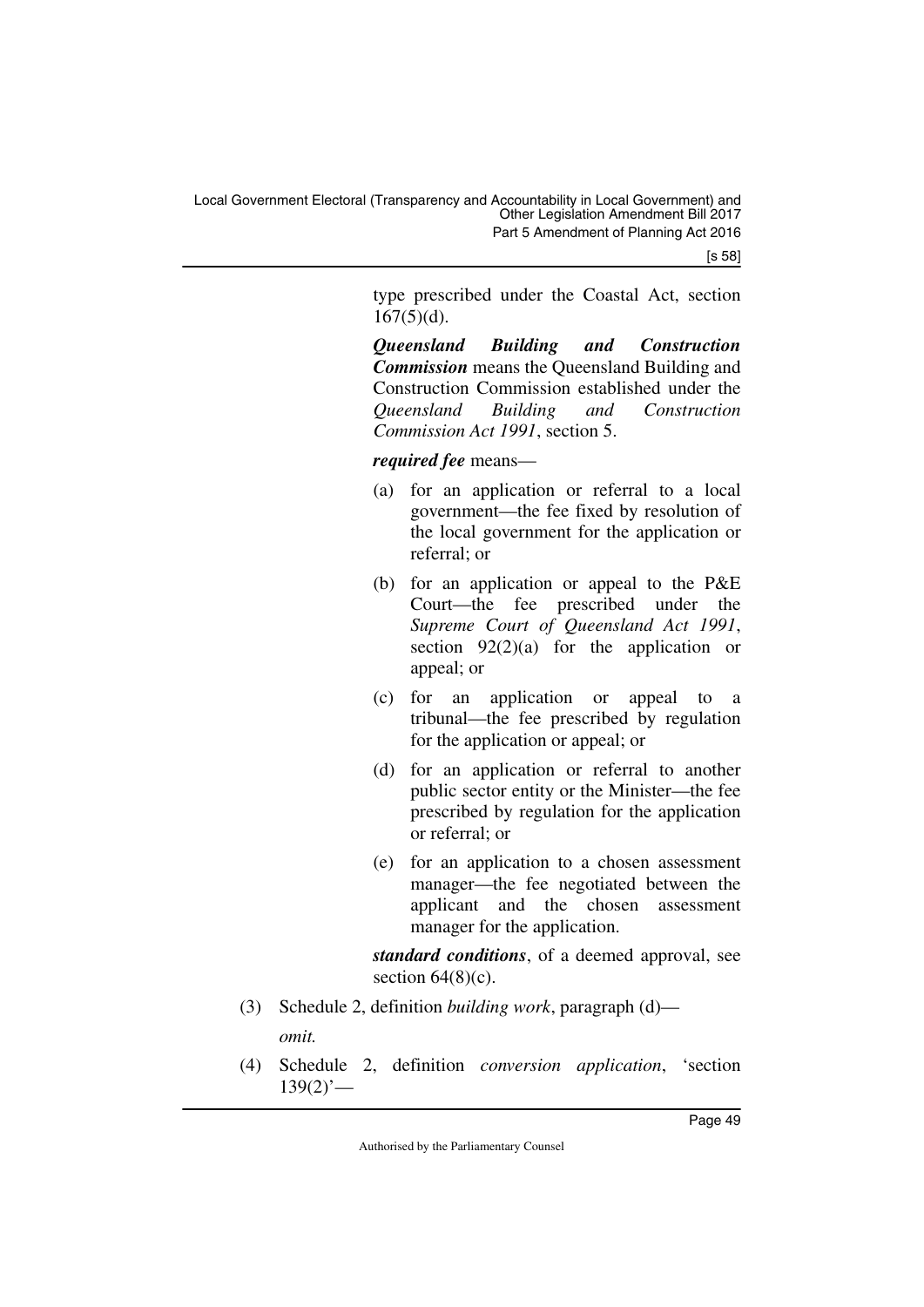type prescribed under the Coastal Act, section 167(5)(d).

***Queensland Building and Construction Commission*** means the Queensland Building and Construction Commission established under the *Queensland Building and Construction Commission Act 1991*, section 5.

***required fee*** means—

(a) for an application or referral to a local government—the fee fixed by resolution of the local government for the application or referral; or

(b) for an application or appeal to the P&E Court—the fee prescribed under the *Supreme Court of Queensland Act 1991*, section 92(2)(a) for the application or appeal; or

(c) for an application or appeal to a tribunal—the fee prescribed by regulation for the application or appeal; or

(d) for an application or referral to another public sector entity or the Minister—the fee prescribed by regulation for the application or referral; or

(e) for an application to a chosen assessment manager—the fee negotiated between the applicant and the chosen assessment manager for the application.

***standard conditions***, of a deemed approval, see section 64(8)(c).

(3) Schedule 2, definition *building work*, paragraph (d)—

*omit.*

(4) Schedule 2, definition *conversion application*, 'section 139(2)'—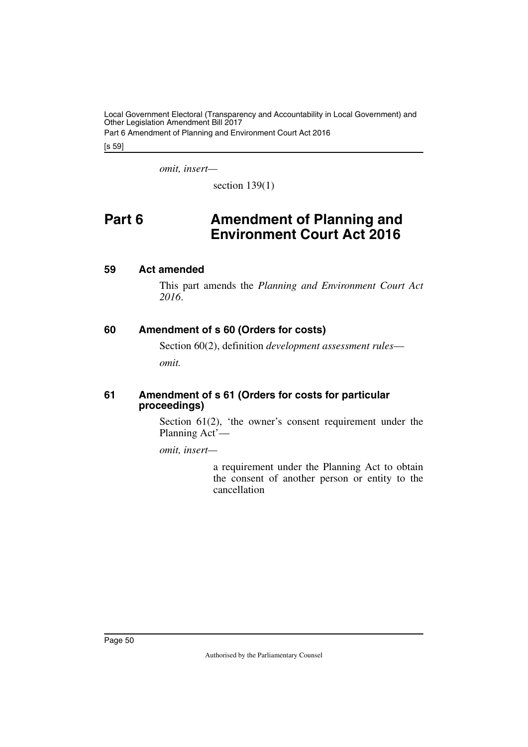*omit, insert—*

section 139(1)

# Part 6 Amendment of Planning and Environment Court Act 2016

## 59 Act amended

This part amends the *Planning and Environment Court Act 2016*.

## 60 Amendment of s 60 (Orders for costs)

Section 60(2), definition *development assessment rules*—

*omit.*

## 61 Amendment of s 61 (Orders for costs for particular proceedings)

Section 61(2), 'the owner's consent requirement under the Planning Act'—

*omit, insert—*

a requirement under the Planning Act to obtain the consent of another person or entity to the cancellation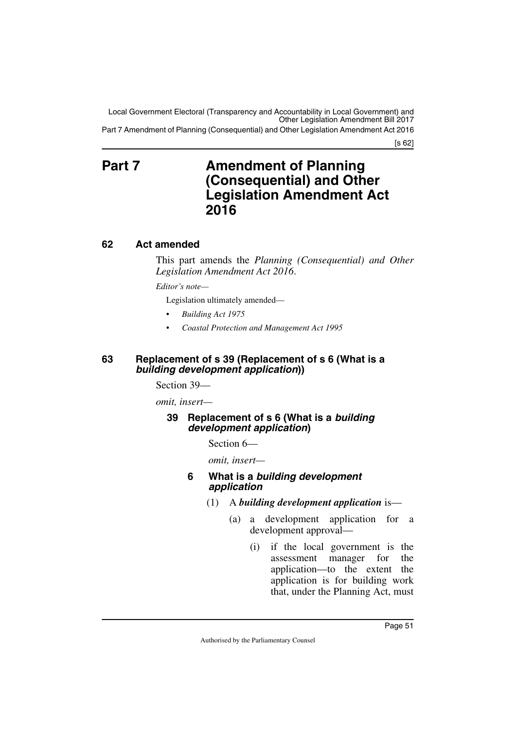# Part 7 Amendment of Planning (Consequential) and Other Legislation Amendment Act 2016

## 62 Act amended

This part amends the *Planning (Consequential) and Other Legislation Amendment Act 2016*.

*Editor's note—*

Legislation ultimately amended—

- *Building Act 1975*
- *Coastal Protection and Management Act 1995*

## 63 Replacement of s 39 (Replacement of s 6 (What is a *building development application*))

Section 39—

*omit, insert—*

### 39 Replacement of s 6 (What is a *building development application*)

Section 6—

*omit, insert—*

#### 6 What is a *building development application*

(1) A ***building development application*** is—

(a) a development application for a development approval—

(i) if the local government is the assessment manager for the application—to the extent the application is for building work that, under the Planning Act, must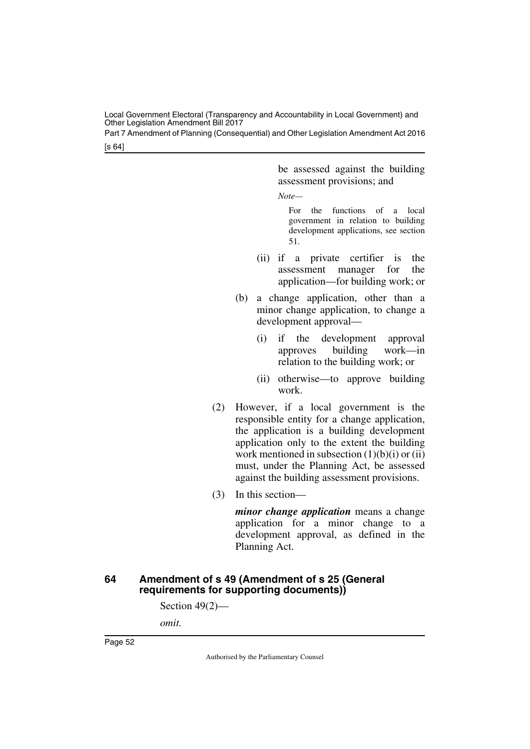be assessed against the building assessment provisions; and

*Note—*

For the functions of a local government in relation to building development applications, see section 51.

(ii) if a private certifier is the assessment manager for the application—for building work; or

(b) a change application, other than a minor change application, to change a development approval—

(i) if the development approval approves building work—in relation to the building work; or

(ii) otherwise—to approve building work.

(2) However, if a local government is the responsible entity for a change application, the application is a building development application only to the extent the building work mentioned in subsection (1)(b)(i) or (ii) must, under the Planning Act, be assessed against the building assessment provisions.

(3) In this section—

***minor change application*** means a change application for a minor change to a development approval, as defined in the Planning Act.

### 64 Amendment of s 49 (Amendment of s 25 (General requirements for supporting documents))

Section 49(2)—

*omit.*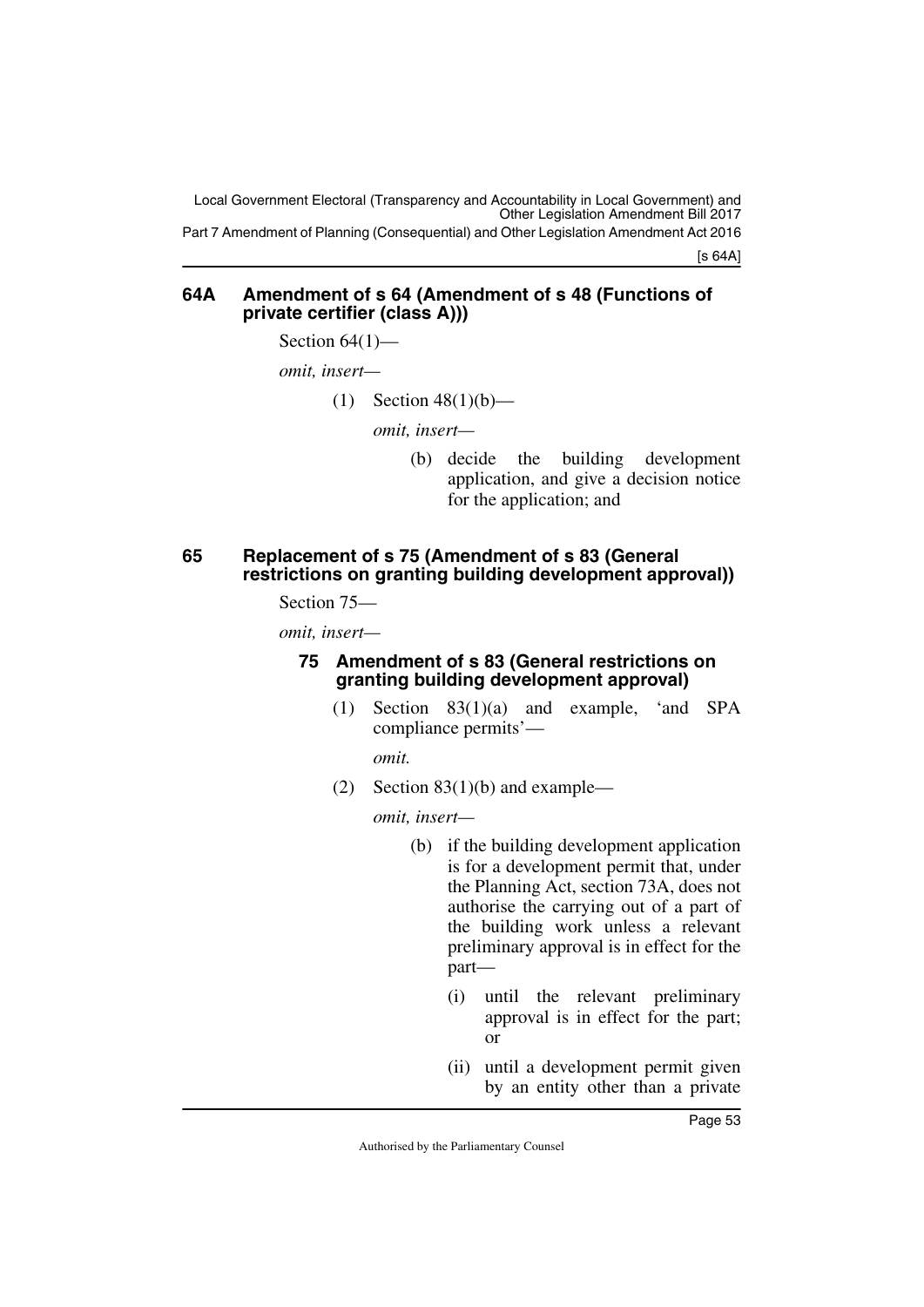## 64A Amendment of s 64 (Amendment of s 48 (Functions of private certifier (class A)))

Section 64(1)—

*omit, insert—*

(1) Section 48(1)(b)—

*omit, insert—*

(b) decide the building development application, and give a decision notice for the application; and

## 65 Replacement of s 75 (Amendment of s 83 (General restrictions on granting building development approval))

Section 75—

*omit, insert—*

### 75 Amendment of s 83 (General restrictions on granting building development approval)

(1) Section 83(1)(a) and example, 'and SPA compliance permits'—

*omit.*

(2) Section 83(1)(b) and example—

*omit, insert—*

(b) if the building development application is for a development permit that, under the Planning Act, section 73A, does not authorise the carrying out of a part of the building work unless a relevant preliminary approval is in effect for the part—

(i) until the relevant preliminary approval is in effect for the part; or

(ii) until a development permit given by an entity other than a private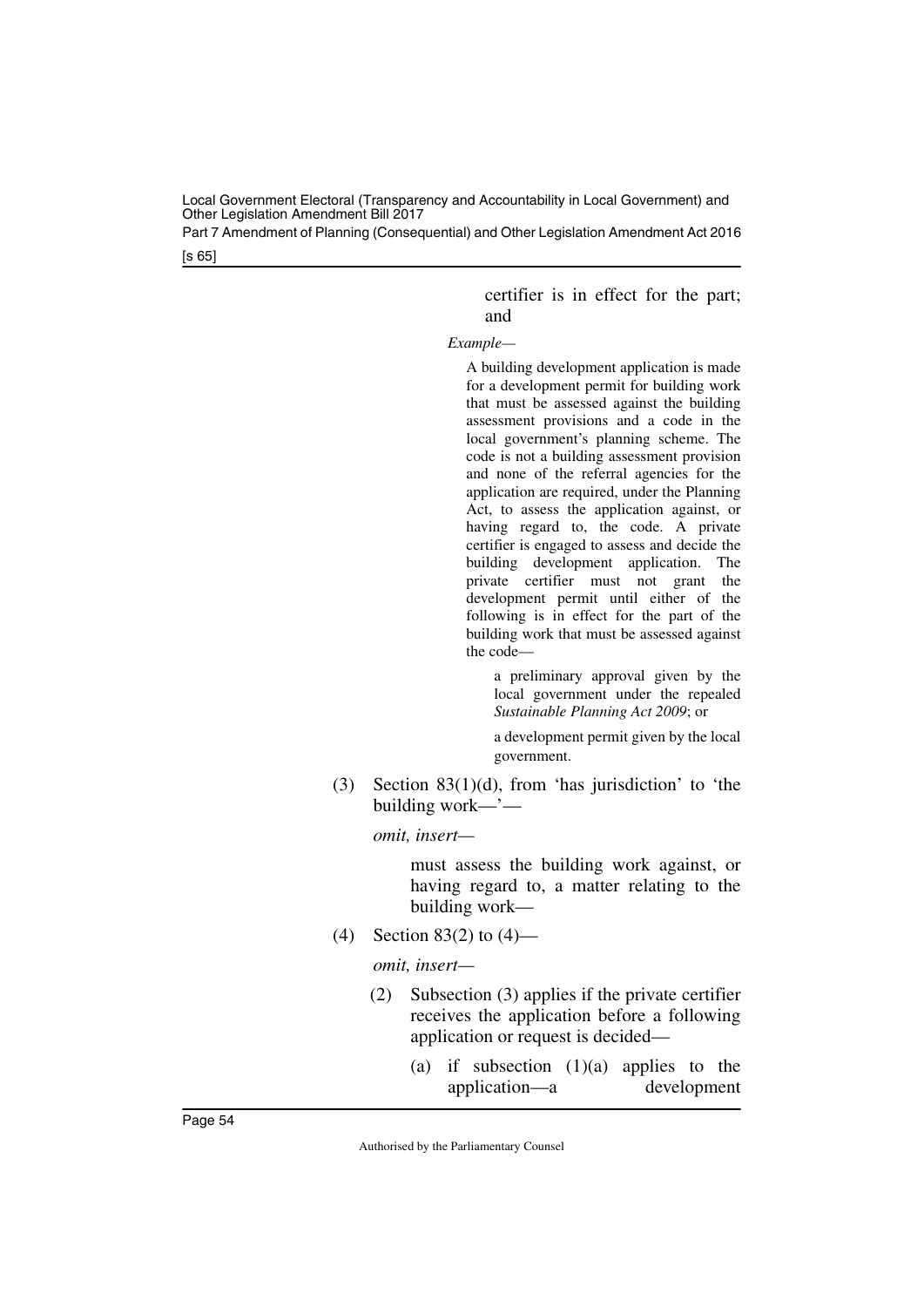certifier is in effect for the part; and

*Example—*

A building development application is made for a development permit for building work that must be assessed against the building assessment provisions and a code in the local government's planning scheme. The code is not a building assessment provision and none of the referral agencies for the application are required, under the Planning Act, to assess the application against, or having regard to, the code. A private certifier is engaged to assess and decide the building development application. The private certifier must not grant the development permit until either of the following is in effect for the part of the building work that must be assessed against the code—

a preliminary approval given by the local government under the repealed *Sustainable Planning Act 2009*; or

a development permit given by the local government.

(3) Section 83(1)(d), from 'has jurisdiction' to 'the building work—'—

*omit, insert—*

must assess the building work against, or having regard to, a matter relating to the building work—

(4) Section 83(2) to (4)—

*omit, insert—*

(2) Subsection (3) applies if the private certifier receives the application before a following application or request is decided—

(a) if subsection (1)(a) applies to the application—a development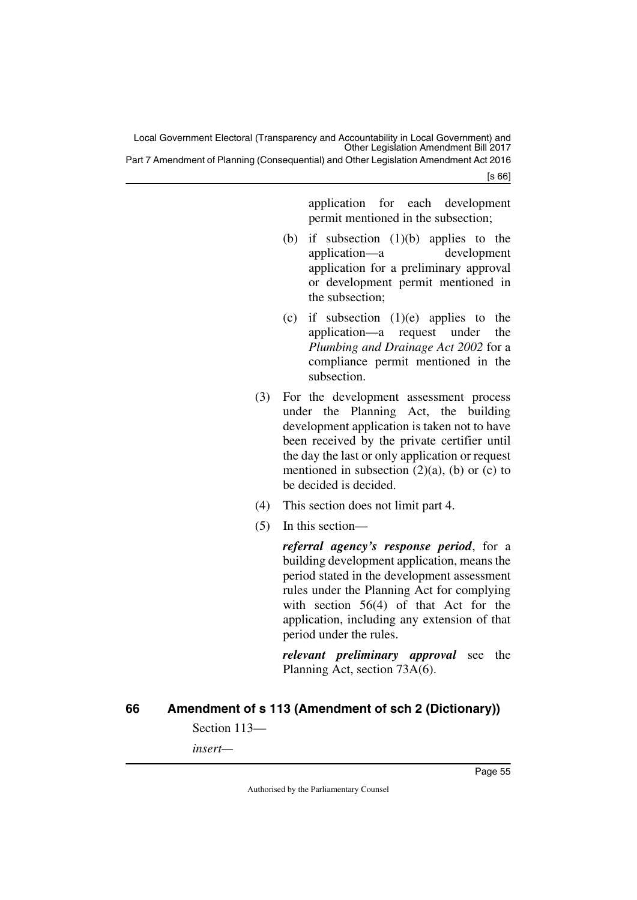application for each development permit mentioned in the subsection;

(b) if subsection (1)(b) applies to the application—a development application for a preliminary approval or development permit mentioned in the subsection;

(c) if subsection (1)(e) applies to the application—a request under the *Plumbing and Drainage Act 2002* for a compliance permit mentioned in the subsection.

(3) For the development assessment process under the Planning Act, the building development application is taken not to have been received by the private certifier until the day the last or only application or request mentioned in subsection (2)(a), (b) or (c) to be decided is decided.

(4) This section does not limit part 4.

(5) In this section—

***referral agency's response period***, for a building development application, means the period stated in the development assessment rules under the Planning Act for complying with section 56(4) of that Act for the application, including any extension of that period under the rules.

***relevant preliminary approval*** see the Planning Act, section 73A(6).

## 66 Amendment of s 113 (Amendment of sch 2 (Dictionary))

Section 113—

*insert—*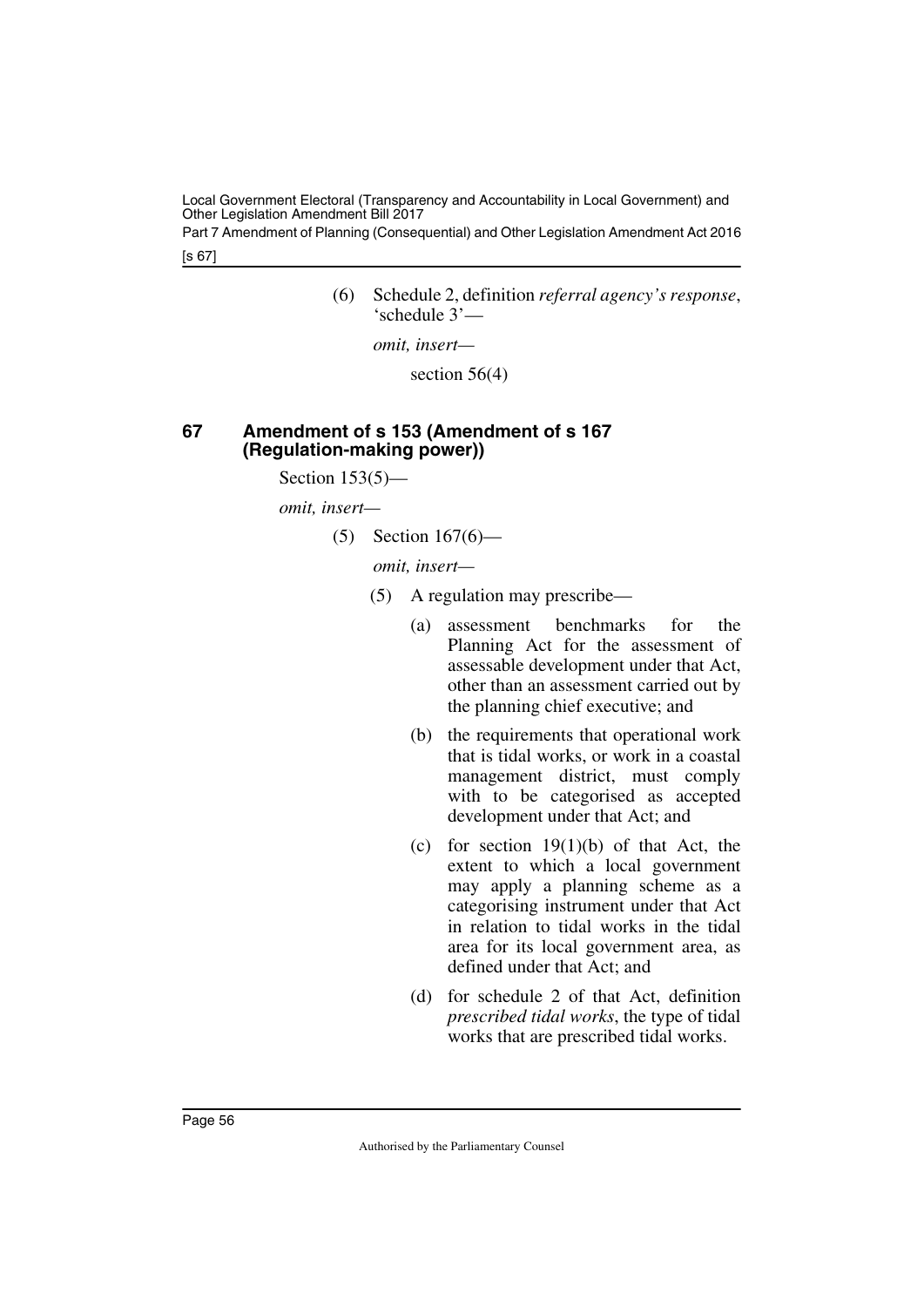(6) Schedule 2, definition *referral agency's response*, 'schedule 3'—

*omit, insert—*

section 56(4)

## 67 Amendment of s 153 (Amendment of s 167 (Regulation-making power))

Section 153(5)—

*omit, insert—*

(5) Section 167(6)—

*omit, insert—*

(5) A regulation may prescribe—

(a) assessment benchmarks for the Planning Act for the assessment of assessable development under that Act, other than an assessment carried out by the planning chief executive; and

(b) the requirements that operational work that is tidal works, or work in a coastal management district, must comply with to be categorised as accepted development under that Act; and

(c) for section 19(1)(b) of that Act, the extent to which a local government may apply a planning scheme as a categorising instrument under that Act in relation to tidal works in the tidal area for its local government area, as defined under that Act; and

(d) for schedule 2 of that Act, definition *prescribed tidal works*, the type of tidal works that are prescribed tidal works.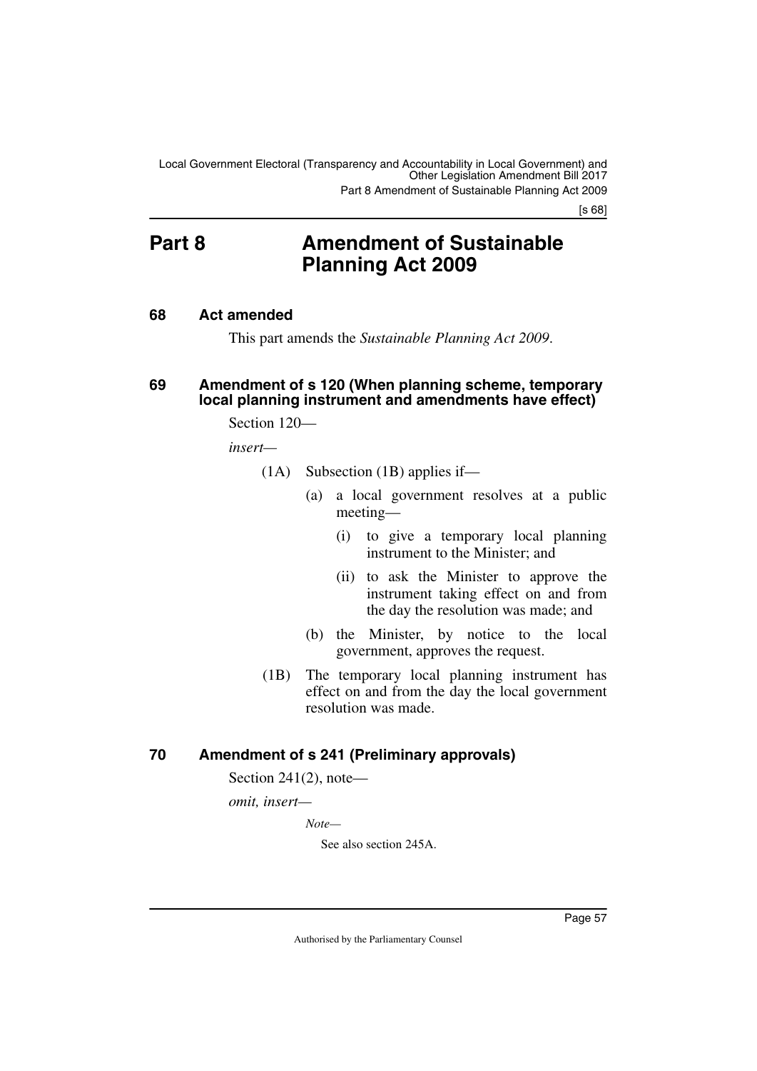# Part 8 Amendment of Sustainable Planning Act 2009

## 68 Act amended

This part amends the *Sustainable Planning Act 2009*.

## 69 Amendment of s 120 (When planning scheme, temporary local planning instrument and amendments have effect)

Section 120—

*insert*—

(1A) Subsection (1B) applies if—

(a) a local government resolves at a public meeting—

(i) to give a temporary local planning instrument to the Minister; and

(ii) to ask the Minister to approve the instrument taking effect on and from the day the resolution was made; and

(b) the Minister, by notice to the local government, approves the request.

(1B) The temporary local planning instrument has effect on and from the day the local government resolution was made.

## 70 Amendment of s 241 (Preliminary approvals)

Section 241(2), note—

*omit, insert*—

*Note—*

See also section 245A.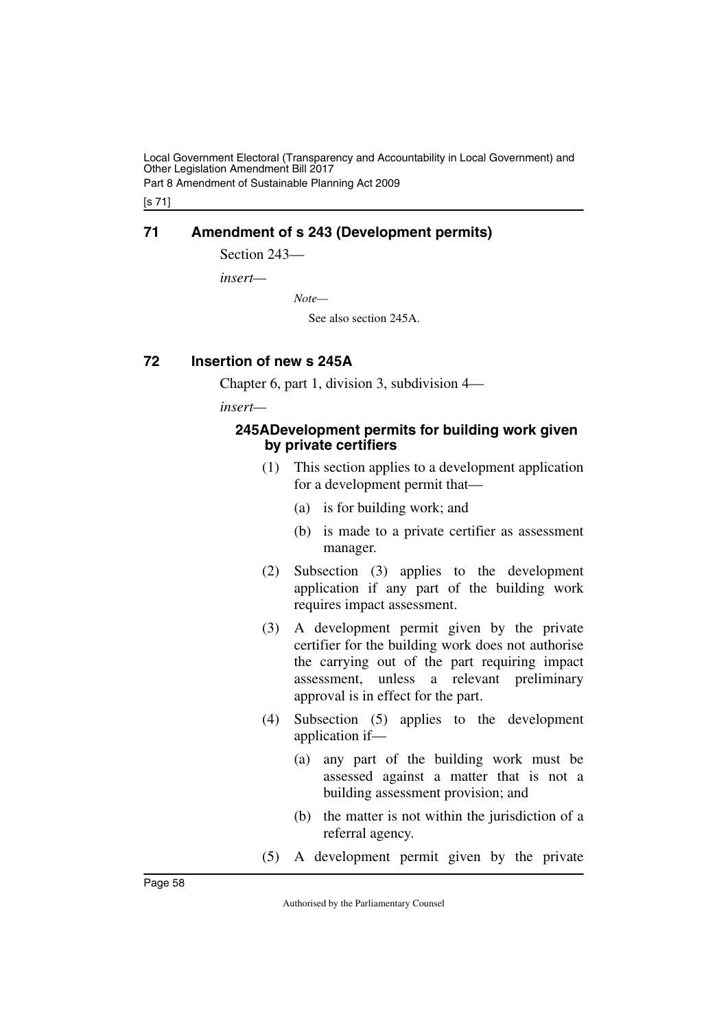## 71 Amendment of s 243 (Development permits)

Section 243—

*insert*—

*Note*—

See also section 245A.

## 72 Insertion of new s 245A

Chapter 6, part 1, division 3, subdivision 4—

*insert*—

### 245A Development permits for building work given by private certifiers

(1) This section applies to a development application for a development permit that—

(a) is for building work; and

(b) is made to a private certifier as assessment manager.

(2) Subsection (3) applies to the development application if any part of the building work requires impact assessment.

(3) A development permit given by the private certifier for the building work does not authorise the carrying out of the part requiring impact assessment, unless a relevant preliminary approval is in effect for the part.

(4) Subsection (5) applies to the development application if—

(a) any part of the building work must be assessed against a matter that is not a building assessment provision; and

(b) the matter is not within the jurisdiction of a referral agency.

(5) A development permit given by the private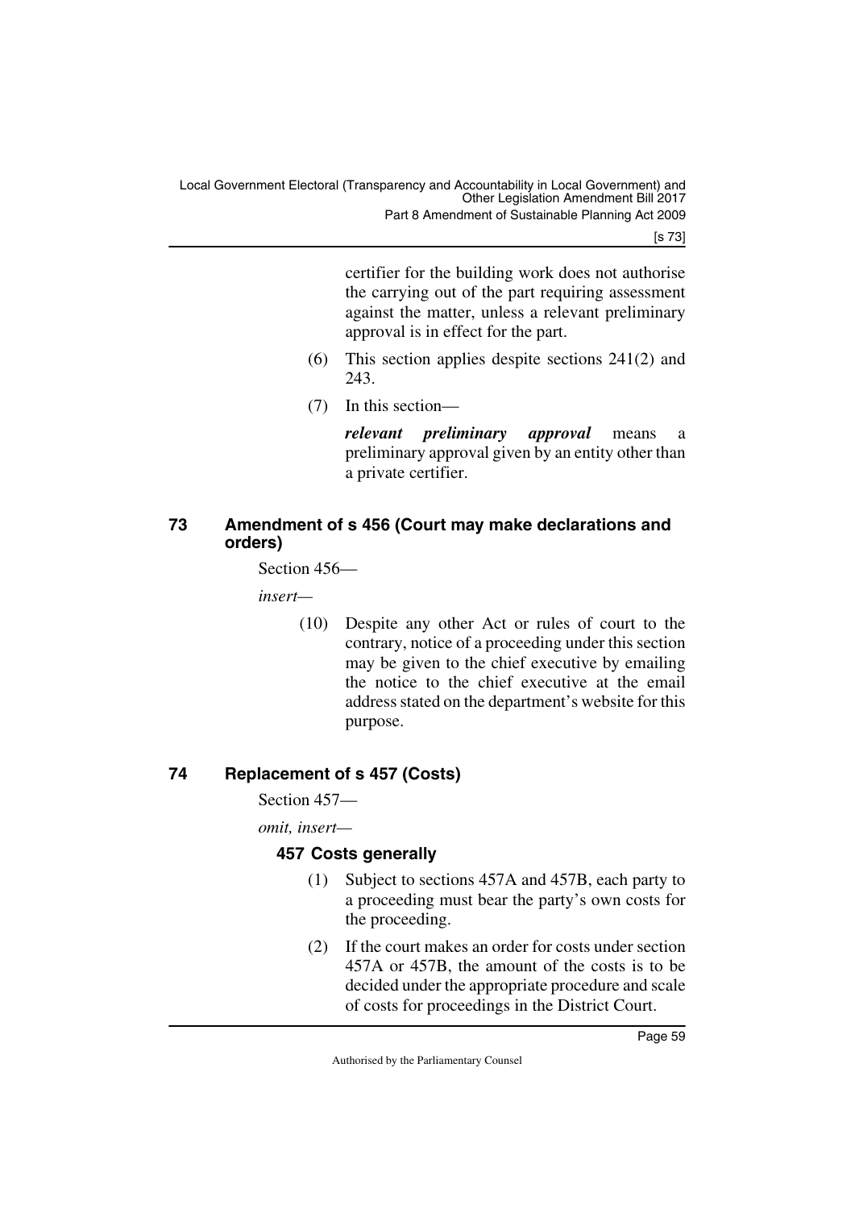certifier for the building work does not authorise the carrying out of the part requiring assessment against the matter, unless a relevant preliminary approval is in effect for the part.

(6) This section applies despite sections 241(2) and 243.

(7) In this section—

***relevant preliminary approval*** means a preliminary approval given by an entity other than a private certifier.

## 73 Amendment of s 456 (Court may make declarations and orders)

Section 456—

*insert*—

(10) Despite any other Act or rules of court to the contrary, notice of a proceeding under this section may be given to the chief executive by emailing the notice to the chief executive at the email address stated on the department's website for this purpose.

## 74 Replacement of s 457 (Costs)

Section 457—

*omit, insert*—

### 457 Costs generally

(1) Subject to sections 457A and 457B, each party to a proceeding must bear the party's own costs for the proceeding.

(2) If the court makes an order for costs under section 457A or 457B, the amount of the costs is to be decided under the appropriate procedure and scale of costs for proceedings in the District Court.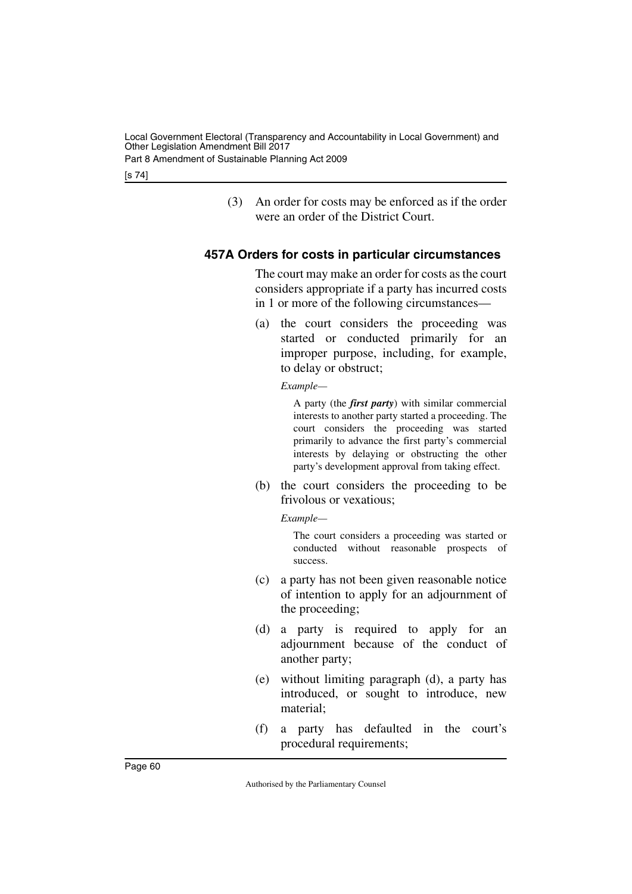(3) An order for costs may be enforced as if the order were an order of the District Court.

### 457A Orders for costs in particular circumstances

The court may make an order for costs as the court considers appropriate if a party has incurred costs in 1 or more of the following circumstances—

(a) the court considers the proceeding was started or conducted primarily for an improper purpose, including, for example, to delay or obstruct;

*Example—*

A party (the ***first party***) with similar commercial interests to another party started a proceeding. The court considers the proceeding was started primarily to advance the first party's commercial interests by delaying or obstructing the other party's development approval from taking effect.

(b) the court considers the proceeding to be frivolous or vexatious;

*Example—*

The court considers a proceeding was started or conducted without reasonable prospects of success.

(c) a party has not been given reasonable notice of intention to apply for an adjournment of the proceeding;

(d) a party is required to apply for an adjournment because of the conduct of another party;

(e) without limiting paragraph (d), a party has introduced, or sought to introduce, new material;

(f) a party has defaulted in the court's procedural requirements;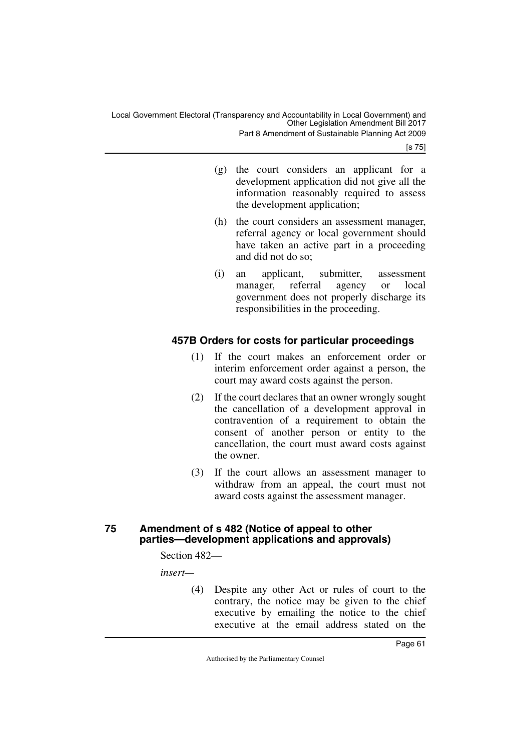(g) the court considers an applicant for a development application did not give all the information reasonably required to assess the development application;

(h) the court considers an assessment manager, referral agency or local government should have taken an active part in a proceeding and did not do so;

(i) an applicant, submitter, assessment manager, referral agency or local government does not properly discharge its responsibilities in the proceeding.

### 457B Orders for costs for particular proceedings

(1) If the court makes an enforcement order or interim enforcement order against a person, the court may award costs against the person.

(2) If the court declares that an owner wrongly sought the cancellation of a development approval in contravention of a requirement to obtain the consent of another person or entity to the cancellation, the court must award costs against the owner.

(3) If the court allows an assessment manager to withdraw from an appeal, the court must not award costs against the assessment manager.

## 75 Amendment of s 482 (Notice of appeal to other parties—development applications and approvals)

Section 482—

*insert*—

(4) Despite any other Act or rules of court to the contrary, the notice may be given to the chief executive by emailing the notice to the chief executive at the email address stated on the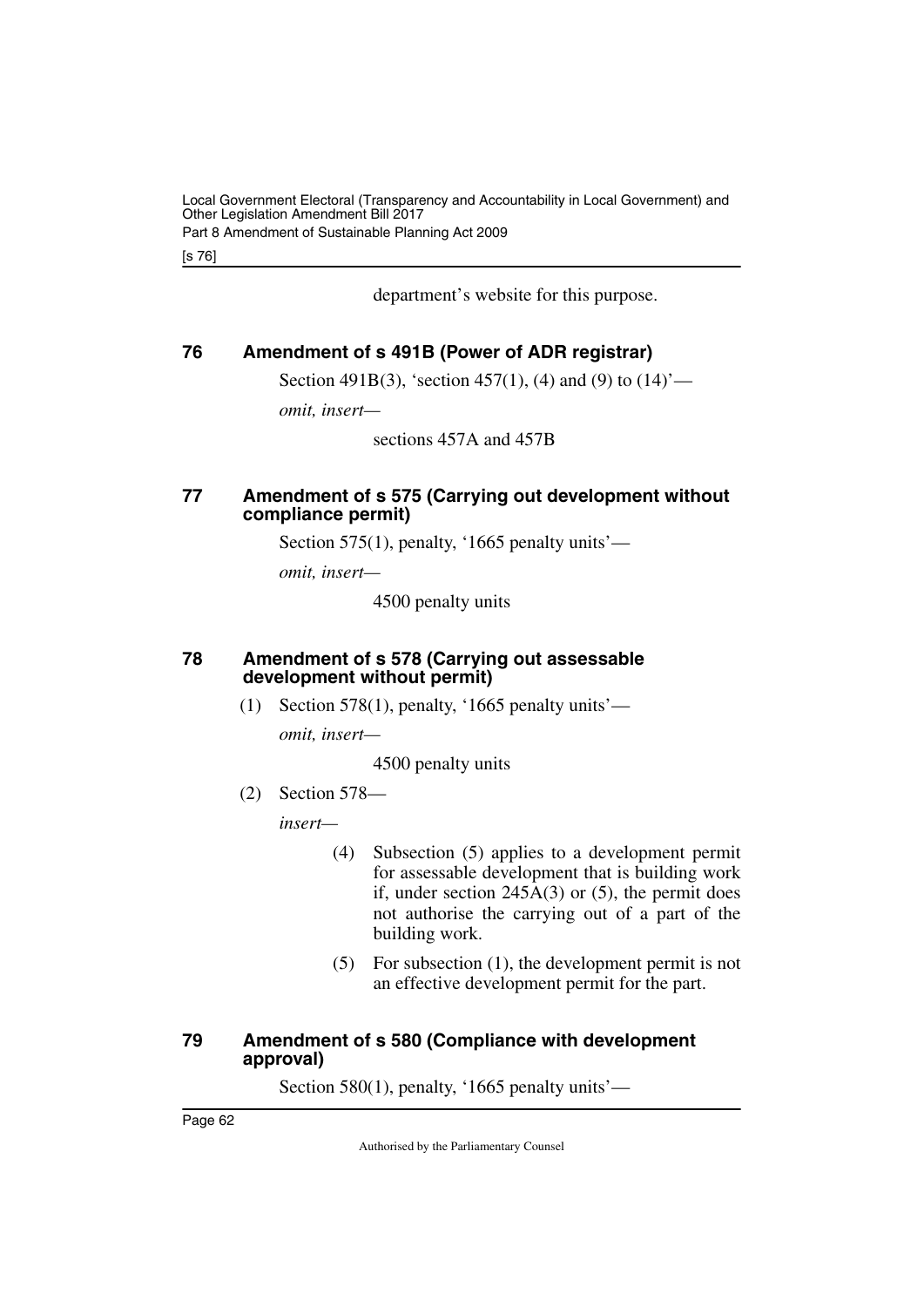department's website for this purpose.

### 76 Amendment of s 491B (Power of ADR registrar)

Section 491B(3), 'section 457(1), (4) and (9) to (14)'—

*omit, insert—*

sections 457A and 457B

### 77 Amendment of s 575 (Carrying out development without compliance permit)

Section 575(1), penalty, '1665 penalty units'—

*omit, insert—*

4500 penalty units

### 78 Amendment of s 578 (Carrying out assessable development without permit)

(1) Section 578(1), penalty, '1665 penalty units'—

*omit, insert—*

4500 penalty units

(2) Section 578—

*insert—*

(4) Subsection (5) applies to a development permit for assessable development that is building work if, under section 245A(3) or (5), the permit does not authorise the carrying out of a part of the building work.

(5) For subsection (1), the development permit is not an effective development permit for the part.

### 79 Amendment of s 580 (Compliance with development approval)

Section 580(1), penalty, '1665 penalty units'—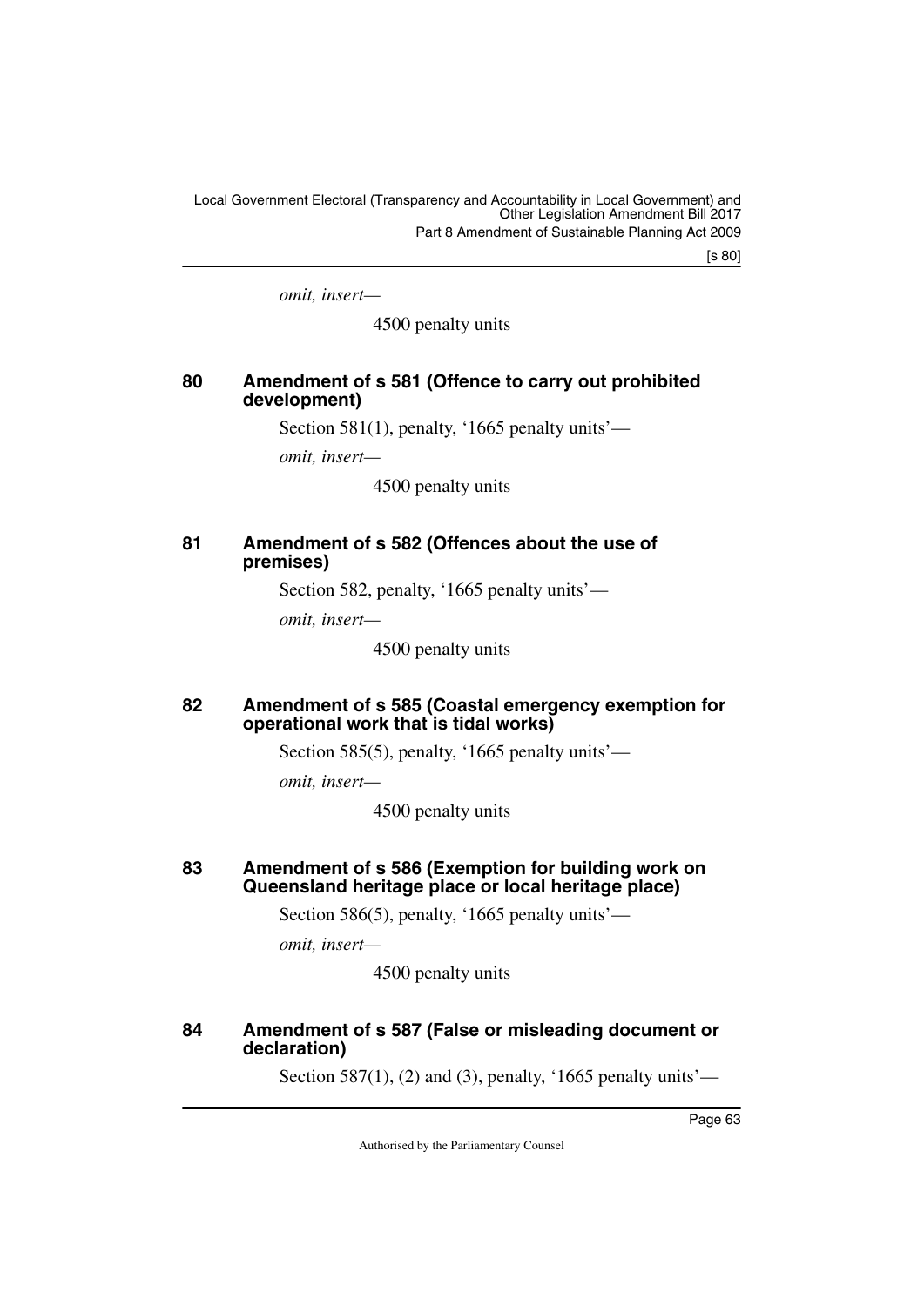*omit, insert—*

4500 penalty units

## 80 Amendment of s 581 (Offence to carry out prohibited development)

Section 581(1), penalty, '1665 penalty units'—

*omit, insert—*

4500 penalty units

## 81 Amendment of s 582 (Offences about the use of premises)

Section 582, penalty, '1665 penalty units'—

*omit, insert—*

4500 penalty units

## 82 Amendment of s 585 (Coastal emergency exemption for operational work that is tidal works)

Section 585(5), penalty, '1665 penalty units'—

*omit, insert—*

4500 penalty units

## 83 Amendment of s 586 (Exemption for building work on Queensland heritage place or local heritage place)

Section 586(5), penalty, '1665 penalty units'—

*omit, insert—*

4500 penalty units

## 84 Amendment of s 587 (False or misleading document or declaration)

Section 587(1), (2) and (3), penalty, '1665 penalty units'—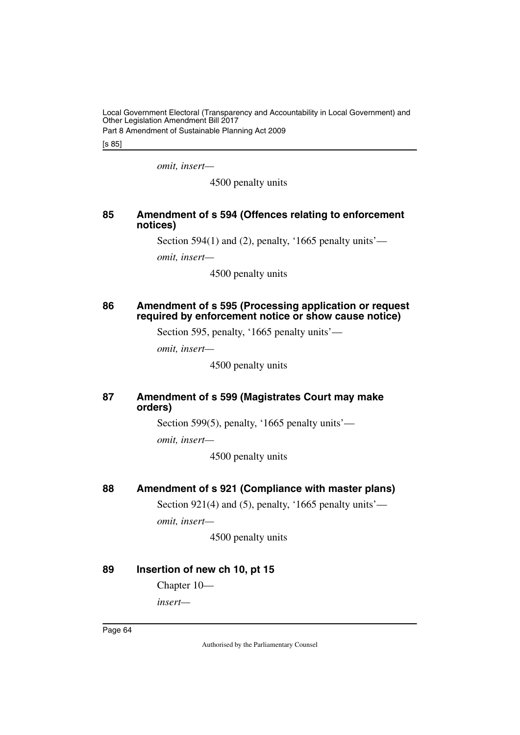*omit, insert—*

4500 penalty units

## 85 Amendment of s 594 (Offences relating to enforcement notices)

Section 594(1) and (2), penalty, '1665 penalty units'—

*omit, insert—*

4500 penalty units

## 86 Amendment of s 595 (Processing application or request required by enforcement notice or show cause notice)

Section 595, penalty, '1665 penalty units'—

*omit, insert—*

4500 penalty units

## 87 Amendment of s 599 (Magistrates Court may make orders)

Section 599(5), penalty, '1665 penalty units'—

*omit, insert—*

4500 penalty units

## 88 Amendment of s 921 (Compliance with master plans)

Section 921(4) and (5), penalty, '1665 penalty units'—

*omit, insert—*

4500 penalty units

## 89 Insertion of new ch 10, pt 15

Chapter 10—

*insert—*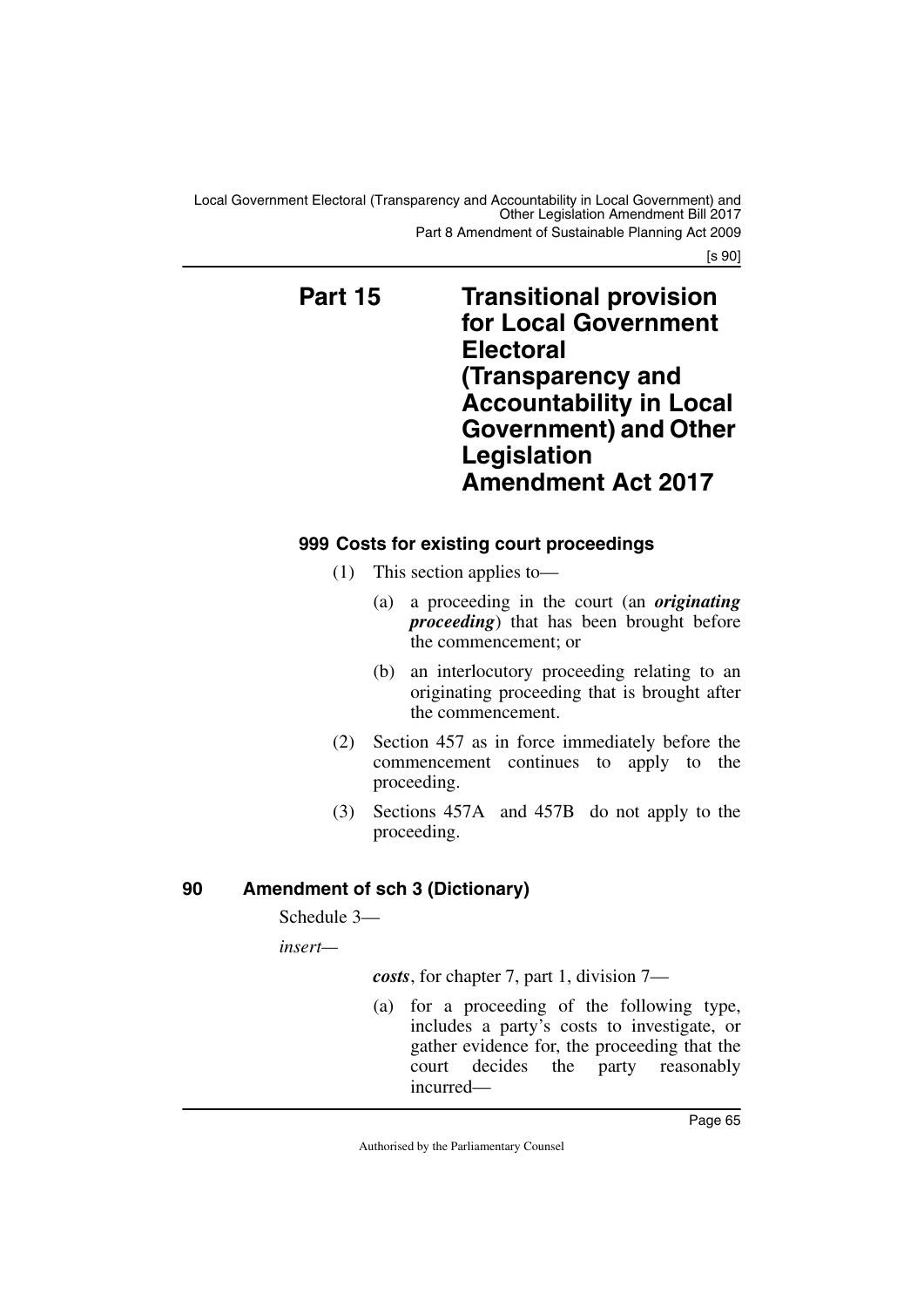## Part 15 Transitional provision for Local Government Electoral (Transparency and Accountability in Local Government) and Other Legislation Amendment Act 2017

### 999 Costs for existing court proceedings

(1) This section applies to—

(a) a proceeding in the court (an ***originating proceeding***) that has been brought before the commencement; or

(b) an interlocutory proceeding relating to an originating proceeding that is brought after the commencement.

(2) Section 457 as in force immediately before the commencement continues to apply to the proceeding.

(3) Sections 457A and 457B do not apply to the proceeding.

### 90 Amendment of sch 3 (Dictionary)

Schedule 3—

*insert*—

***costs***, for chapter 7, part 1, division 7—

(a) for a proceeding of the following type, includes a party's costs to investigate, or gather evidence for, the proceeding that the court decides the party reasonably incurred—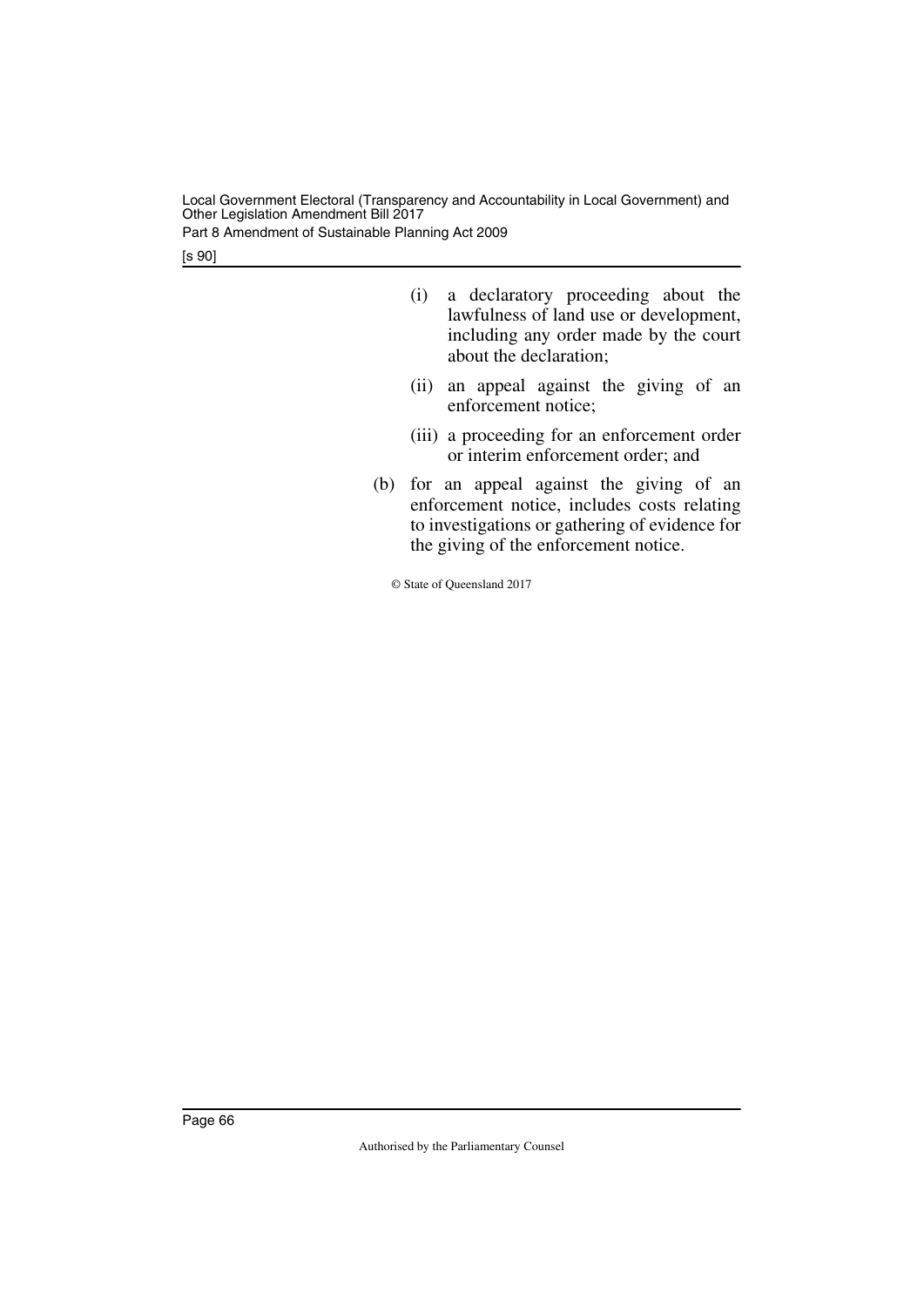(i) a declaratory proceeding about the lawfulness of land use or development, including any order made by the court about the declaration;

(ii) an appeal against the giving of an enforcement notice;

(iii) a proceeding for an enforcement order or interim enforcement order; and

(b) for an appeal against the giving of an enforcement notice, includes costs relating to investigations or gathering of evidence for the giving of the enforcement notice.

© State of Queensland 2017